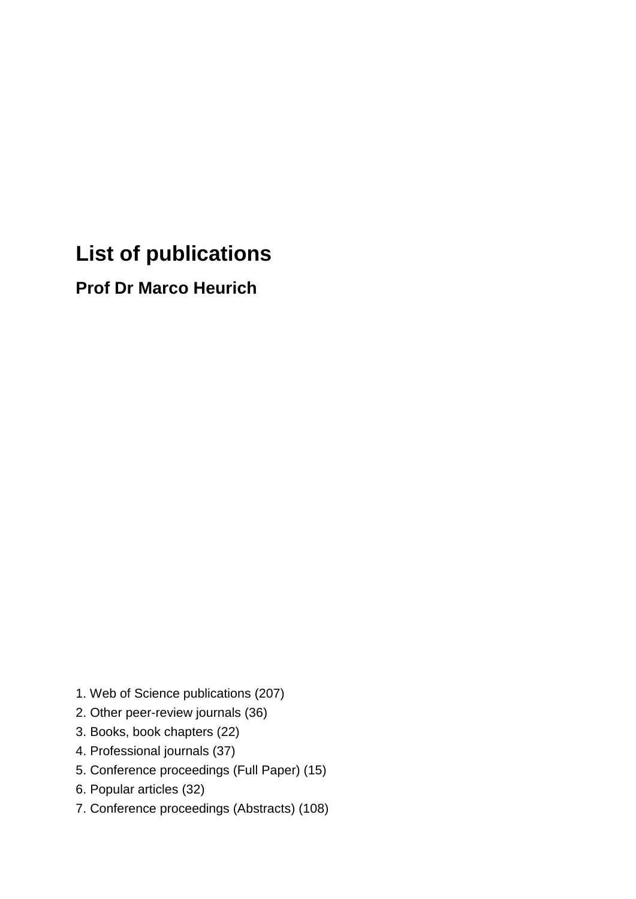# List of publications

## Prof Dr Marco Heurich

1. Web of Science publications (207)
2. Other peer-review journals (36)
3. Books, book chapters (22)
4. Professional journals (37)
5. Conference proceedings (Full Paper) (15)
6. Popular articles (32)
7. Conference proceedings (Abstracts) (108)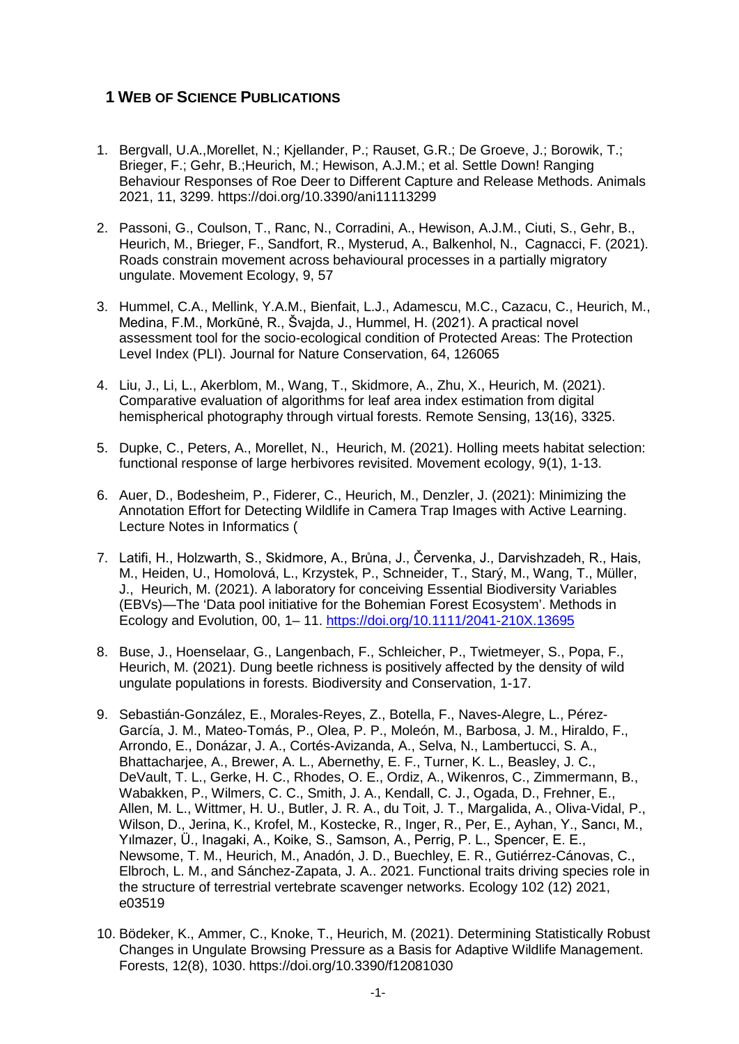## 1 Web of Science Publications

1. Bergvall, U.A.,Morellet, N.; Kjellander, P.; Rauset, G.R.; De Groeve, J.; Borowik, T.; Brieger, F.; Gehr, B.;Heurich, M.; Hewison, A.J.M.; et al. Settle Down! Ranging Behaviour Responses of Roe Deer to Different Capture and Release Methods. Animals 2021, 11, 3299. https://doi.org/10.3390/ani11113299

2. Passoni, G., Coulson, T., Ranc, N., Corradini, A., Hewison, A.J.M., Ciuti, S., Gehr, B., Heurich, M., Brieger, F., Sandfort, R., Mysterud, A., Balkenhol, N., Cagnacci, F. (2021). Roads constrain movement across behavioural processes in a partially migratory ungulate. Movement Ecology, 9, 57

3. Hummel, C.A., Mellink, Y.A.M., Bienfait, L.J., Adamescu, M.C., Cazacu, C., Heurich, M., Medina, F.M., Morkūnė, R., Švajda, J., Hummel, H. (2021). A practical novel assessment tool for the socio-ecological condition of Protected Areas: The Protection Level Index (PLI). Journal for Nature Conservation, 64, 126065

4. Liu, J., Li, L., Akerblom, M., Wang, T., Skidmore, A., Zhu, X., Heurich, M. (2021). Comparative evaluation of algorithms for leaf area index estimation from digital hemispherical photography through virtual forests. Remote Sensing, 13(16), 3325.

5. Dupke, C., Peters, A., Morellet, N., Heurich, M. (2021). Holling meets habitat selection: functional response of large herbivores revisited. Movement ecology, 9(1), 1-13.

6. Auer, D., Bodesheim, P., Fiderer, C., Heurich, M., Denzler, J. (2021): Minimizing the Annotation Effort for Detecting Wildlife in Camera Trap Images with Active Learning. Lecture Notes in Informatics (

7. Latifi, H., Holzwarth, S., Skidmore, A., Brůna, J., Červenka, J., Darvishzadeh, R., Hais, M., Heiden, U., Homolová, L., Krzystek, P., Schneider, T., Starý, M., Wang, T., Müller, J., Heurich, M. (2021). A laboratory for conceiving Essential Biodiversity Variables (EBVs)—The 'Data pool initiative for the Bohemian Forest Ecosystem'. Methods in Ecology and Evolution, 00, 1– 11. https://doi.org/10.1111/2041-210X.13695

8. Buse, J., Hoenselaar, G., Langenbach, F., Schleicher, P., Twietmeyer, S., Popa, F., Heurich, M. (2021). Dung beetle richness is positively affected by the density of wild ungulate populations in forests. Biodiversity and Conservation, 1-17.

9. Sebastián-González, E., Morales-Reyes, Z., Botella, F., Naves-Alegre, L., Pérez-García, J. M., Mateo-Tomás, P., Olea, P. P., Moleón, M., Barbosa, J. M., Hiraldo, F., Arrondo, E., Donázar, J. A., Cortés-Avizanda, A., Selva, N., Lambertucci, S. A., Bhattacharjee, A., Brewer, A. L., Abernethy, E. F., Turner, K. L., Beasley, J. C., DeVault, T. L., Gerke, H. C., Rhodes, O. E., Ordiz, A., Wikenros, C., Zimmermann, B., Wabakken, P., Wilmers, C. C., Smith, J. A., Kendall, C. J., Ogada, D., Frehner, E., Allen, M. L., Wittmer, H. U., Butler, J. R. A., du Toit, J. T., Margalida, A., Oliva-Vidal, P., Wilson, D., Jerina, K., Krofel, M., Kostecke, R., Inger, R., Per, E., Ayhan, Y., Sancı, M., Yılmazer, Ü., Inagaki, A., Koike, S., Samson, A., Perrig, P. L., Spencer, E. E., Newsome, T. M., Heurich, M., Anadón, J. D., Buechley, E. R., Gutiérrez-Cánovas, C., Elbroch, L. M., and Sánchez-Zapata, J. A.. 2021. Functional traits driving species role in the structure of terrestrial vertebrate scavenger networks. Ecology 102 (12) 2021, e03519

10. Bödeker, K., Ammer, C., Knoke, T., Heurich, M. (2021). Determining Statistically Robust Changes in Ungulate Browsing Pressure as a Basis for Adaptive Wildlife Management. Forests, 12(8), 1030. https://doi.org/10.3390/f12081030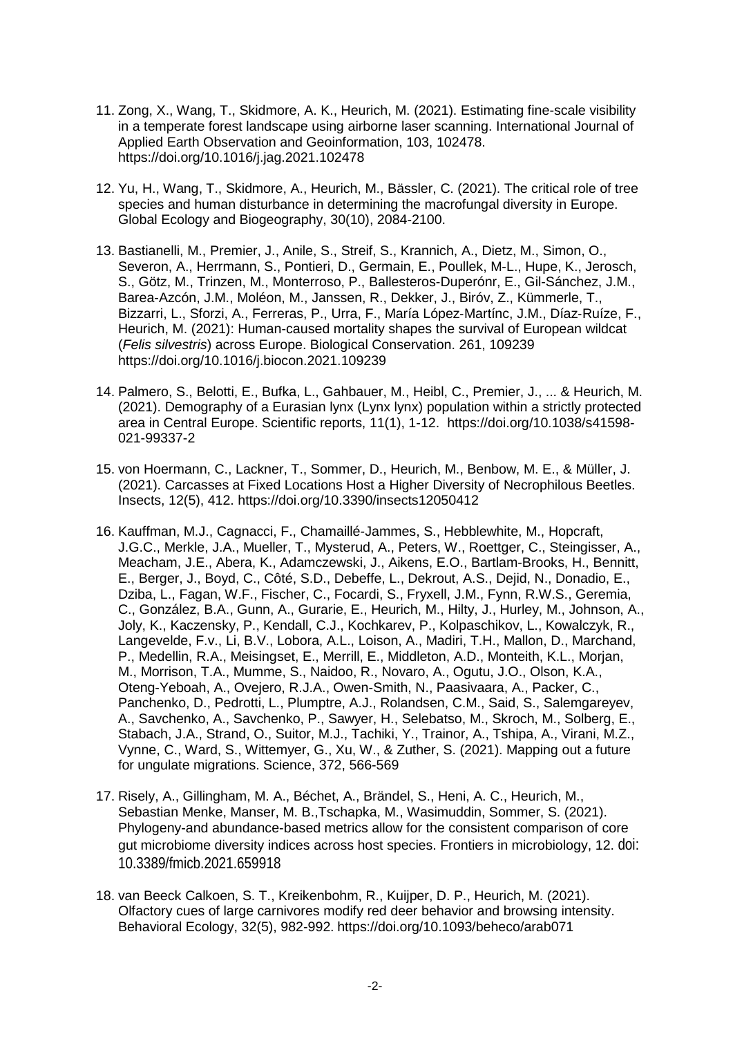11. Zong, X., Wang, T., Skidmore, A. K., Heurich, M. (2021). Estimating fine-scale visibility in a temperate forest landscape using airborne laser scanning. International Journal of Applied Earth Observation and Geoinformation, 103, 102478. https://doi.org/10.1016/j.jag.2021.102478

12. Yu, H., Wang, T., Skidmore, A., Heurich, M., Bässler, C. (2021). The critical role of tree species and human disturbance in determining the macrofungal diversity in Europe. Global Ecology and Biogeography, 30(10), 2084-2100.

13. Bastianelli, M., Premier, J., Anile, S., Streif, S., Krannich, A., Dietz, M., Simon, O., Severon, A., Herrmann, S., Pontieri, D., Germain, E., Poullek, M-L., Hupe, K., Jerosch, S., Götz, M., Trinzen, M., Monterroso, P., Ballesteros-Duperónr, E., Gil-Sánchez, J.M., Barea-Azcón, J.M., Moléon, M., Janssen, R., Dekker, J., Biróv, Z., Kümmerle, T., Bizzarri, L., Sforzi, A., Ferreras, P., Urra, F., María López-Martínc, J.M., Díaz-Ruíze, F., Heurich, M. (2021): Human-caused mortality shapes the survival of European wildcat (*Felis silvestris*) across Europe. Biological Conservation. 261, 109239 https://doi.org/10.1016/j.biocon.2021.109239

14. Palmero, S., Belotti, E., Bufka, L., Gahbauer, M., Heibl, C., Premier, J., ... & Heurich, M. (2021). Demography of a Eurasian lynx (Lynx lynx) population within a strictly protected area in Central Europe. Scientific reports, 11(1), 1-12. https://doi.org/10.1038/s41598-021-99337-2

15. von Hoermann, C., Lackner, T., Sommer, D., Heurich, M., Benbow, M. E., & Müller, J. (2021). Carcasses at Fixed Locations Host a Higher Diversity of Necrophilous Beetles. Insects, 12(5), 412. https://doi.org/10.3390/insects12050412

16. Kauffman, M.J., Cagnacci, F., Chamaillé-Jammes, S., Hebblewhite, M., Hopcraft, J.G.C., Merkle, J.A., Mueller, T., Mysterud, A., Peters, W., Roettger, C., Steingisser, A., Meacham, J.E., Abera, K., Adamczewski, J., Aikens, E.O., Bartlam-Brooks, H., Bennitt, E., Berger, J., Boyd, C., Côté, S.D., Debeffe, L., Dekrout, A.S., Dejid, N., Donadio, E., Dziba, L., Fagan, W.F., Fischer, C., Focardi, S., Fryxell, J.M., Fynn, R.W.S., Geremia, C., González, B.A., Gunn, A., Gurarie, E., Heurich, M., Hilty, J., Hurley, M., Johnson, A., Joly, K., Kaczensky, P., Kendall, C.J., Kochkarev, P., Kolpaschikov, L., Kowalczyk, R., Langevelde, F.v., Li, B.V., Lobora, A.L., Loison, A., Madiri, T.H., Mallon, D., Marchand, P., Medellin, R.A., Meisingset, E., Merrill, E., Middleton, A.D., Monteith, K.L., Morjan, M., Morrison, T.A., Mumme, S., Naidoo, R., Novaro, A., Ogutu, J.O., Olson, K.A., Oteng-Yeboah, A., Ovejero, R.J.A., Owen-Smith, N., Paasivaara, A., Packer, C., Panchenko, D., Pedrotti, L., Plumptre, A.J., Rolandsen, C.M., Said, S., Salemgareyev, A., Savchenko, A., Savchenko, P., Sawyer, H., Selebatso, M., Skroch, M., Solberg, E., Stabach, J.A., Strand, O., Suitor, M.J., Tachiki, Y., Trainor, A., Tshipa, A., Virani, M.Z., Vynne, C., Ward, S., Wittemyer, G., Xu, W., & Zuther, S. (2021). Mapping out a future for ungulate migrations. Science, 372, 566-569

17. Risely, A., Gillingham, M. A., Béchet, A., Brändel, S., Heni, A. C., Heurich, M., Sebastian Menke, Manser, M. B.,Tschapka, M., Wasimuddin, Sommer, S. (2021). Phylogeny-and abundance-based metrics allow for the consistent comparison of core gut microbiome diversity indices across host species. Frontiers in microbiology, 12. doi: 10.3389/fmicb.2021.659918

18. van Beeck Calkoen, S. T., Kreikenbohm, R., Kuijper, D. P., Heurich, M. (2021). Olfactory cues of large carnivores modify red deer behavior and browsing intensity. Behavioral Ecology, 32(5), 982-992. https://doi.org/10.1093/beheco/arab071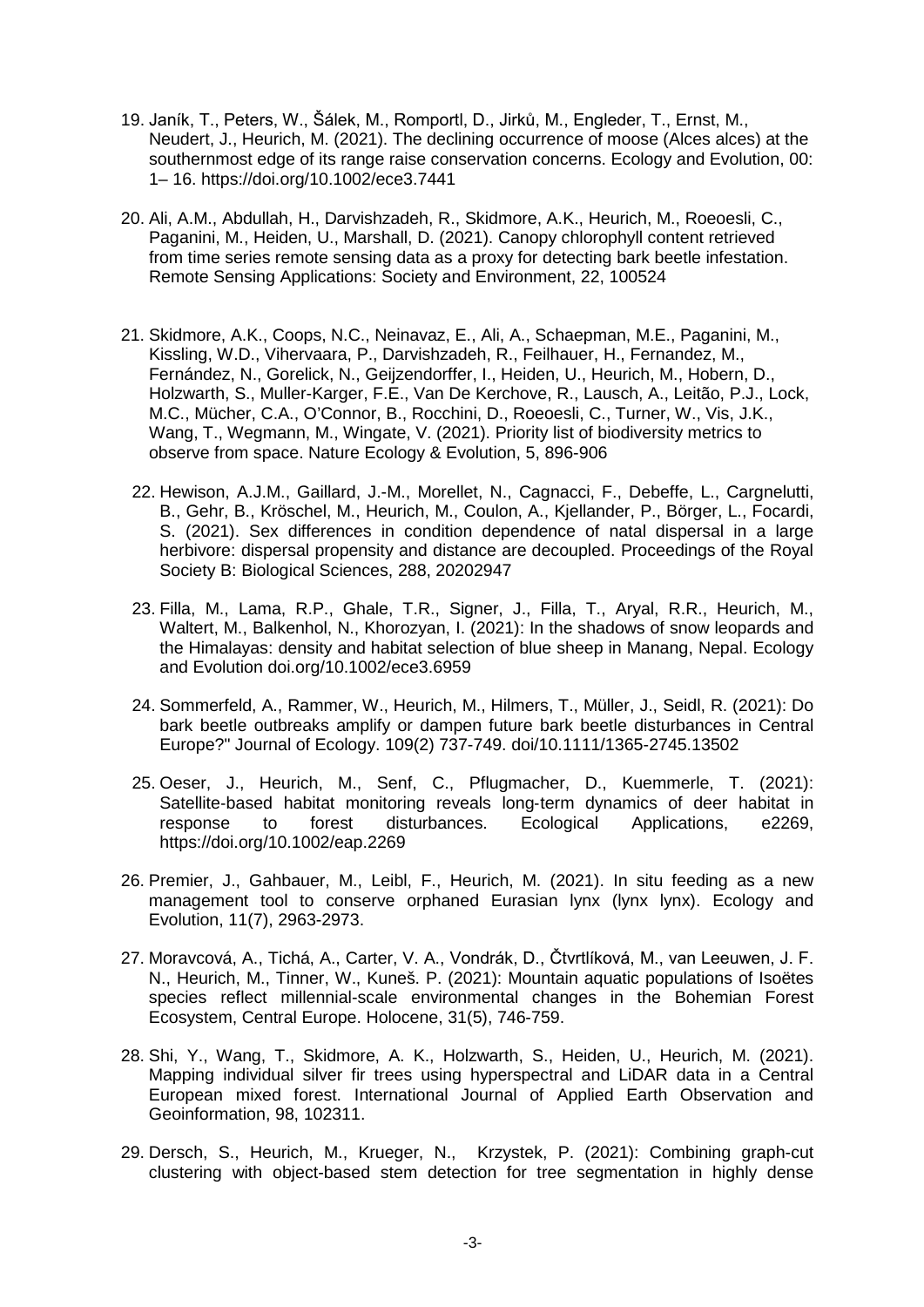19. Janík, T., Peters, W., Šálek, M., Romportl, D., Jirků, M., Engleder, T., Ernst, M., Neudert, J., Heurich, M. (2021). The declining occurrence of moose (Alces alces) at the southernmost edge of its range raise conservation concerns. Ecology and Evolution, 00: 1– 16. https://doi.org/10.1002/ece3.7441

20. Ali, A.M., Abdullah, H., Darvishzadeh, R., Skidmore, A.K., Heurich, M., Roeoesli, C., Paganini, M., Heiden, U., Marshall, D. (2021). Canopy chlorophyll content retrieved from time series remote sensing data as a proxy for detecting bark beetle infestation. Remote Sensing Applications: Society and Environment, 22, 100524

21. Skidmore, A.K., Coops, N.C., Neinavaz, E., Ali, A., Schaepman, M.E., Paganini, M., Kissling, W.D., Vihervaara, P., Darvishzadeh, R., Feilhauer, H., Fernandez, M., Fernández, N., Gorelick, N., Geijzendorffer, I., Heiden, U., Heurich, M., Hobern, D., Holzwarth, S., Muller-Karger, F.E., Van De Kerchove, R., Lausch, A., Leitão, P.J., Lock, M.C., Mücher, C.A., O'Connor, B., Rocchini, D., Roeoesli, C., Turner, W., Vis, J.K., Wang, T., Wegmann, M., Wingate, V. (2021). Priority list of biodiversity metrics to observe from space. Nature Ecology & Evolution, 5, 896-906

22. Hewison, A.J.M., Gaillard, J.-M., Morellet, N., Cagnacci, F., Debeffe, L., Cargnelutti, B., Gehr, B., Kröschel, M., Heurich, M., Coulon, A., Kjellander, P., Börger, L., Focardi, S. (2021). Sex differences in condition dependence of natal dispersal in a large herbivore: dispersal propensity and distance are decoupled. Proceedings of the Royal Society B: Biological Sciences, 288, 20202947

23. Filla, M., Lama, R.P., Ghale, T.R., Signer, J., Filla, T., Aryal, R.R., Heurich, M., Waltert, M., Balkenhol, N., Khorozyan, I. (2021): In the shadows of snow leopards and the Himalayas: density and habitat selection of blue sheep in Manang, Nepal. Ecology and Evolution doi.org/10.1002/ece3.6959

24. Sommerfeld, A., Rammer, W., Heurich, M., Hilmers, T., Müller, J., Seidl, R. (2021): Do bark beetle outbreaks amplify or dampen future bark beetle disturbances in Central Europe?" Journal of Ecology. 109(2) 737-749. doi/10.1111/1365-2745.13502

25. Oeser, J., Heurich, M., Senf, C., Pflugmacher, D., Kuemmerle, T. (2021): Satellite-based habitat monitoring reveals long-term dynamics of deer habitat in response to forest disturbances. Ecological Applications, e2269, https://doi.org/10.1002/eap.2269

26. Premier, J., Gahbauer, M., Leibl, F., Heurich, M. (2021). In situ feeding as a new management tool to conserve orphaned Eurasian lynx (lynx lynx). Ecology and Evolution, 11(7), 2963-2973.

27. Moravcová, A., Tichá, A., Carter, V. A., Vondrák, D., Čtvrtlíková, M., van Leeuwen, J. F. N., Heurich, M., Tinner, W., Kuneš. P. (2021): Mountain aquatic populations of Isoëtes species reflect millennial-scale environmental changes in the Bohemian Forest Ecosystem, Central Europe. Holocene, 31(5), 746-759.

28. Shi, Y., Wang, T., Skidmore, A. K., Holzwarth, S., Heiden, U., Heurich, M. (2021). Mapping individual silver fir trees using hyperspectral and LiDAR data in a Central European mixed forest. International Journal of Applied Earth Observation and Geoinformation, 98, 102311.

29. Dersch, S., Heurich, M., Krueger, N., Krzystek, P. (2021): Combining graph-cut clustering with object-based stem detection for tree segmentation in highly dense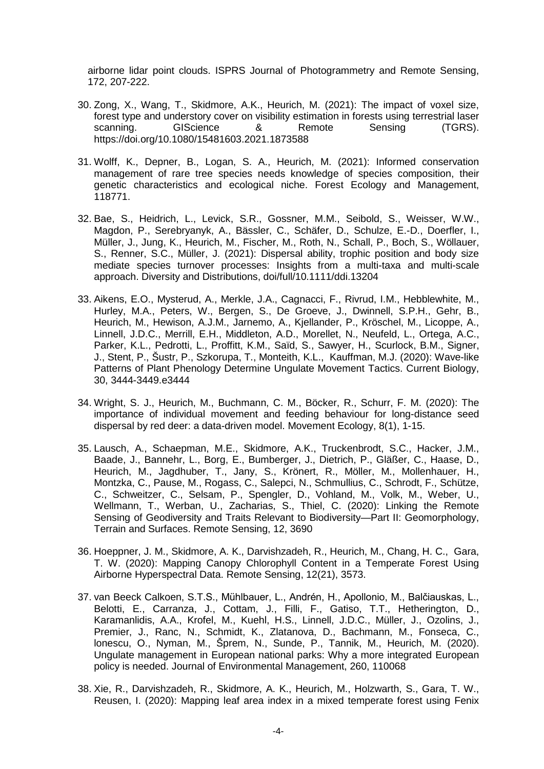airborne lidar point clouds. ISPRS Journal of Photogrammetry and Remote Sensing, 172, 207-222.

30. Zong, X., Wang, T., Skidmore, A.K., Heurich, M. (2021): The impact of voxel size, forest type and understory cover on visibility estimation in forests using terrestrial laser scanning. GIScience & Remote Sensing (TGRS). https://doi.org/10.1080/15481603.2021.1873588

31. Wolff, K., Depner, B., Logan, S. A., Heurich, M. (2021): Informed conservation management of rare tree species needs knowledge of species composition, their genetic characteristics and ecological niche. Forest Ecology and Management, 118771.

32. Bae, S., Heidrich, L., Levick, S.R., Gossner, M.M., Seibold, S., Weisser, W.W., Magdon, P., Serebryanyk, A., Bässler, C., Schäfer, D., Schulze, E.-D., Doerfler, I., Müller, J., Jung, K., Heurich, M., Fischer, M., Roth, N., Schall, P., Boch, S., Wöllauer, S., Renner, S.C., Müller, J. (2021): Dispersal ability, trophic position and body size mediate species turnover processes: Insights from a multi-taxa and multi-scale approach. Diversity and Distributions, doi/full/10.1111/ddi.13204

33. Aikens, E.O., Mysterud, A., Merkle, J.A., Cagnacci, F., Rivrud, I.M., Hebblewhite, M., Hurley, M.A., Peters, W., Bergen, S., De Groeve, J., Dwinnell, S.P.H., Gehr, B., Heurich, M., Hewison, A.J.M., Jarnemo, A., Kjellander, P., Kröschel, M., Licoppe, A., Linnell, J.D.C., Merrill, E.H., Middleton, A.D., Morellet, N., Neufeld, L., Ortega, A.C., Parker, K.L., Pedrotti, L., Proffitt, K.M., Saïd, S., Sawyer, H., Scurlock, B.M., Signer, J., Stent, P., Šustr, P., Szkorupa, T., Monteith, K.L., Kauffman, M.J. (2020): Wave-like Patterns of Plant Phenology Determine Ungulate Movement Tactics. Current Biology, 30, 3444-3449.e3444

34. Wright, S. J., Heurich, M., Buchmann, C. M., Böcker, R., Schurr, F. M. (2020): The importance of individual movement and feeding behaviour for long-distance seed dispersal by red deer: a data-driven model. Movement Ecology, 8(1), 1-15.

35. Lausch, A., Schaepman, M.E., Skidmore, A.K., Truckenbrodt, S.C., Hacker, J.M., Baade, J., Bannehr, L., Borg, E., Bumberger, J., Dietrich, P., Gläßer, C., Haase, D., Heurich, M., Jagdhuber, T., Jany, S., Krönert, R., Möller, M., Mollenhauer, H., Montzka, C., Pause, M., Rogass, C., Salepci, N., Schmullius, C., Schrodt, F., Schütze, C., Schweitzer, C., Selsam, P., Spengler, D., Vohland, M., Volk, M., Weber, U., Wellmann, T., Werban, U., Zacharias, S., Thiel, C. (2020): Linking the Remote Sensing of Geodiversity and Traits Relevant to Biodiversity—Part II: Geomorphology, Terrain and Surfaces. Remote Sensing, 12, 3690

36. Hoeppner, J. M., Skidmore, A. K., Darvishzadeh, R., Heurich, M., Chang, H. C., Gara, T. W. (2020): Mapping Canopy Chlorophyll Content in a Temperate Forest Using Airborne Hyperspectral Data. Remote Sensing, 12(21), 3573.

37. van Beeck Calkoen, S.T.S., Mühlbauer, L., Andrén, H., Apollonio, M., Balčiauskas, L., Belotti, E., Carranza, J., Cottam, J., Filli, F., Gatiso, T.T., Hetherington, D., Karamanlidis, A.A., Krofel, M., Kuehl, H.S., Linnell, J.D.C., Müller, J., Ozolins, J., Premier, J., Ranc, N., Schmidt, K., Zlatanova, D., Bachmann, M., Fonseca, C., Ionescu, O., Nyman, M., Šprem, N., Sunde, P., Tannik, M., Heurich, M. (2020). Ungulate management in European national parks: Why a more integrated European policy is needed. Journal of Environmental Management, 260, 110068

38. Xie, R., Darvishzadeh, R., Skidmore, A. K., Heurich, M., Holzwarth, S., Gara, T. W., Reusen, I. (2020): Mapping leaf area index in a mixed temperate forest using Fenix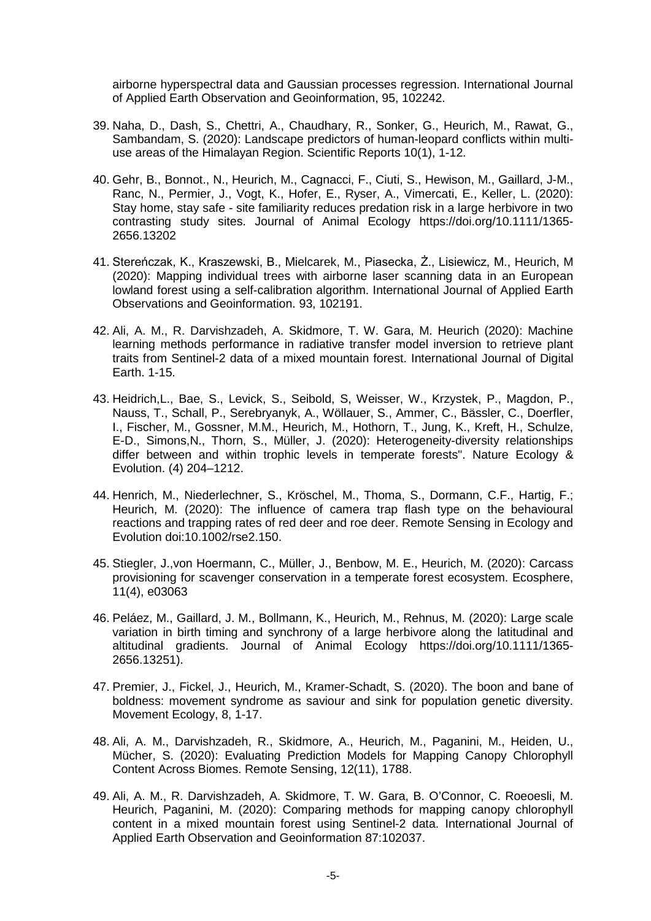airborne hyperspectral data and Gaussian processes regression. International Journal of Applied Earth Observation and Geoinformation, 95, 102242.

39. Naha, D., Dash, S., Chettri, A., Chaudhary, R., Sonker, G., Heurich, M., Rawat, G., Sambandam, S. (2020): Landscape predictors of human-leopard conflicts within multi-use areas of the Himalayan Region. Scientific Reports 10(1), 1-12.

40. Gehr, B., Bonnot., N., Heurich, M., Cagnacci, F., Ciuti, S., Hewison, M., Gaillard, J-M., Ranc, N., Permier, J., Vogt, K., Hofer, E., Ryser, A., Vimercati, E., Keller, L. (2020): Stay home, stay safe - site familiarity reduces predation risk in a large herbivore in two contrasting study sites. Journal of Animal Ecology https://doi.org/10.1111/1365-2656.13202

41. Stereńczak, K., Kraszewski, B., Mielcarek, M., Piasecka, Ż., Lisiewicz, M., Heurich, M (2020): Mapping individual trees with airborne laser scanning data in an European lowland forest using a self-calibration algorithm. International Journal of Applied Earth Observations and Geoinformation. 93, 102191.

42. Ali, A. M., R. Darvishzadeh, A. Skidmore, T. W. Gara, M. Heurich (2020): Machine learning methods performance in radiative transfer model inversion to retrieve plant traits from Sentinel-2 data of a mixed mountain forest. International Journal of Digital Earth. 1-15.

43. Heidrich,L., Bae, S., Levick, S., Seibold, S, Weisser, W., Krzystek, P., Magdon, P., Nauss, T., Schall, P., Serebryanyk, A., Wöllauer, S., Ammer, C., Bässler, C., Doerfler, I., Fischer, M., Gossner, M.M., Heurich, M., Hothorn, T., Jung, K., Kreft, H., Schulze, E-D., Simons,N., Thorn, S., Müller, J. (2020): Heterogeneity-diversity relationships differ between and within trophic levels in temperate forests". Nature Ecology & Evolution. (4) 204–1212.

44. Henrich, M., Niederlechner, S., Kröschel, M., Thoma, S., Dormann, C.F., Hartig, F.; Heurich, M. (2020): The influence of camera trap flash type on the behavioural reactions and trapping rates of red deer and roe deer. Remote Sensing in Ecology and Evolution doi:10.1002/rse2.150.

45. Stiegler, J.,von Hoermann, C., Müller, J., Benbow, M. E., Heurich, M. (2020): Carcass provisioning for scavenger conservation in a temperate forest ecosystem. Ecosphere, 11(4), e03063

46. Peláez, M., Gaillard, J. M., Bollmann, K., Heurich, M., Rehnus, M. (2020): Large scale variation in birth timing and synchrony of a large herbivore along the latitudinal and altitudinal gradients. Journal of Animal Ecology https://doi.org/10.1111/1365-2656.13251).

47. Premier, J., Fickel, J., Heurich, M., Kramer-Schadt, S. (2020). The boon and bane of boldness: movement syndrome as saviour and sink for population genetic diversity. Movement Ecology, 8, 1-17.

48. Ali, A. M., Darvishzadeh, R., Skidmore, A., Heurich, M., Paganini, M., Heiden, U., Mücher, S. (2020): Evaluating Prediction Models for Mapping Canopy Chlorophyll Content Across Biomes. Remote Sensing, 12(11), 1788.

49. Ali, A. M., R. Darvishzadeh, A. Skidmore, T. W. Gara, B. O'Connor, C. Roeoesli, M. Heurich, Paganini, M. (2020): Comparing methods for mapping canopy chlorophyll content in a mixed mountain forest using Sentinel-2 data. International Journal of Applied Earth Observation and Geoinformation 87:102037.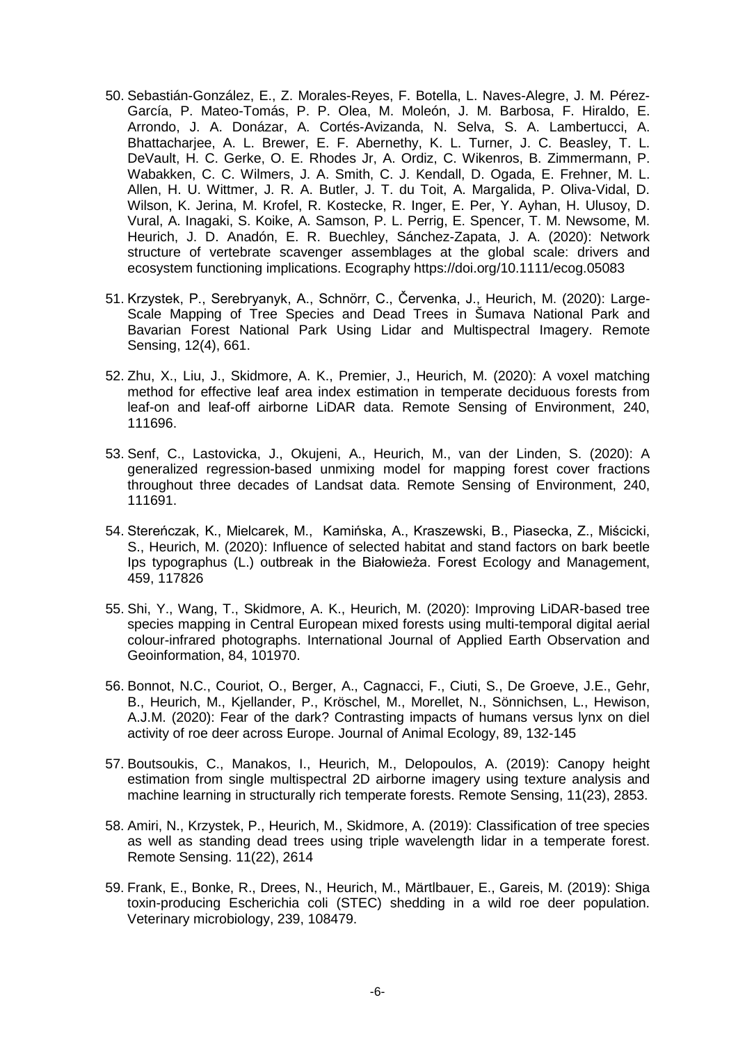50. Sebastián-González, E., Z. Morales-Reyes, F. Botella, L. Naves-Alegre, J. M. Pérez-García, P. Mateo-Tomás, P. P. Olea, M. Moleón, J. M. Barbosa, F. Hiraldo, E. Arrondo, J. A. Donázar, A. Cortés-Avizanda, N. Selva, S. A. Lambertucci, A. Bhattacharjee, A. L. Brewer, E. F. Abernethy, K. L. Turner, J. C. Beasley, T. L. DeVault, H. C. Gerke, O. E. Rhodes Jr, A. Ordiz, C. Wikenros, B. Zimmermann, P. Wabakken, C. C. Wilmers, J. A. Smith, C. J. Kendall, D. Ogada, E. Frehner, M. L. Allen, H. U. Wittmer, J. R. A. Butler, J. T. du Toit, A. Margalida, P. Oliva-Vidal, D. Wilson, K. Jerina, M. Krofel, R. Kostecke, R. Inger, E. Per, Y. Ayhan, H. Ulusoy, D. Vural, A. Inagaki, S. Koike, A. Samson, P. L. Perrig, E. Spencer, T. M. Newsome, M. Heurich, J. D. Anadón, E. R. Buechley, Sánchez-Zapata, J. A. (2020): Network structure of vertebrate scavenger assemblages at the global scale: drivers and ecosystem functioning implications. Ecography https://doi.org/10.1111/ecog.05083

51. Krzystek, P., Serebryanyk, A., Schnörr, C., Červenka, J., Heurich, M. (2020): Large-Scale Mapping of Tree Species and Dead Trees in Šumava National Park and Bavarian Forest National Park Using Lidar and Multispectral Imagery. Remote Sensing, 12(4), 661.

52. Zhu, X., Liu, J., Skidmore, A. K., Premier, J., Heurich, M. (2020): A voxel matching method for effective leaf area index estimation in temperate deciduous forests from leaf-on and leaf-off airborne LiDAR data. Remote Sensing of Environment, 240, 111696.

53. Senf, C., Lastovicka, J., Okujeni, A., Heurich, M., van der Linden, S. (2020): A generalized regression-based unmixing model for mapping forest cover fractions throughout three decades of Landsat data. Remote Sensing of Environment, 240, 111691.

54. Stereńczak, K., Mielcarek, M., Kamińska, A., Kraszewski, B., Piasecka, Z., Miścicki, S., Heurich, M. (2020): Influence of selected habitat and stand factors on bark beetle Ips typographus (L.) outbreak in the Białowieża. Forest Ecology and Management, 459, 117826

55. Shi, Y., Wang, T., Skidmore, A. K., Heurich, M. (2020): Improving LiDAR-based tree species mapping in Central European mixed forests using multi-temporal digital aerial colour-infrared photographs. International Journal of Applied Earth Observation and Geoinformation, 84, 101970.

56. Bonnot, N.C., Couriot, O., Berger, A., Cagnacci, F., Ciuti, S., De Groeve, J.E., Gehr, B., Heurich, M., Kjellander, P., Kröschel, M., Morellet, N., Sönnichsen, L., Hewison, A.J.M. (2020): Fear of the dark? Contrasting impacts of humans versus lynx on diel activity of roe deer across Europe. Journal of Animal Ecology, 89, 132-145

57. Boutsoukis, C., Manakos, I., Heurich, M., Delopoulos, A. (2019): Canopy height estimation from single multispectral 2D airborne imagery using texture analysis and machine learning in structurally rich temperate forests. Remote Sensing, 11(23), 2853.

58. Amiri, N., Krzystek, P., Heurich, M., Skidmore, A. (2019): Classification of tree species as well as standing dead trees using triple wavelength lidar in a temperate forest. Remote Sensing. 11(22), 2614

59. Frank, E., Bonke, R., Drees, N., Heurich, M., Märtlbauer, E., Gareis, M. (2019): Shiga toxin-producing Escherichia coli (STEC) shedding in a wild roe deer population. Veterinary microbiology, 239, 108479.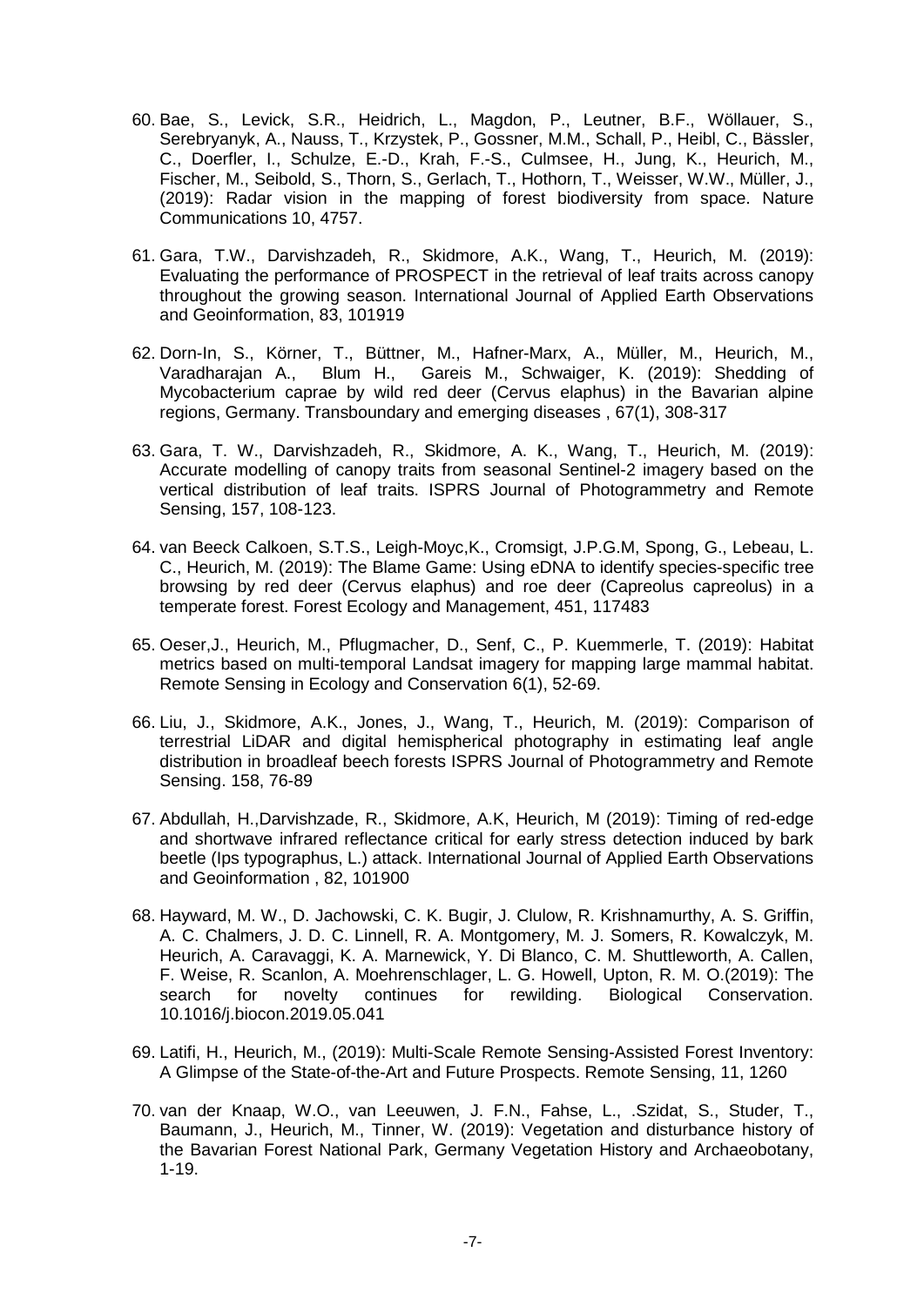60. Bae, S., Levick, S.R., Heidrich, L., Magdon, P., Leutner, B.F., Wöllauer, S., Serebryanyk, A., Nauss, T., Krzystek, P., Gossner, M.M., Schall, P., Heibl, C., Bässler, C., Doerfler, I., Schulze, E.-D., Krah, F.-S., Culmsee, H., Jung, K., Heurich, M., Fischer, M., Seibold, S., Thorn, S., Gerlach, T., Hothorn, T., Weisser, W.W., Müller, J., (2019): Radar vision in the mapping of forest biodiversity from space. Nature Communications 10, 4757.

61. Gara, T.W., Darvishzadeh, R., Skidmore, A.K., Wang, T., Heurich, M. (2019): Evaluating the performance of PROSPECT in the retrieval of leaf traits across canopy throughout the growing season. International Journal of Applied Earth Observations and Geoinformation, 83, 101919

62. Dorn-In, S., Körner, T., Büttner, M., Hafner-Marx, A., Müller, M., Heurich, M., Varadharajan A., Blum H., Gareis M., Schwaiger, K. (2019): Shedding of Mycobacterium caprae by wild red deer (Cervus elaphus) in the Bavarian alpine regions, Germany. Transboundary and emerging diseases , 67(1), 308-317

63. Gara, T. W., Darvishzadeh, R., Skidmore, A. K., Wang, T., Heurich, M. (2019): Accurate modelling of canopy traits from seasonal Sentinel-2 imagery based on the vertical distribution of leaf traits. ISPRS Journal of Photogrammetry and Remote Sensing, 157, 108-123.

64. van Beeck Calkoen, S.T.S., Leigh-Moyc,K., Cromsigt, J.P.G.M, Spong, G., Lebeau, L. C., Heurich, M. (2019): The Blame Game: Using eDNA to identify species-specific tree browsing by red deer (Cervus elaphus) and roe deer (Capreolus capreolus) in a temperate forest. Forest Ecology and Management, 451, 117483

65. Oeser,J., Heurich, M., Pflugmacher, D., Senf, C., P. Kuemmerle, T. (2019): Habitat metrics based on multi-temporal Landsat imagery for mapping large mammal habitat. Remote Sensing in Ecology and Conservation 6(1), 52-69.

66. Liu, J., Skidmore, A.K., Jones, J., Wang, T., Heurich, M. (2019): Comparison of terrestrial LiDAR and digital hemispherical photography in estimating leaf angle distribution in broadleaf beech forests ISPRS Journal of Photogrammetry and Remote Sensing. 158, 76-89

67. Abdullah, H.,Darvishzade, R., Skidmore, A.K, Heurich, M (2019): Timing of red-edge and shortwave infrared reflectance critical for early stress detection induced by bark beetle (Ips typographus, L.) attack. International Journal of Applied Earth Observations and Geoinformation , 82, 101900

68. Hayward, M. W., D. Jachowski, C. K. Bugir, J. Clulow, R. Krishnamurthy, A. S. Griffin, A. C. Chalmers, J. D. C. Linnell, R. A. Montgomery, M. J. Somers, R. Kowalczyk, M. Heurich, A. Caravaggi, K. A. Marnewick, Y. Di Blanco, C. M. Shuttleworth, A. Callen, F. Weise, R. Scanlon, A. Moehrenschlager, L. G. Howell, Upton, R. M. O.(2019): The search for novelty continues for rewilding. Biological Conservation. 10.1016/j.biocon.2019.05.041

69. Latifi, H., Heurich, M., (2019): Multi-Scale Remote Sensing-Assisted Forest Inventory: A Glimpse of the State-of-the-Art and Future Prospects. Remote Sensing, 11, 1260

70. van der Knaap, W.O., van Leeuwen, J. F.N., Fahse, L., .Szidat, S., Studer, T., Baumann, J., Heurich, M., Tinner, W. (2019): Vegetation and disturbance history of the Bavarian Forest National Park, Germany Vegetation History and Archaeobotany, 1-19.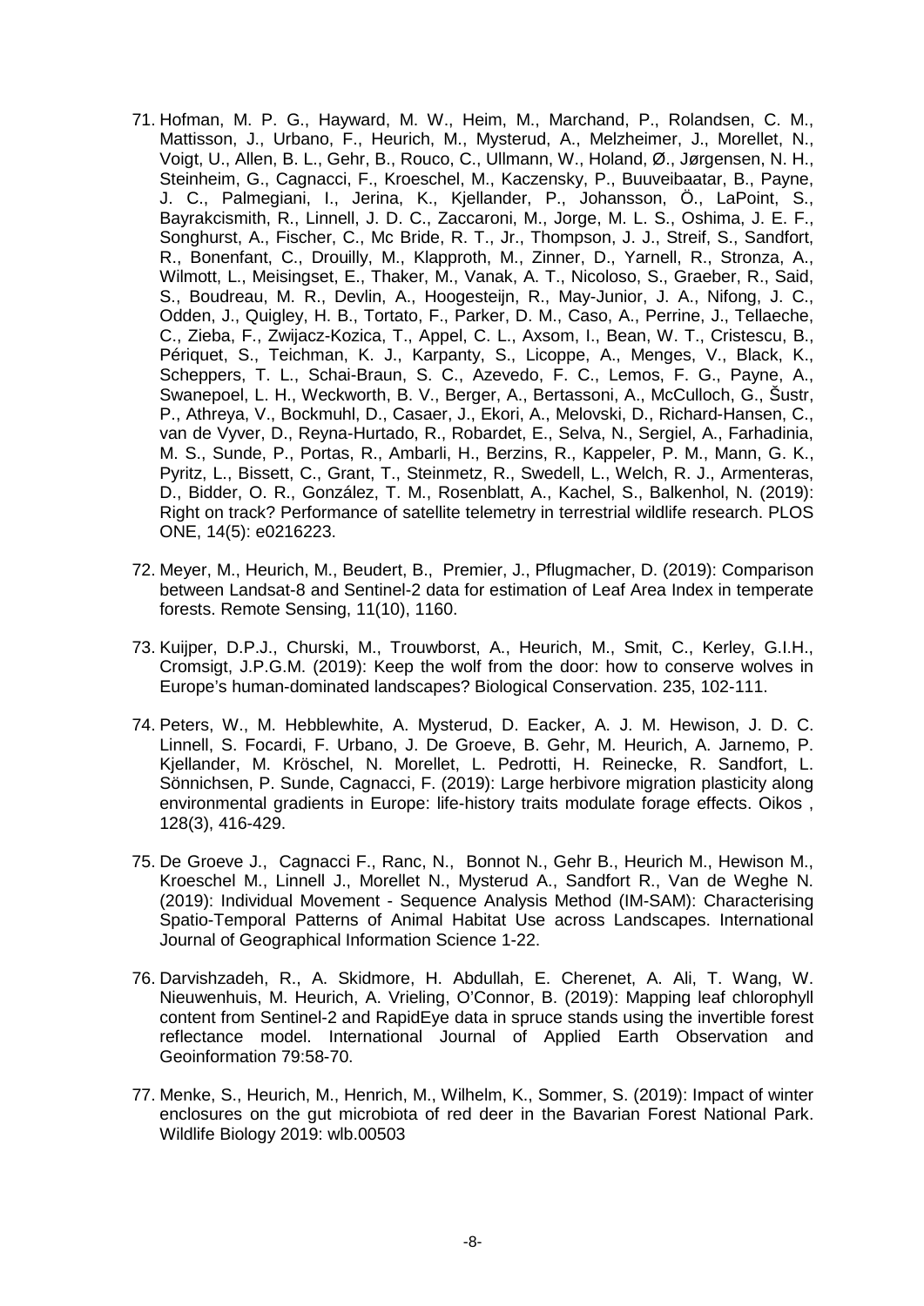71. Hofman, M. P. G., Hayward, M. W., Heim, M., Marchand, P., Rolandsen, C. M., Mattisson, J., Urbano, F., Heurich, M., Mysterud, A., Melzheimer, J., Morellet, N., Voigt, U., Allen, B. L., Gehr, B., Rouco, C., Ullmann, W., Holand, Ø., Jørgensen, N. H., Steinheim, G., Cagnacci, F., Kroeschel, M., Kaczensky, P., Buuveibaatar, B., Payne, J. C., Palmegiani, I., Jerina, K., Kjellander, P., Johansson, Ö., LaPoint, S., Bayrakcismith, R., Linnell, J. D. C., Zaccaroni, M., Jorge, M. L. S., Oshima, J. E. F., Songhurst, A., Fischer, C., Mc Bride, R. T., Jr., Thompson, J. J., Streif, S., Sandfort, R., Bonenfant, C., Drouilly, M., Klapproth, M., Zinner, D., Yarnell, R., Stronza, A., Wilmott, L., Meisingset, E., Thaker, M., Vanak, A. T., Nicoloso, S., Graeber, R., Said, S., Boudreau, M. R., Devlin, A., Hoogesteijn, R., May-Junior, J. A., Nifong, J. C., Odden, J., Quigley, H. B., Tortato, F., Parker, D. M., Caso, A., Perrine, J., Tellaeche, C., Zieba, F., Zwijacz-Kozica, T., Appel, C. L., Axsom, I., Bean, W. T., Cristescu, B., Périquet, S., Teichman, K. J., Karpanty, S., Licoppe, A., Menges, V., Black, K., Scheppers, T. L., Schai-Braun, S. C., Azevedo, F. C., Lemos, F. G., Payne, A., Swanepoel, L. H., Weckworth, B. V., Berger, A., Bertassoni, A., McCulloch, G., Šustr, P., Athreya, V., Bockmuhl, D., Casaer, J., Ekori, A., Melovski, D., Richard-Hansen, C., van de Vyver, D., Reyna-Hurtado, R., Robardet, E., Selva, N., Sergiel, A., Farhadinia, M. S., Sunde, P., Portas, R., Ambarli, H., Berzins, R., Kappeler, P. M., Mann, G. K., Pyritz, L., Bissett, C., Grant, T., Steinmetz, R., Swedell, L., Welch, R. J., Armenteras, D., Bidder, O. R., González, T. M., Rosenblatt, A., Kachel, S., Balkenhol, N. (2019): Right on track? Performance of satellite telemetry in terrestrial wildlife research. PLOS ONE, 14(5): e0216223.

72. Meyer, M., Heurich, M., Beudert, B., Premier, J., Pflugmacher, D. (2019): Comparison between Landsat-8 and Sentinel-2 data for estimation of Leaf Area Index in temperate forests. Remote Sensing, 11(10), 1160.

73. Kuijper, D.P.J., Churski, M., Trouwborst, A., Heurich, M., Smit, C., Kerley, G.I.H., Cromsigt, J.P.G.M. (2019): Keep the wolf from the door: how to conserve wolves in Europe's human-dominated landscapes? Biological Conservation. 235, 102-111.

74. Peters, W., M. Hebblewhite, A. Mysterud, D. Eacker, A. J. M. Hewison, J. D. C. Linnell, S. Focardi, F. Urbano, J. De Groeve, B. Gehr, M. Heurich, A. Jarnemo, P. Kjellander, M. Kröschel, N. Morellet, L. Pedrotti, H. Reinecke, R. Sandfort, L. Sönnichsen, P. Sunde, Cagnacci, F. (2019): Large herbivore migration plasticity along environmental gradients in Europe: life-history traits modulate forage effects. Oikos , 128(3), 416-429.

75. De Groeve J., Cagnacci F., Ranc, N., Bonnot N., Gehr B., Heurich M., Hewison M., Kroeschel M., Linnell J., Morellet N., Mysterud A., Sandfort R., Van de Weghe N. (2019): Individual Movement - Sequence Analysis Method (IM-SAM): Characterising Spatio-Temporal Patterns of Animal Habitat Use across Landscapes. International Journal of Geographical Information Science 1-22.

76. Darvishzadeh, R., A. Skidmore, H. Abdullah, E. Cherenet, A. Ali, T. Wang, W. Nieuwenhuis, M. Heurich, A. Vrieling, O'Connor, B. (2019): Mapping leaf chlorophyll content from Sentinel-2 and RapidEye data in spruce stands using the invertible forest reflectance model. International Journal of Applied Earth Observation and Geoinformation 79:58-70.

77. Menke, S., Heurich, M., Henrich, M., Wilhelm, K., Sommer, S. (2019): Impact of winter enclosures on the gut microbiota of red deer in the Bavarian Forest National Park. Wildlife Biology 2019: wlb.00503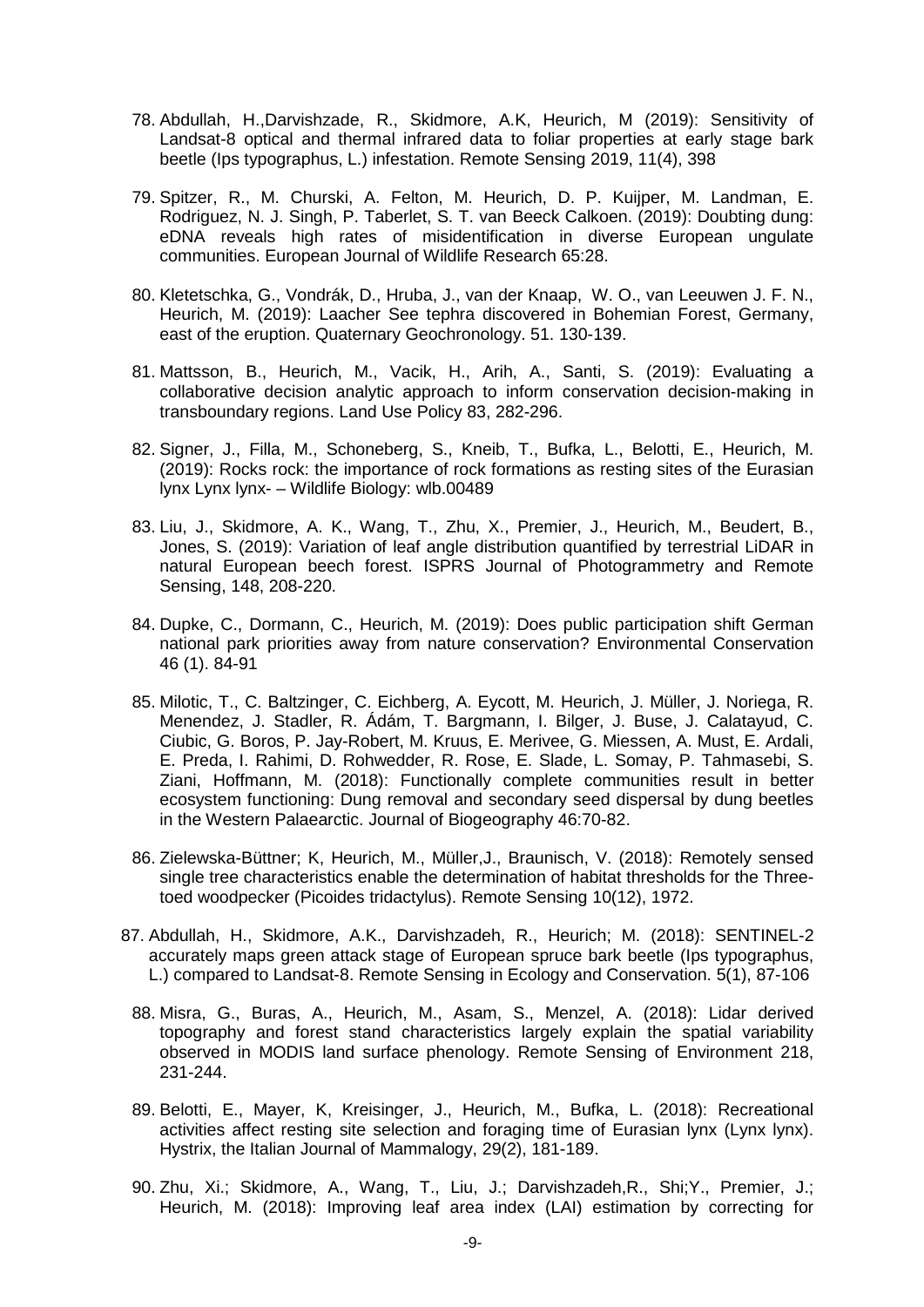78. Abdullah, H.,Darvishzade, R., Skidmore, A.K, Heurich, M (2019): Sensitivity of Landsat-8 optical and thermal infrared data to foliar properties at early stage bark beetle (Ips typographus, L.) infestation. Remote Sensing 2019, 11(4), 398

79. Spitzer, R., M. Churski, A. Felton, M. Heurich, D. P. Kuijper, M. Landman, E. Rodriguez, N. J. Singh, P. Taberlet, S. T. van Beeck Calkoen. (2019): Doubting dung: eDNA reveals high rates of misidentification in diverse European ungulate communities. European Journal of Wildlife Research 65:28.

80. Kletetschka, G., Vondrák, D., Hruba, J., van der Knaap, W. O., van Leeuwen J. F. N., Heurich, M. (2019): Laacher See tephra discovered in Bohemian Forest, Germany, east of the eruption. Quaternary Geochronology. 51. 130-139.

81. Mattsson, B., Heurich, M., Vacik, H., Arih, A., Santi, S. (2019): Evaluating a collaborative decision analytic approach to inform conservation decision-making in transboundary regions. Land Use Policy 83, 282-296.

82. Signer, J., Filla, M., Schoneberg, S., Kneib, T., Bufka, L., Belotti, E., Heurich, M. (2019): Rocks rock: the importance of rock formations as resting sites of the Eurasian lynx Lynx lynx- – Wildlife Biology: wlb.00489

83. Liu, J., Skidmore, A. K., Wang, T., Zhu, X., Premier, J., Heurich, M., Beudert, B., Jones, S. (2019): Variation of leaf angle distribution quantified by terrestrial LiDAR in natural European beech forest. ISPRS Journal of Photogrammetry and Remote Sensing, 148, 208-220.

84. Dupke, C., Dormann, C., Heurich, M. (2019): Does public participation shift German national park priorities away from nature conservation? Environmental Conservation 46 (1). 84-91

85. Milotic, T., C. Baltzinger, C. Eichberg, A. Eycott, M. Heurich, J. Müller, J. Noriega, R. Menendez, J. Stadler, R. Ádám, T. Bargmann, I. Bilger, J. Buse, J. Calatayud, C. Ciubic, G. Boros, P. Jay-Robert, M. Kruus, E. Merivee, G. Miessen, A. Must, E. Ardali, E. Preda, I. Rahimi, D. Rohwedder, R. Rose, E. Slade, L. Somay, P. Tahmasebi, S. Ziani, Hoffmann, M. (2018): Functionally complete communities result in better ecosystem functioning: Dung removal and secondary seed dispersal by dung beetles in the Western Palaearctic. Journal of Biogeography 46:70-82.

86. Zielewska-Büttner; K, Heurich, M., Müller,J., Braunisch, V. (2018): Remotely sensed single tree characteristics enable the determination of habitat thresholds for the Three-toed woodpecker (Picoides tridactylus). Remote Sensing 10(12), 1972.

87. Abdullah, H., Skidmore, A.K., Darvishzadeh, R., Heurich; M. (2018): SENTINEL-2 accurately maps green attack stage of European spruce bark beetle (Ips typographus, L.) compared to Landsat-8. Remote Sensing in Ecology and Conservation. 5(1), 87-106

88. Misra, G., Buras, A., Heurich, M., Asam, S., Menzel, A. (2018): Lidar derived topography and forest stand characteristics largely explain the spatial variability observed in MODIS land surface phenology. Remote Sensing of Environment 218, 231-244.

89. Belotti, E., Mayer, K, Kreisinger, J., Heurich, M., Bufka, L. (2018): Recreational activities affect resting site selection and foraging time of Eurasian lynx (Lynx lynx). Hystrix, the Italian Journal of Mammalogy, 29(2), 181-189.

90. Zhu, Xi.; Skidmore, A., Wang, T., Liu, J.; Darvishzadeh,R., Shi;Y., Premier, J.; Heurich, M. (2018): Improving leaf area index (LAI) estimation by correcting for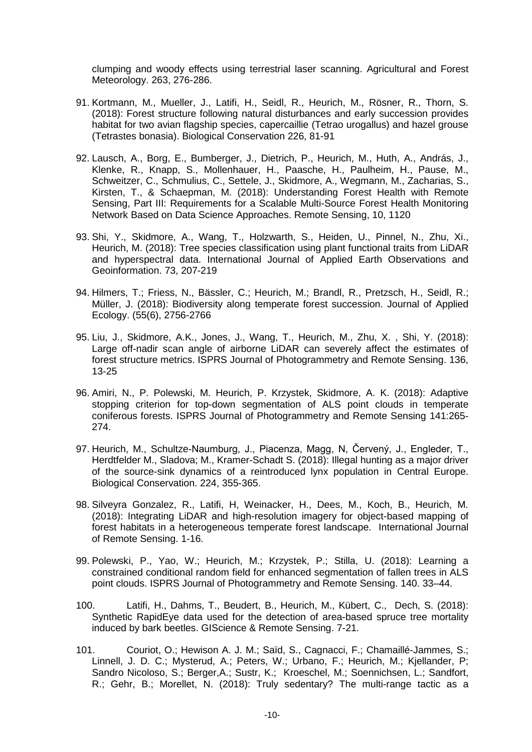clumping and woody effects using terrestrial laser scanning. Agricultural and Forest Meteorology. 263, 276-286.

91. Kortmann, M., Mueller, J., Latifi, H., Seidl, R., Heurich, M., Rösner, R., Thorn, S. (2018): Forest structure following natural disturbances and early succession provides habitat for two avian flagship species, capercaillie (Tetrao urogallus) and hazel grouse (Tetrastes bonasia). Biological Conservation 226, 81-91

92. Lausch, A., Borg, E., Bumberger, J., Dietrich, P., Heurich, M., Huth, A., András, J., Klenke, R., Knapp, S., Mollenhauer, H., Paasche, H., Paulheim, H., Pause, M., Schweitzer, C., Schmulius, C., Settele, J., Skidmore, A., Wegmann, M., Zacharias, S., Kirsten, T., & Schaepman, M. (2018): Understanding Forest Health with Remote Sensing, Part III: Requirements for a Scalable Multi-Source Forest Health Monitoring Network Based on Data Science Approaches. Remote Sensing, 10, 1120

93. Shi, Y., Skidmore, A., Wang, T., Holzwarth, S., Heiden, U., Pinnel, N., Zhu, Xi., Heurich, M. (2018): Tree species classification using plant functional traits from LiDAR and hyperspectral data. International Journal of Applied Earth Observations and Geoinformation. 73, 207-219

94. Hilmers, T.; Friess, N., Bässler, C.; Heurich, M.; Brandl, R., Pretzsch, H., Seidl, R.; Müller, J. (2018): Biodiversity along temperate forest succession. Journal of Applied Ecology. (55(6), 2756-2766

95. Liu, J., Skidmore, A.K., Jones, J., Wang, T., Heurich, M., Zhu, X. , Shi, Y. (2018): Large off-nadir scan angle of airborne LiDAR can severely affect the estimates of forest structure metrics. ISPRS Journal of Photogrammetry and Remote Sensing. 136, 13-25

96. Amiri, N., P. Polewski, M. Heurich, P. Krzystek, Skidmore, A. K. (2018): Adaptive stopping criterion for top-down segmentation of ALS point clouds in temperate coniferous forests. ISPRS Journal of Photogrammetry and Remote Sensing 141:265-274.

97. Heurich, M., Schultze-Naumburg, J., Piacenza, Magg, N, Červený, J., Engleder, T., Herdtfelder M., Sladova; M., Kramer-Schadt S. (2018): Illegal hunting as a major driver of the source-sink dynamics of a reintroduced lynx population in Central Europe. Biological Conservation. 224, 355-365.

98. Silveyra Gonzalez, R., Latifi, H, Weinacker, H., Dees, M., Koch, B., Heurich, M. (2018): Integrating LiDAR and high-resolution imagery for object-based mapping of forest habitats in a heterogeneous temperate forest landscape. International Journal of Remote Sensing. 1-16.

99. Polewski, P., Yao, W.; Heurich, M.; Krzystek, P.; Stilla, U. (2018): Learning a constrained conditional random field for enhanced segmentation of fallen trees in ALS point clouds. ISPRS Journal of Photogrammetry and Remote Sensing. 140. 33–44.

100. Latifi, H., Dahms, T., Beudert, B., Heurich, M., Kübert, C., Dech, S. (2018): Synthetic RapidEye data used for the detection of area-based spruce tree mortality induced by bark beetles. GIScience & Remote Sensing. 7-21.

101. Couriot, O.; Hewison A. J. M.; Saïd, S., Cagnacci, F.; Chamaillé-Jammes, S.; Linnell, J. D. C.; Mysterud, A.; Peters, W.; Urbano, F.; Heurich, M.; Kjellander, P; Sandro Nicoloso, S.; Berger,A.; Sustr, K.; Kroeschel, M.; Soennichsen, L.; Sandfort, R.; Gehr, B.; Morellet, N. (2018): Truly sedentary? The multi-range tactic as a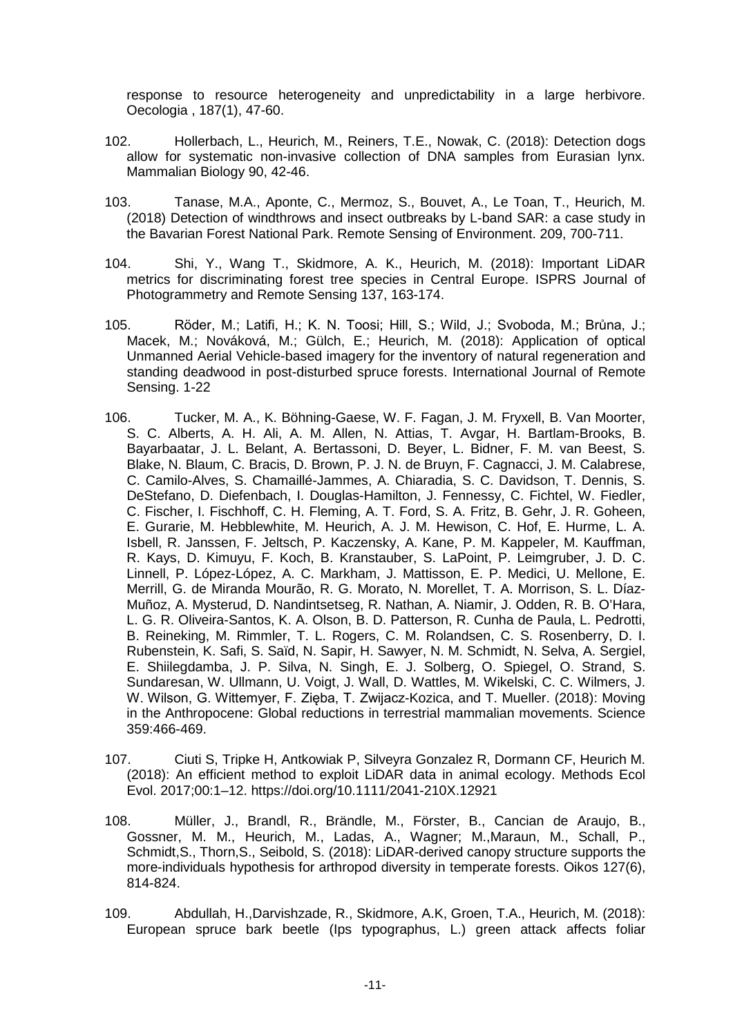response to resource heterogeneity and unpredictability in a large herbivore. Oecologia , 187(1), 47-60.

102. Hollerbach, L., Heurich, M., Reiners, T.E., Nowak, C. (2018): Detection dogs allow for systematic non-invasive collection of DNA samples from Eurasian lynx. Mammalian Biology 90, 42-46.

103. Tanase, M.A., Aponte, C., Mermoz, S., Bouvet, A., Le Toan, T., Heurich, M. (2018) Detection of windthrows and insect outbreaks by L-band SAR: a case study in the Bavarian Forest National Park. Remote Sensing of Environment. 209, 700-711.

104. Shi, Y., Wang T., Skidmore, A. K., Heurich, M. (2018): Important LiDAR metrics for discriminating forest tree species in Central Europe. ISPRS Journal of Photogrammetry and Remote Sensing 137, 163-174.

105. Röder, M.; Latifi, H.; K. N. Toosi; Hill, S.; Wild, J.; Svoboda, M.; Brůna, J.; Macek, M.; Nováková, M.; Gülch, E.; Heurich, M. (2018): Application of optical Unmanned Aerial Vehicle-based imagery for the inventory of natural regeneration and standing deadwood in post-disturbed spruce forests. International Journal of Remote Sensing. 1-22

106. Tucker, M. A., K. Böhning-Gaese, W. F. Fagan, J. M. Fryxell, B. Van Moorter, S. C. Alberts, A. H. Ali, A. M. Allen, N. Attias, T. Avgar, H. Bartlam-Brooks, B. Bayarbaatar, J. L. Belant, A. Bertassoni, D. Beyer, L. Bidner, F. M. van Beest, S. Blake, N. Blaum, C. Bracis, D. Brown, P. J. N. de Bruyn, F. Cagnacci, J. M. Calabrese, C. Camilo-Alves, S. Chamaillé-Jammes, A. Chiaradia, S. C. Davidson, T. Dennis, S. DeStefano, D. Diefenbach, I. Douglas-Hamilton, J. Fennessy, C. Fichtel, W. Fiedler, C. Fischer, I. Fischhoff, C. H. Fleming, A. T. Ford, S. A. Fritz, B. Gehr, J. R. Goheen, E. Gurarie, M. Hebblewhite, M. Heurich, A. J. M. Hewison, C. Hof, E. Hurme, L. A. Isbell, R. Janssen, F. Jeltsch, P. Kaczensky, A. Kane, P. M. Kappeler, M. Kauffman, R. Kays, D. Kimuyu, F. Koch, B. Kranstauber, S. LaPoint, P. Leimgruber, J. D. C. Linnell, P. López-López, A. C. Markham, J. Mattisson, E. P. Medici, U. Mellone, E. Merrill, G. de Miranda Mourão, R. G. Morato, N. Morellet, T. A. Morrison, S. L. Díaz-Muñoz, A. Mysterud, D. Nandintsetseg, R. Nathan, A. Niamir, J. Odden, R. B. O'Hara, L. G. R. Oliveira-Santos, K. A. Olson, B. D. Patterson, R. Cunha de Paula, L. Pedrotti, B. Reineking, M. Rimmler, T. L. Rogers, C. M. Rolandsen, C. S. Rosenberry, D. I. Rubenstein, K. Safi, S. Saïd, N. Sapir, H. Sawyer, N. M. Schmidt, N. Selva, A. Sergiel, E. Shiilegdamba, J. P. Silva, N. Singh, E. J. Solberg, O. Spiegel, O. Strand, S. Sundaresan, W. Ullmann, U. Voigt, J. Wall, D. Wattles, M. Wikelski, C. C. Wilmers, J. W. Wilson, G. Wittemyer, F. Zięba, T. Zwijacz-Kozica, and T. Mueller. (2018): Moving in the Anthropocene: Global reductions in terrestrial mammalian movements. Science 359:466-469.

107. Ciuti S, Tripke H, Antkowiak P, Silveyra Gonzalez R, Dormann CF, Heurich M. (2018): An efficient method to exploit LiDAR data in animal ecology. Methods Ecol Evol. 2017;00:1–12. https://doi.org/10.1111/2041-210X.12921

108. Müller, J., Brandl, R., Brändle, M., Förster, B., Cancian de Araujo, B., Gossner, M. M., Heurich, M., Ladas, A., Wagner; M.,Maraun, M., Schall, P., Schmidt,S., Thorn,S., Seibold, S. (2018): LiDAR-derived canopy structure supports the more-individuals hypothesis for arthropod diversity in temperate forests. Oikos 127(6), 814-824.

109. Abdullah, H.,Darvishzade, R., Skidmore, A.K, Groen, T.A., Heurich, M. (2018): European spruce bark beetle (Ips typographus, L.) green attack affects foliar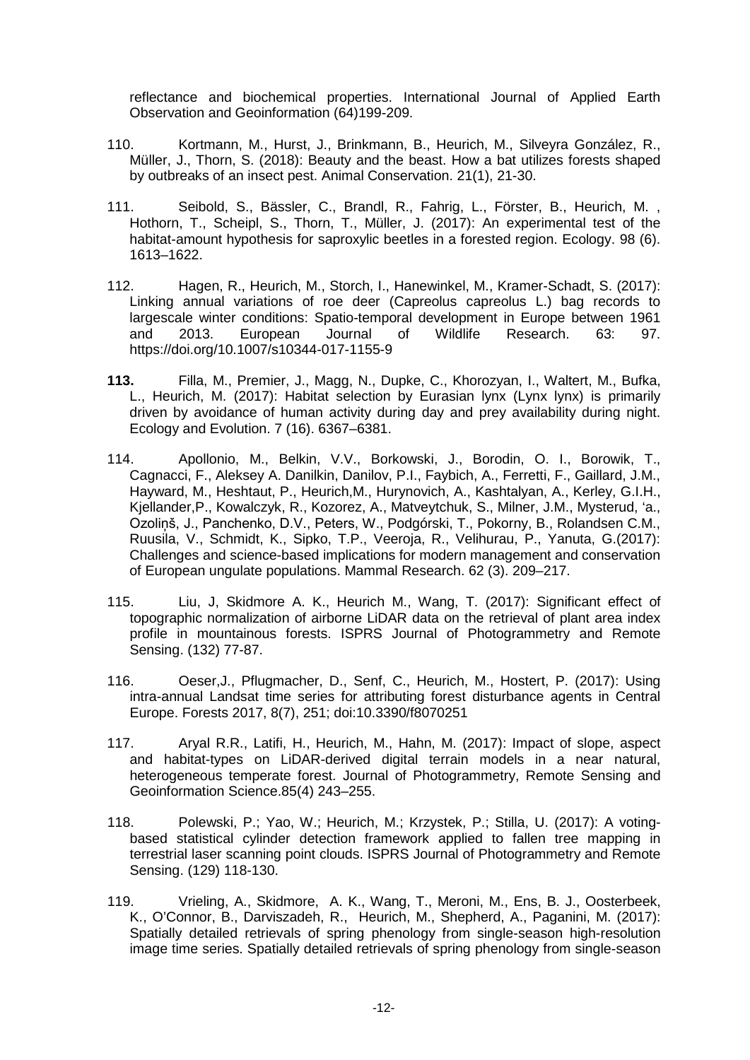reflectance and biochemical properties. International Journal of Applied Earth Observation and Geoinformation (64)199-209.

110. Kortmann, M., Hurst, J., Brinkmann, B., Heurich, M., Silveyra González, R., Müller, J., Thorn, S. (2018): Beauty and the beast. How a bat utilizes forests shaped by outbreaks of an insect pest. Animal Conservation. 21(1), 21-30.

111. Seibold, S., Bässler, C., Brandl, R., Fahrig, L., Förster, B., Heurich, M. , Hothorn, T., Scheipl, S., Thorn, T., Müller, J. (2017): An experimental test of the habitat-amount hypothesis for saproxylic beetles in a forested region. Ecology. 98 (6). 1613–1622.

112. Hagen, R., Heurich, M., Storch, I., Hanewinkel, M., Kramer-Schadt, S. (2017): Linking annual variations of roe deer (Capreolus capreolus L.) bag records to largescale winter conditions: Spatio-temporal development in Europe between 1961 and 2013. European Journal of Wildlife Research. 63: 97. https://doi.org/10.1007/s10344-017-1155-9

**113.** Filla, M., Premier, J., Magg, N., Dupke, C., Khorozyan, I., Waltert, M., Bufka, L., Heurich, M. (2017): Habitat selection by Eurasian lynx (Lynx lynx) is primarily driven by avoidance of human activity during day and prey availability during night. Ecology and Evolution. 7 (16). 6367–6381.

114. Apollonio, M., Belkin, V.V., Borkowski, J., Borodin, O. I., Borowik, T., Cagnacci, F., Aleksey A. Danilkin, Danilov, P.I., Faybich, A., Ferretti, F., Gaillard, J.M., Hayward, M., Heshtaut, P., Heurich,M., Hurynovich, A., Kashtalyan, A., Kerley, G.I.H., Kjellander,P., Kowalczyk, R., Kozorez, A., Matveytchuk, S., Milner, J.M., Mysterud, 'a., Ozoliņš, J., Panchenko, D.V., Peters, W., Podgórski, T., Pokorny, B., Rolandsen C.M., Ruusila, V., Schmidt, K., Sipko, T.P., Veeroja, R., Velihurau, P., Yanuta, G.(2017): Challenges and science-based implications for modern management and conservation of European ungulate populations. Mammal Research. 62 (3). 209–217.

115. Liu, J, Skidmore A. K., Heurich M., Wang, T. (2017): Significant effect of topographic normalization of airborne LiDAR data on the retrieval of plant area index profile in mountainous forests. ISPRS Journal of Photogrammetry and Remote Sensing. (132) 77-87.

116. Oeser,J., Pflugmacher, D., Senf, C., Heurich, M., Hostert, P. (2017): Using intra-annual Landsat time series for attributing forest disturbance agents in Central Europe. Forests 2017, 8(7), 251; doi:10.3390/f8070251

117. Aryal R.R., Latifi, H., Heurich, M., Hahn, M. (2017): Impact of slope, aspect and habitat-types on LiDAR-derived digital terrain models in a near natural, heterogeneous temperate forest. Journal of Photogrammetry, Remote Sensing and Geoinformation Science.85(4) 243–255.

118. Polewski, P.; Yao, W.; Heurich, M.; Krzystek, P.; Stilla, U. (2017): A voting-based statistical cylinder detection framework applied to fallen tree mapping in terrestrial laser scanning point clouds. ISPRS Journal of Photogrammetry and Remote Sensing. (129) 118-130.

119. Vrieling, A., Skidmore, A. K., Wang, T., Meroni, M., Ens, B. J., Oosterbeek, K., O'Connor, B., Darviszadeh, R., Heurich, M., Shepherd, A., Paganini, M. (2017): Spatially detailed retrievals of spring phenology from single-season high-resolution image time series. Spatially detailed retrievals of spring phenology from single-season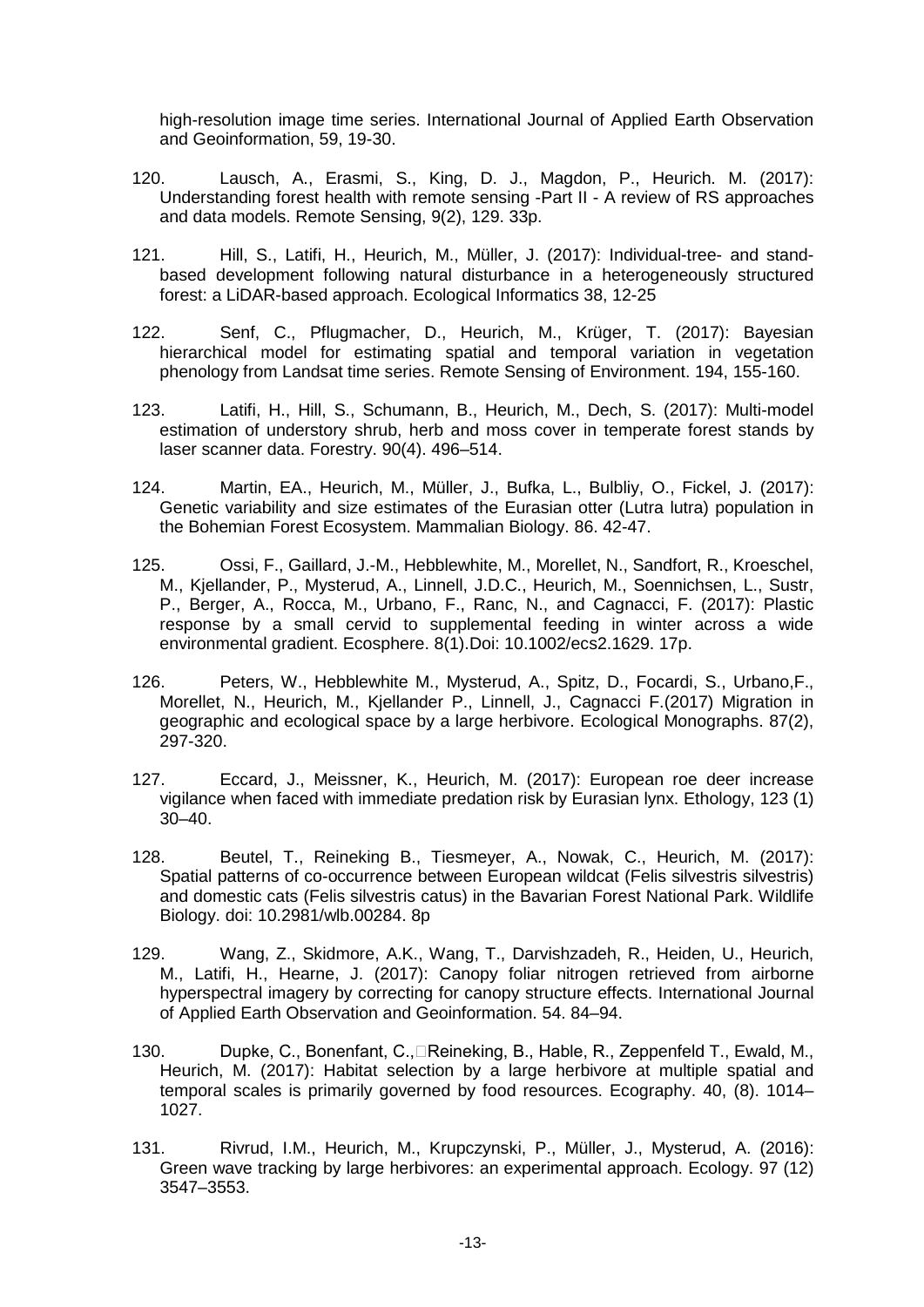high-resolution image time series. International Journal of Applied Earth Observation and Geoinformation, 59, 19-30.

120. Lausch, A., Erasmi, S., King, D. J., Magdon, P., Heurich. M. (2017): Understanding forest health with remote sensing -Part II - A review of RS approaches and data models. Remote Sensing, 9(2), 129. 33p.

121. Hill, S., Latifi, H., Heurich, M., Müller, J. (2017): Individual-tree- and stand-based development following natural disturbance in a heterogeneously structured forest: a LiDAR-based approach. Ecological Informatics 38, 12-25

122. Senf, C., Pflugmacher, D., Heurich, M., Krüger, T. (2017): Bayesian hierarchical model for estimating spatial and temporal variation in vegetation phenology from Landsat time series. Remote Sensing of Environment. 194, 155-160.

123. Latifi, H., Hill, S., Schumann, B., Heurich, M., Dech, S. (2017): Multi-model estimation of understory shrub, herb and moss cover in temperate forest stands by laser scanner data. Forestry. 90(4). 496–514.

124. Martin, EA., Heurich, M., Müller, J., Bufka, L., Bulbliy, O., Fickel, J. (2017): Genetic variability and size estimates of the Eurasian otter (Lutra lutra) population in the Bohemian Forest Ecosystem. Mammalian Biology. 86. 42-47.

125. Ossi, F., Gaillard, J.-M., Hebblewhite, M., Morellet, N., Sandfort, R., Kroeschel, M., Kjellander, P., Mysterud, A., Linnell, J.D.C., Heurich, M., Soennichsen, L., Sustr, P., Berger, A., Rocca, M., Urbano, F., Ranc, N., and Cagnacci, F. (2017): Plastic response by a small cervid to supplemental feeding in winter across a wide environmental gradient. Ecosphere. 8(1).Doi: 10.1002/ecs2.1629. 17p.

126. Peters, W., Hebblewhite M., Mysterud, A., Spitz, D., Focardi, S., Urbano,F., Morellet, N., Heurich, M., Kjellander P., Linnell, J., Cagnacci F.(2017) Migration in geographic and ecological space by a large herbivore. Ecological Monographs. 87(2), 297-320.

127. Eccard, J., Meissner, K., Heurich, M. (2017): European roe deer increase vigilance when faced with immediate predation risk by Eurasian lynx. Ethology, 123 (1) 30–40.

128. Beutel, T., Reineking B., Tiesmeyer, A., Nowak, C., Heurich, M. (2017): Spatial patterns of co-occurrence between European wildcat (Felis silvestris silvestris) and domestic cats (Felis silvestris catus) in the Bavarian Forest National Park. Wildlife Biology. doi: 10.2981/wlb.00284. 8p

129. Wang, Z., Skidmore, A.K., Wang, T., Darvishzadeh, R., Heiden, U., Heurich, M., Latifi, H., Hearne, J. (2017): Canopy foliar nitrogen retrieved from airborne hyperspectral imagery by correcting for canopy structure effects. International Journal of Applied Earth Observation and Geoinformation. 54. 84–94.

130. Dupke, C., Bonenfant, C., Reineking, B., Hable, R., Zeppenfeld T., Ewald, M., Heurich, M. (2017): Habitat selection by a large herbivore at multiple spatial and temporal scales is primarily governed by food resources. Ecography. 40, (8). 1014–1027.

131. Rivrud, I.M., Heurich, M., Krupczynski, P., Müller, J., Mysterud, A. (2016): Green wave tracking by large herbivores: an experimental approach. Ecology. 97 (12) 3547–3553.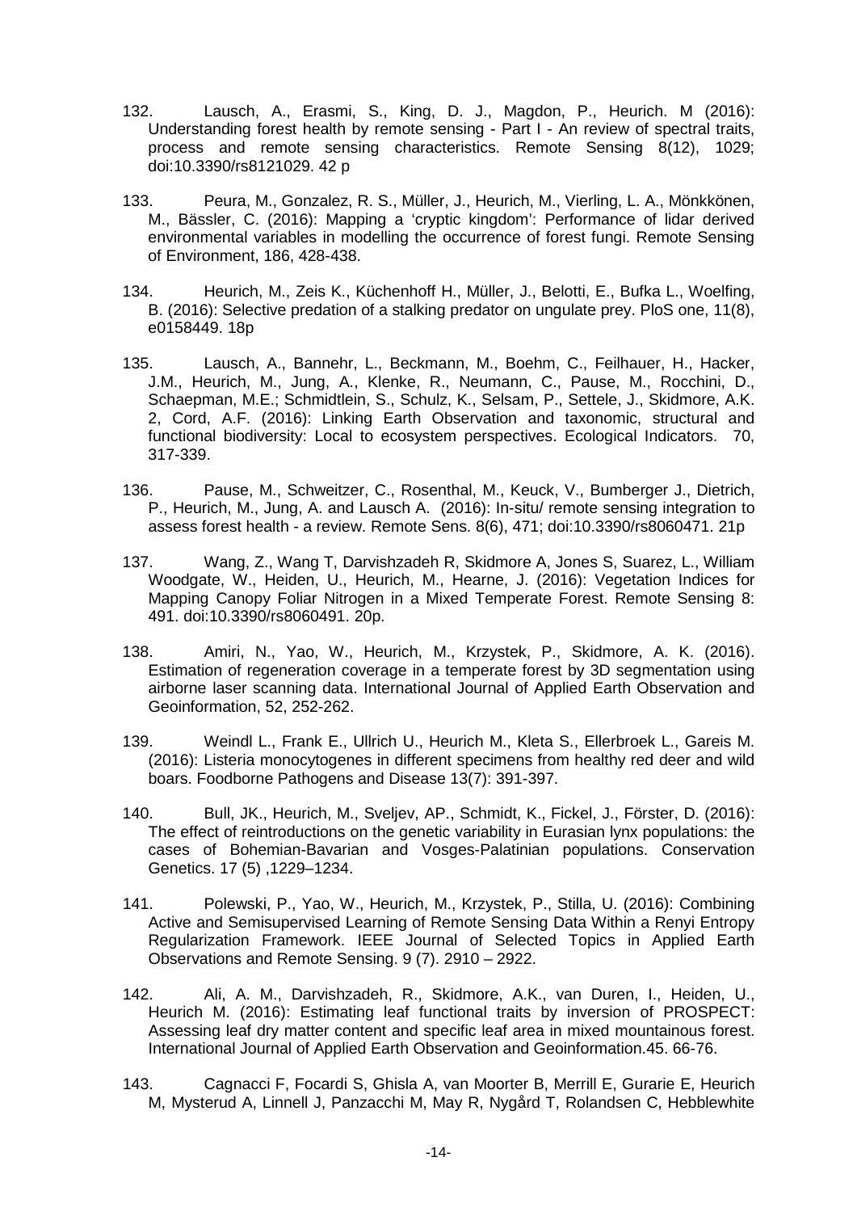132. Lausch, A., Erasmi, S., King, D. J., Magdon, P., Heurich. M (2016): Understanding forest health by remote sensing - Part I - An review of spectral traits, process and remote sensing characteristics. Remote Sensing 8(12), 1029; doi:10.3390/rs8121029. 42 p

133. Peura, M., Gonzalez, R. S., Müller, J., Heurich, M., Vierling, L. A., Mönkkönen, M., Bässler, C. (2016): Mapping a 'cryptic kingdom': Performance of lidar derived environmental variables in modelling the occurrence of forest fungi. Remote Sensing of Environment, 186, 428-438.

134. Heurich, M., Zeis K., Küchenhoff H., Müller, J., Belotti, E., Bufka L., Woelfing, B. (2016): Selective predation of a stalking predator on ungulate prey. PloS one, 11(8), e0158449. 18p

135. Lausch, A., Bannehr, L., Beckmann, M., Boehm, C., Feilhauer, H., Hacker, J.M., Heurich, M., Jung, A., Klenke, R., Neumann, C., Pause, M., Rocchini, D., Schaepman, M.E.; Schmidtlein, S., Schulz, K., Selsam, P., Settele, J., Skidmore, A.K. 2, Cord, A.F. (2016): Linking Earth Observation and taxonomic, structural and functional biodiversity: Local to ecosystem perspectives. Ecological Indicators. 70, 317-339.

136. Pause, M., Schweitzer, C., Rosenthal, M., Keuck, V., Bumberger J., Dietrich, P., Heurich, M., Jung, A. and Lausch A. (2016): In-situ/ remote sensing integration to assess forest health - a review. Remote Sens. 8(6), 471; doi:10.3390/rs8060471. 21p

137. Wang, Z., Wang T, Darvishzadeh R, Skidmore A, Jones S, Suarez, L., William Woodgate, W., Heiden, U., Heurich, M., Hearne, J. (2016): Vegetation Indices for Mapping Canopy Foliar Nitrogen in a Mixed Temperate Forest. Remote Sensing 8: 491. doi:10.3390/rs8060491. 20p.

138. Amiri, N., Yao, W., Heurich, M., Krzystek, P., Skidmore, A. K. (2016). Estimation of regeneration coverage in a temperate forest by 3D segmentation using airborne laser scanning data. International Journal of Applied Earth Observation and Geoinformation, 52, 252-262.

139. Weindl L., Frank E., Ullrich U., Heurich M., Kleta S., Ellerbroek L., Gareis M. (2016): Listeria monocytogenes in different specimens from healthy red deer and wild boars. Foodborne Pathogens and Disease 13(7): 391-397.

140. Bull, JK., Heurich, M., Sveljev, AP., Schmidt, K., Fickel, J., Förster, D. (2016): The effect of reintroductions on the genetic variability in Eurasian lynx populations: the cases of Bohemian-Bavarian and Vosges-Palatinian populations. Conservation Genetics. 17 (5) ,1229–1234.

141. Polewski, P., Yao, W., Heurich, M., Krzystek, P., Stilla, U. (2016): Combining Active and Semisupervised Learning of Remote Sensing Data Within a Renyi Entropy Regularization Framework. IEEE Journal of Selected Topics in Applied Earth Observations and Remote Sensing. 9 (7). 2910 – 2922.

142. Ali, A. M., Darvishzadeh, R., Skidmore, A.K., van Duren, I., Heiden, U., Heurich M. (2016): Estimating leaf functional traits by inversion of PROSPECT: Assessing leaf dry matter content and specific leaf area in mixed mountainous forest. International Journal of Applied Earth Observation and Geoinformation.45. 66-76.

143. Cagnacci F, Focardi S, Ghisla A, van Moorter B, Merrill E, Gurarie E, Heurich M, Mysterud A, Linnell J, Panzacchi M, May R, Nygård T, Rolandsen C, Hebblewhite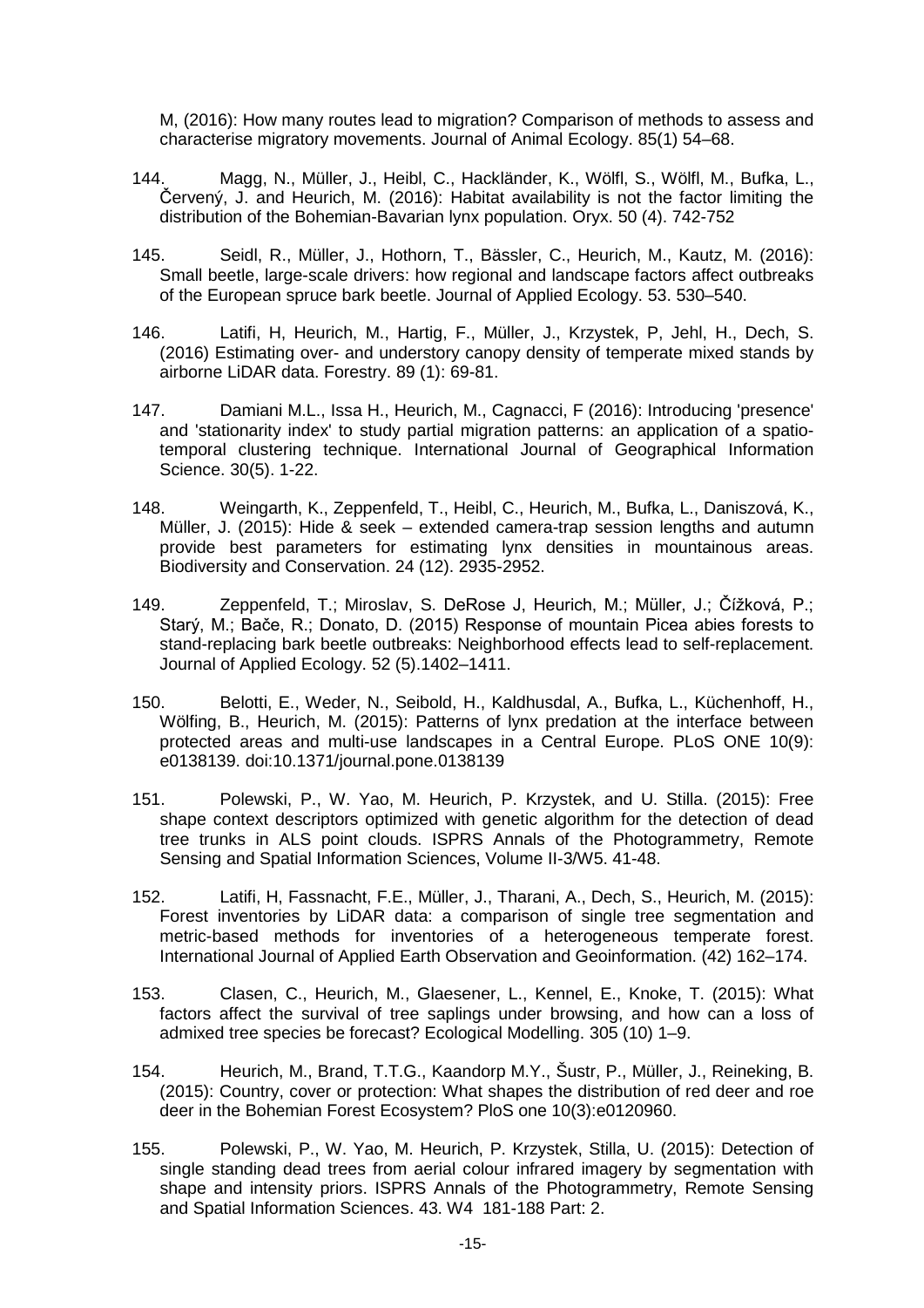M, (2016): How many routes lead to migration? Comparison of methods to assess and characterise migratory movements. Journal of Animal Ecology. 85(1) 54–68.

144. Magg, N., Müller, J., Heibl, C., Hackländer, K., Wölfl, S., Wölfl, M., Bufka, L., Červený, J. and Heurich, M. (2016): Habitat availability is not the factor limiting the distribution of the Bohemian-Bavarian lynx population. Oryx. 50 (4). 742-752

145. Seidl, R., Müller, J., Hothorn, T., Bässler, C., Heurich, M., Kautz, M. (2016): Small beetle, large-scale drivers: how regional and landscape factors affect outbreaks of the European spruce bark beetle. Journal of Applied Ecology. 53. 530–540.

146. Latifi, H, Heurich, M., Hartig, F., Müller, J., Krzystek, P, Jehl, H., Dech, S. (2016) Estimating over- and understory canopy density of temperate mixed stands by airborne LiDAR data. Forestry. 89 (1): 69-81.

147. Damiani M.L., Issa H., Heurich, M., Cagnacci, F (2016): Introducing 'presence' and 'stationarity index' to study partial migration patterns: an application of a spatio-temporal clustering technique. International Journal of Geographical Information Science. 30(5). 1-22.

148. Weingarth, K., Zeppenfeld, T., Heibl, C., Heurich, M., Bufka, L., Daniszová, K., Müller, J. (2015): Hide & seek – extended camera-trap session lengths and autumn provide best parameters for estimating lynx densities in mountainous areas. Biodiversity and Conservation. 24 (12). 2935-2952.

149. Zeppenfeld, T.; Miroslav, S. DeRose J, Heurich, M.; Müller, J.; Čížková, P.; Starý, M.; Bače, R.; Donato, D. (2015) Response of mountain Picea abies forests to stand-replacing bark beetle outbreaks: Neighborhood effects lead to self-replacement. Journal of Applied Ecology. 52 (5).1402–1411.

150. Belotti, E., Weder, N., Seibold, H., Kaldhusdal, A., Bufka, L., Küchenhoff, H., Wölfing, B., Heurich, M. (2015): Patterns of lynx predation at the interface between protected areas and multi-use landscapes in a Central Europe. PLoS ONE 10(9): e0138139. doi:10.1371/journal.pone.0138139

151. Polewski, P., W. Yao, M. Heurich, P. Krzystek, and U. Stilla. (2015): Free shape context descriptors optimized with genetic algorithm for the detection of dead tree trunks in ALS point clouds. ISPRS Annals of the Photogrammetry, Remote Sensing and Spatial Information Sciences, Volume II-3/W5. 41-48.

152. Latifi, H, Fassnacht, F.E., Müller, J., Tharani, A., Dech, S., Heurich, M. (2015): Forest inventories by LiDAR data: a comparison of single tree segmentation and metric-based methods for inventories of a heterogeneous temperate forest. International Journal of Applied Earth Observation and Geoinformation. (42) 162–174.

153. Clasen, C., Heurich, M., Glaesener, L., Kennel, E., Knoke, T. (2015): What factors affect the survival of tree saplings under browsing, and how can a loss of admixed tree species be forecast? Ecological Modelling. 305 (10) 1–9.

154. Heurich, M., Brand, T.T.G., Kaandorp M.Y., Šustr, P., Müller, J., Reineking, B. (2015): Country, cover or protection: What shapes the distribution of red deer and roe deer in the Bohemian Forest Ecosystem? PloS one 10(3):e0120960.

155. Polewski, P., W. Yao, M. Heurich, P. Krzystek, Stilla, U. (2015): Detection of single standing dead trees from aerial colour infrared imagery by segmentation with shape and intensity priors. ISPRS Annals of the Photogrammetry, Remote Sensing and Spatial Information Sciences. 43. W4 181-188 Part: 2.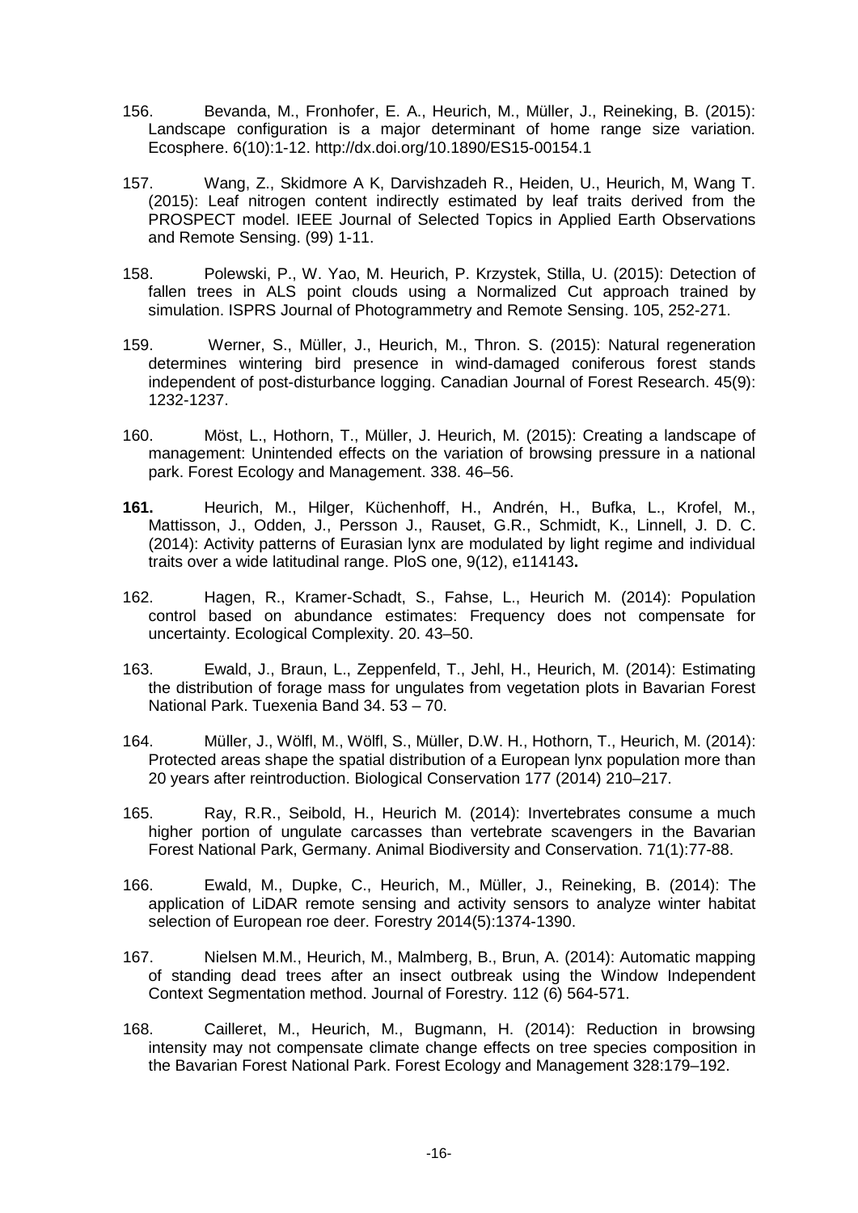156. Bevanda, M., Fronhofer, E. A., Heurich, M., Müller, J., Reineking, B. (2015): Landscape configuration is a major determinant of home range size variation. Ecosphere. 6(10):1-12. http://dx.doi.org/10.1890/ES15-00154.1

157. Wang, Z., Skidmore A K, Darvishzadeh R., Heiden, U., Heurich, M, Wang T. (2015): Leaf nitrogen content indirectly estimated by leaf traits derived from the PROSPECT model. IEEE Journal of Selected Topics in Applied Earth Observations and Remote Sensing. (99) 1-11.

158. Polewski, P., W. Yao, M. Heurich, P. Krzystek, Stilla, U. (2015): Detection of fallen trees in ALS point clouds using a Normalized Cut approach trained by simulation. ISPRS Journal of Photogrammetry and Remote Sensing. 105, 252-271.

159. Werner, S., Müller, J., Heurich, M., Thron. S. (2015): Natural regeneration determines wintering bird presence in wind-damaged coniferous forest stands independent of post-disturbance logging. Canadian Journal of Forest Research. 45(9): 1232-1237.

160. Möst, L., Hothorn, T., Müller, J. Heurich, M. (2015): Creating a landscape of management: Unintended effects on the variation of browsing pressure in a national park. Forest Ecology and Management. 338. 46–56.

**161.** Heurich, M., Hilger, Küchenhoff, H., Andrén, H., Bufka, L., Krofel, M., Mattisson, J., Odden, J., Persson J., Rauset, G.R., Schmidt, K., Linnell, J. D. C. (2014): Activity patterns of Eurasian lynx are modulated by light regime and individual traits over a wide latitudinal range. PloS one, 9(12), e114143**.**

162. Hagen, R., Kramer-Schadt, S., Fahse, L., Heurich M. (2014): Population control based on abundance estimates: Frequency does not compensate for uncertainty. Ecological Complexity. 20. 43–50.

163. Ewald, J., Braun, L., Zeppenfeld, T., Jehl, H., Heurich, M. (2014): Estimating the distribution of forage mass for ungulates from vegetation plots in Bavarian Forest National Park. Tuexenia Band 34. 53 – 70.

164. Müller, J., Wölfl, M., Wölfl, S., Müller, D.W. H., Hothorn, T., Heurich, M. (2014): Protected areas shape the spatial distribution of a European lynx population more than 20 years after reintroduction. Biological Conservation 177 (2014) 210–217.

165. Ray, R.R., Seibold, H., Heurich M. (2014): Invertebrates consume a much higher portion of ungulate carcasses than vertebrate scavengers in the Bavarian Forest National Park, Germany. Animal Biodiversity and Conservation. 71(1):77-88.

166. Ewald, M., Dupke, C., Heurich, M., Müller, J., Reineking, B. (2014): The application of LiDAR remote sensing and activity sensors to analyze winter habitat selection of European roe deer. Forestry 2014(5):1374-1390.

167. Nielsen M.M., Heurich, M., Malmberg, B., Brun, A. (2014): Automatic mapping of standing dead trees after an insect outbreak using the Window Independent Context Segmentation method. Journal of Forestry. 112 (6) 564-571.

168. Cailleret, M., Heurich, M., Bugmann, H. (2014): Reduction in browsing intensity may not compensate climate change effects on tree species composition in the Bavarian Forest National Park. Forest Ecology and Management 328:179–192.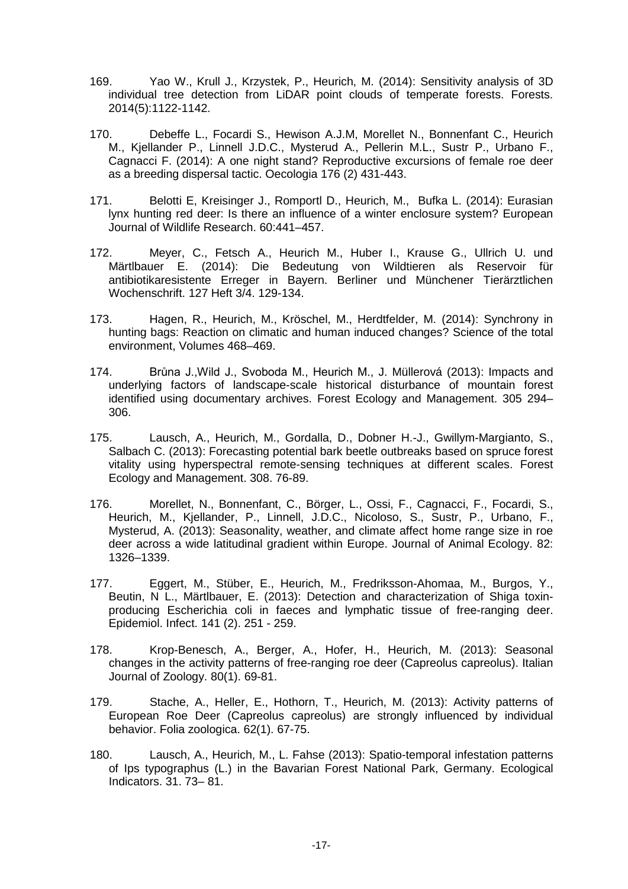169. Yao W., Krull J., Krzystek, P., Heurich, M. (2014): Sensitivity analysis of 3D individual tree detection from LiDAR point clouds of temperate forests. Forests. 2014(5):1122-1142.

170. Debeffe L., Focardi S., Hewison A.J.M, Morellet N., Bonnenfant C., Heurich M., Kjellander P., Linnell J.D.C., Mysterud A., Pellerin M.L., Sustr P., Urbano F., Cagnacci F. (2014): A one night stand? Reproductive excursions of female roe deer as a breeding dispersal tactic. Oecologia 176 (2) 431-443.

171. Belotti E, Kreisinger J., Romportl D., Heurich, M., Bufka L. (2014): Eurasian lynx hunting red deer: Is there an influence of a winter enclosure system? European Journal of Wildlife Research. 60:441–457.

172. Meyer, C., Fetsch A., Heurich M., Huber I., Krause G., Ullrich U. und Märtlbauer E. (2014): Die Bedeutung von Wildtieren als Reservoir für antibiotikaresistente Erreger in Bayern. Berliner und Münchener Tierärztlichen Wochenschrift. 127 Heft 3/4. 129-134.

173. Hagen, R., Heurich, M., Kröschel, M., Herdtfelder, M. (2014): Synchrony in hunting bags: Reaction on climatic and human induced changes? Science of the total environment, Volumes 468–469.

174. Brůna J.,Wild J., Svoboda M., Heurich M., J. Müllerová (2013): Impacts and underlying factors of landscape-scale historical disturbance of mountain forest identified using documentary archives. Forest Ecology and Management. 305 294–306.

175. Lausch, A., Heurich, M., Gordalla, D., Dobner H.-J., Gwillym-Margianto, S., Salbach C. (2013): Forecasting potential bark beetle outbreaks based on spruce forest vitality using hyperspectral remote-sensing techniques at different scales. Forest Ecology and Management. 308. 76-89.

176. Morellet, N., Bonnenfant, C., Börger, L., Ossi, F., Cagnacci, F., Focardi, S., Heurich, M., Kjellander, P., Linnell, J.D.C., Nicoloso, S., Sustr, P., Urbano, F., Mysterud, A. (2013): Seasonality, weather, and climate affect home range size in roe deer across a wide latitudinal gradient within Europe. Journal of Animal Ecology. 82: 1326–1339.

177. Eggert, M., Stüber, E., Heurich, M., Fredriksson-Ahomaa, M., Burgos, Y., Beutin, N L., Märtlbauer, E. (2013): Detection and characterization of Shiga toxin-producing Escherichia coli in faeces and lymphatic tissue of free-ranging deer. Epidemiol. Infect. 141 (2). 251 - 259.

178. Krop-Benesch, A., Berger, A., Hofer, H., Heurich, M. (2013): Seasonal changes in the activity patterns of free-ranging roe deer (Capreolus capreolus). Italian Journal of Zoology. 80(1). 69-81.

179. Stache, A., Heller, E., Hothorn, T., Heurich, M. (2013): Activity patterns of European Roe Deer (Capreolus capreolus) are strongly influenced by individual behavior. Folia zoologica. 62(1). 67-75.

180. Lausch, A., Heurich, M., L. Fahse (2013): Spatio-temporal infestation patterns of Ips typographus (L.) in the Bavarian Forest National Park, Germany. Ecological Indicators. 31. 73– 81.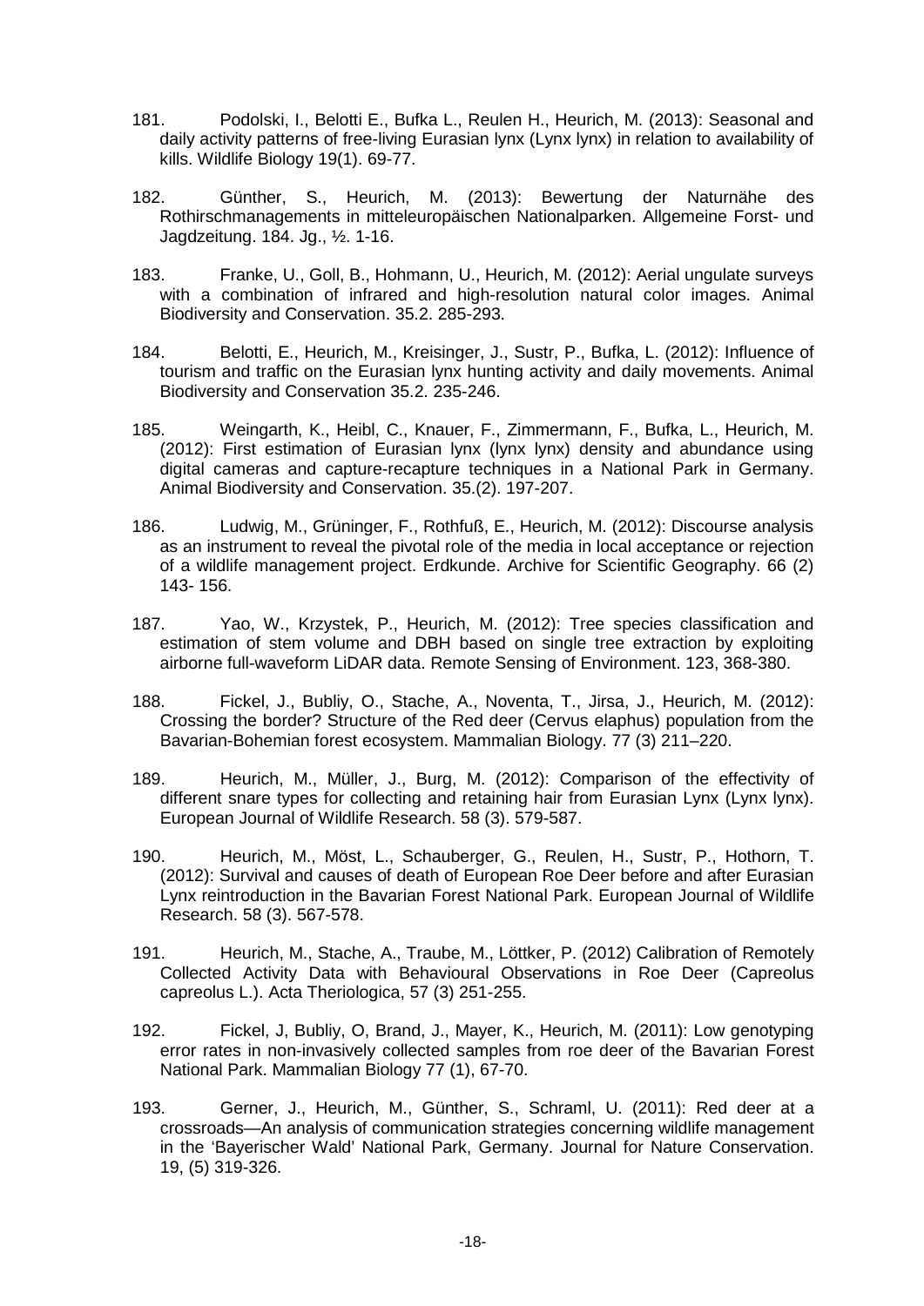181. Podolski, I., Belotti E., Bufka L., Reulen H., Heurich, M. (2013): Seasonal and daily activity patterns of free-living Eurasian lynx (Lynx lynx) in relation to availability of kills. Wildlife Biology 19(1). 69-77.

182. Günther, S., Heurich, M. (2013): Bewertung der Naturnähe des Rothirschmanagements in mitteleuropäischen Nationalparken. Allgemeine Forst- und Jagdzeitung. 184. Jg., ½. 1-16.

183. Franke, U., Goll, B., Hohmann, U., Heurich, M. (2012): Aerial ungulate surveys with a combination of infrared and high-resolution natural color images. Animal Biodiversity and Conservation. 35.2. 285-293.

184. Belotti, E., Heurich, M., Kreisinger, J., Sustr, P., Bufka, L. (2012): Influence of tourism and traffic on the Eurasian lynx hunting activity and daily movements. Animal Biodiversity and Conservation 35.2. 235-246.

185. Weingarth, K., Heibl, C., Knauer, F., Zimmermann, F., Bufka, L., Heurich, M. (2012): First estimation of Eurasian lynx (lynx lynx) density and abundance using digital cameras and capture-recapture techniques in a National Park in Germany. Animal Biodiversity and Conservation. 35.(2). 197-207.

186. Ludwig, M., Grüninger, F., Rothfuß, E., Heurich, M. (2012): Discourse analysis as an instrument to reveal the pivotal role of the media in local acceptance or rejection of a wildlife management project. Erdkunde. Archive for Scientific Geography. 66 (2) 143- 156.

187. Yao, W., Krzystek, P., Heurich, M. (2012): Tree species classification and estimation of stem volume and DBH based on single tree extraction by exploiting airborne full-waveform LiDAR data. Remote Sensing of Environment. 123, 368-380.

188. Fickel, J., Bubliy, O., Stache, A., Noventa, T., Jirsa, J., Heurich, M. (2012): Crossing the border? Structure of the Red deer (Cervus elaphus) population from the Bavarian-Bohemian forest ecosystem. Mammalian Biology. 77 (3) 211–220.

189. Heurich, M., Müller, J., Burg, M. (2012): Comparison of the effectivity of different snare types for collecting and retaining hair from Eurasian Lynx (Lynx lynx). European Journal of Wildlife Research. 58 (3). 579-587.

190. Heurich, M., Möst, L., Schauberger, G., Reulen, H., Sustr, P., Hothorn, T. (2012): Survival and causes of death of European Roe Deer before and after Eurasian Lynx reintroduction in the Bavarian Forest National Park. European Journal of Wildlife Research. 58 (3). 567-578.

191. Heurich, M., Stache, A., Traube, M., Löttker, P. (2012) Calibration of Remotely Collected Activity Data with Behavioural Observations in Roe Deer (Capreolus capreolus L.). Acta Theriologica, 57 (3) 251-255.

192. Fickel, J, Bubliy, O, Brand, J., Mayer, K., Heurich, M. (2011): Low genotyping error rates in non-invasively collected samples from roe deer of the Bavarian Forest National Park. Mammalian Biology 77 (1), 67-70.

193. Gerner, J., Heurich, M., Günther, S., Schraml, U. (2011): Red deer at a crossroads—An analysis of communication strategies concerning wildlife management in the 'Bayerischer Wald' National Park, Germany. Journal for Nature Conservation. 19, (5) 319-326.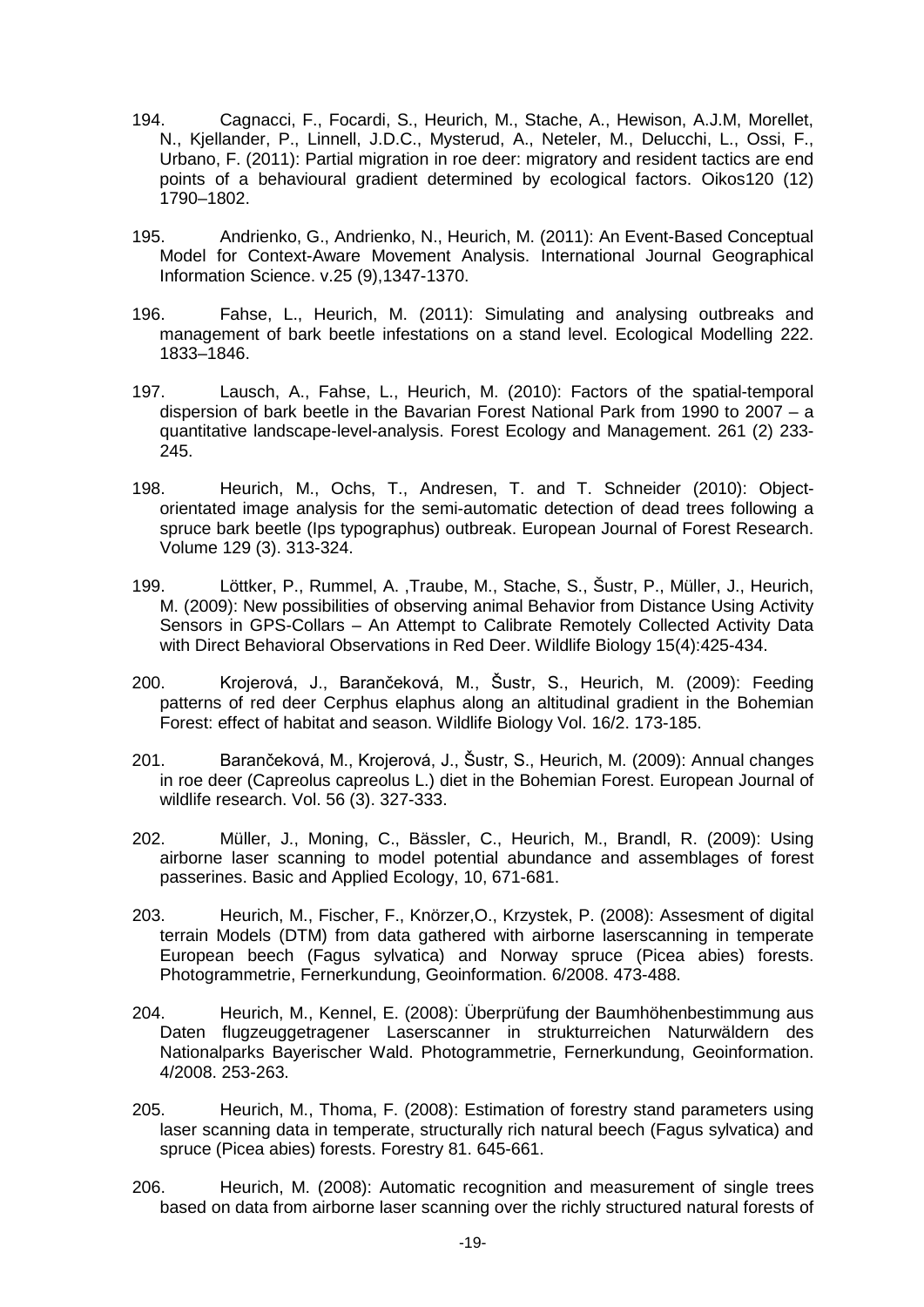194. Cagnacci, F., Focardi, S., Heurich, M., Stache, A., Hewison, A.J.M, Morellet, N., Kjellander, P., Linnell, J.D.C., Mysterud, A., Neteler, M., Delucchi, L., Ossi, F., Urbano, F. (2011): Partial migration in roe deer: migratory and resident tactics are end points of a behavioural gradient determined by ecological factors. Oikos120 (12) 1790–1802.

195. Andrienko, G., Andrienko, N., Heurich, M. (2011): An Event-Based Conceptual Model for Context-Aware Movement Analysis. International Journal Geographical Information Science. v.25 (9),1347-1370.

196. Fahse, L., Heurich, M. (2011): Simulating and analysing outbreaks and management of bark beetle infestations on a stand level. Ecological Modelling 222. 1833–1846.

197. Lausch, A., Fahse, L., Heurich, M. (2010): Factors of the spatial-temporal dispersion of bark beetle in the Bavarian Forest National Park from 1990 to 2007 – a quantitative landscape-level-analysis. Forest Ecology and Management. 261 (2) 233-245.

198. Heurich, M., Ochs, T., Andresen, T. and T. Schneider (2010): Object-orientated image analysis for the semi-automatic detection of dead trees following a spruce bark beetle (Ips typographus) outbreak. European Journal of Forest Research. Volume 129 (3). 313-324.

199. Löttker, P., Rummel, A. ,Traube, M., Stache, S., Šustr, P., Müller, J., Heurich, M. (2009): New possibilities of observing animal Behavior from Distance Using Activity Sensors in GPS-Collars – An Attempt to Calibrate Remotely Collected Activity Data with Direct Behavioral Observations in Red Deer. Wildlife Biology 15(4):425-434.

200. Krojerová, J., Barančeková, M., Šustr, S., Heurich, M. (2009): Feeding patterns of red deer Cerphus elaphus along an altitudinal gradient in the Bohemian Forest: effect of habitat and season. Wildlife Biology Vol. 16/2. 173-185.

201. Barančeková, M., Krojerová, J., Šustr, S., Heurich, M. (2009): Annual changes in roe deer (Capreolus capreolus L.) diet in the Bohemian Forest. European Journal of wildlife research. Vol. 56 (3). 327-333.

202. Müller, J., Moning, C., Bässler, C., Heurich, M., Brandl, R. (2009): Using airborne laser scanning to model potential abundance and assemblages of forest passerines. Basic and Applied Ecology, 10, 671-681.

203. Heurich, M., Fischer, F., Knörzer,O., Krzystek, P. (2008): Assesment of digital terrain Models (DTM) from data gathered with airborne laserscanning in temperate European beech (Fagus sylvatica) and Norway spruce (Picea abies) forests. Photogrammetrie, Fernerkundung, Geoinformation. 6/2008. 473-488.

204. Heurich, M., Kennel, E. (2008): Überprüfung der Baumhöhenbestimmung aus Daten flugzeuggetragener Laserscanner in strukturreichen Naturwäldern des Nationalparks Bayerischer Wald. Photogrammetrie, Fernerkundung, Geoinformation. 4/2008. 253-263.

205. Heurich, M., Thoma, F. (2008): Estimation of forestry stand parameters using laser scanning data in temperate, structurally rich natural beech (Fagus sylvatica) and spruce (Picea abies) forests. Forestry 81. 645-661.

206. Heurich, M. (2008): Automatic recognition and measurement of single trees based on data from airborne laser scanning over the richly structured natural forests of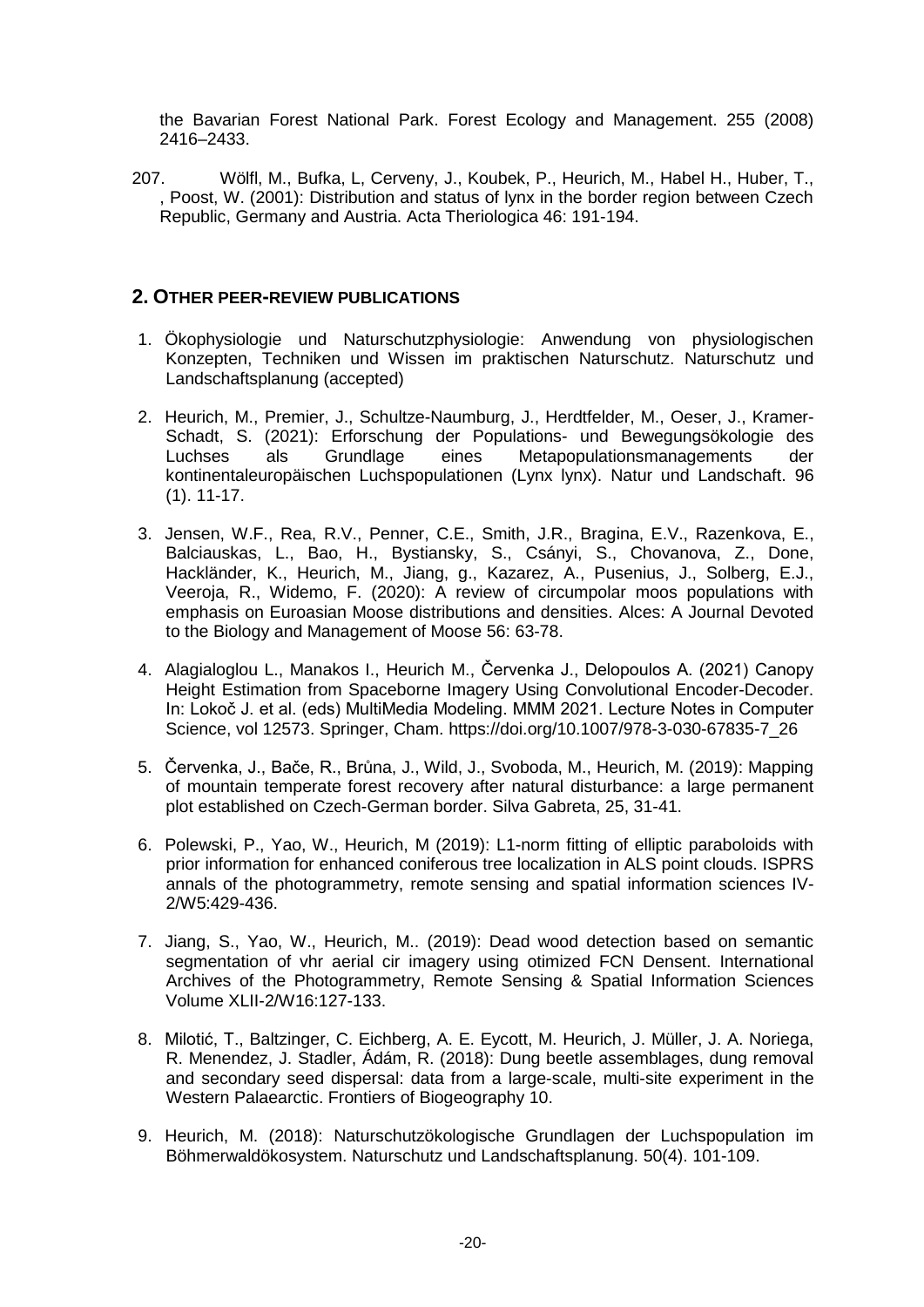the Bavarian Forest National Park. Forest Ecology and Management. 255 (2008) 2416–2433.

207. Wölfl, M., Bufka, L, Cerveny, J., Koubek, P., Heurich, M., Habel H., Huber, T., , Poost, W. (2001): Distribution and status of lynx in the border region between Czech Republic, Germany and Austria. Acta Theriologica 46: 191-194.

## 2. OTHER PEER-REVIEW PUBLICATIONS

1. Ökophysiologie und Naturschutzphysiologie: Anwendung von physiologischen Konzepten, Techniken und Wissen im praktischen Naturschutz. Naturschutz und Landschaftsplanung (accepted)

2. Heurich, M., Premier, J., Schultze-Naumburg, J., Herdtfelder, M., Oeser, J., Kramer-Schadt, S. (2021): Erforschung der Populations- und Bewegungsökologie des Luchses als Grundlage eines Metapopulationsmanagements der kontinentaleuropäischen Luchspopulationen (Lynx lynx). Natur und Landschaft. 96 (1). 11-17.

3. Jensen, W.F., Rea, R.V., Penner, C.E., Smith, J.R., Bragina, E.V., Razenkova, E., Balciauskas, L., Bao, H., Bystiansky, S., Csányi, S., Chovanova, Z., Done, Hackländer, K., Heurich, M., Jiang, g., Kazarez, A., Pusenius, J., Solberg, E.J., Veeroja, R., Widemo, F. (2020): A review of circumpolar moos populations with emphasis on Euroasian Moose distributions and densities. Alces: A Journal Devoted to the Biology and Management of Moose 56: 63-78.

4. Alagialoglou L., Manakos I., Heurich M., Červenka J., Delopoulos A. (2021) Canopy Height Estimation from Spaceborne Imagery Using Convolutional Encoder-Decoder. In: Lokoč J. et al. (eds) MultiMedia Modeling. MMM 2021. Lecture Notes in Computer Science, vol 12573. Springer, Cham. https://doi.org/10.1007/978-3-030-67835-7_26

5. Červenka, J., Bače, R., Brůna, J., Wild, J., Svoboda, M., Heurich, M. (2019): Mapping of mountain temperate forest recovery after natural disturbance: a large permanent plot established on Czech-German border. Silva Gabreta, 25, 31-41.

6. Polewski, P., Yao, W., Heurich, M (2019): L1-norm fitting of elliptic paraboloids with prior information for enhanced coniferous tree localization in ALS point clouds. ISPRS annals of the photogrammetry, remote sensing and spatial information sciences IV-2/W5:429-436.

7. Jiang, S., Yao, W., Heurich, M.. (2019): Dead wood detection based on semantic segmentation of vhr aerial cir imagery using otimized FCN Densent. International Archives of the Photogrammetry, Remote Sensing & Spatial Information Sciences Volume XLII-2/W16:127-133.

8. Milotić, T., Baltzinger, C. Eichberg, A. E. Eycott, M. Heurich, J. Müller, J. A. Noriega, R. Menendez, J. Stadler, Ádám, R. (2018): Dung beetle assemblages, dung removal and secondary seed dispersal: data from a large-scale, multi-site experiment in the Western Palaearctic. Frontiers of Biogeography 10.

9. Heurich, M. (2018): Naturschutzökologische Grundlagen der Luchspopulation im Böhmerwaldökosystem. Naturschutz und Landschaftsplanung. 50(4). 101-109.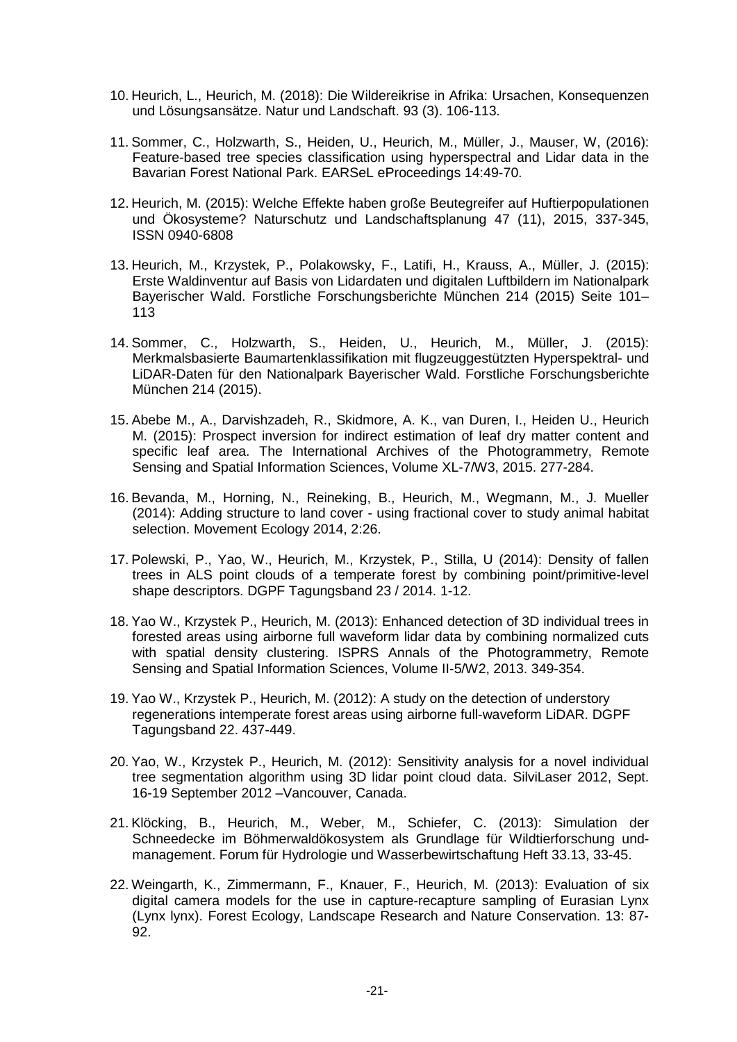10. Heurich, L., Heurich, M. (2018): Die Wildereikrise in Afrika: Ursachen, Konsequenzen und Lösungsansätze. Natur und Landschaft. 93 (3). 106-113.

11. Sommer, C., Holzwarth, S., Heiden, U., Heurich, M., Müller, J., Mauser, W, (2016): Feature-based tree species classification using hyperspectral and Lidar data in the Bavarian Forest National Park. EARSeL eProceedings 14:49-70.

12. Heurich, M. (2015): Welche Effekte haben große Beutegreifer auf Huftierpopulationen und Ökosysteme? Naturschutz und Landschaftsplanung 47 (11), 2015, 337-345, ISSN 0940-6808

13. Heurich, M., Krzystek, P., Polakowsky, F., Latifi, H., Krauss, A., Müller, J. (2015): Erste Waldinventur auf Basis von Lidardaten und digitalen Luftbildern im Nationalpark Bayerischer Wald. Forstliche Forschungsberichte München 214 (2015) Seite 101–113

14. Sommer, C., Holzwarth, S., Heiden, U., Heurich, M., Müller, J. (2015): Merkmalsbasierte Baumartenklassifikation mit flugzeuggestützten Hyperspektral- und LiDAR-Daten für den Nationalpark Bayerischer Wald. Forstliche Forschungsberichte München 214 (2015).

15. Abebe M., A., Darvishzadeh, R., Skidmore, A. K., van Duren, I., Heiden U., Heurich M. (2015): Prospect inversion for indirect estimation of leaf dry matter content and specific leaf area. The International Archives of the Photogrammetry, Remote Sensing and Spatial Information Sciences, Volume XL-7/W3, 2015. 277-284.

16. Bevanda, M., Horning, N., Reineking, B., Heurich, M., Wegmann, M., J. Mueller (2014): Adding structure to land cover - using fractional cover to study animal habitat selection. Movement Ecology 2014, 2:26.

17. Polewski, P., Yao, W., Heurich, M., Krzystek, P., Stilla, U (2014): Density of fallen trees in ALS point clouds of a temperate forest by combining point/primitive-level shape descriptors. DGPF Tagungsband 23 / 2014. 1-12.

18. Yao W., Krzystek P., Heurich, M. (2013): Enhanced detection of 3D individual trees in forested areas using airborne full waveform lidar data by combining normalized cuts with spatial density clustering. ISPRS Annals of the Photogrammetry, Remote Sensing and Spatial Information Sciences, Volume II-5/W2, 2013. 349-354.

19. Yao W., Krzystek P., Heurich, M. (2012): A study on the detection of understory regenerations intemperate forest areas using airborne full-waveform LiDAR. DGPF Tagungsband 22. 437-449.

20. Yao, W., Krzystek P., Heurich, M. (2012): Sensitivity analysis for a novel individual tree segmentation algorithm using 3D lidar point cloud data. SilviLaser 2012, Sept. 16-19 September 2012 –Vancouver, Canada.

21. Klöcking, B., Heurich, M., Weber, M., Schiefer, C. (2013): Simulation der Schneedecke im Böhmerwaldökosystem als Grundlage für Wildtierforschung und-management. Forum für Hydrologie und Wasserbewirtschaftung Heft 33.13, 33-45.

22. Weingarth, K., Zimmermann, F., Knauer, F., Heurich, M. (2013): Evaluation of six digital camera models for the use in capture-recapture sampling of Eurasian Lynx (Lynx lynx). Forest Ecology, Landscape Research and Nature Conservation. 13: 87-92.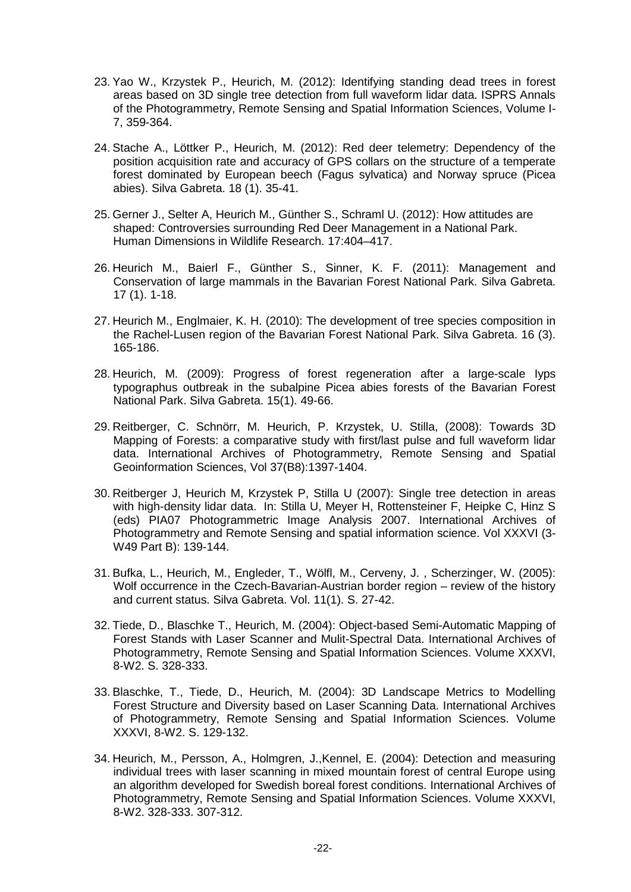23. Yao W., Krzystek P., Heurich, M. (2012): Identifying standing dead trees in forest areas based on 3D single tree detection from full waveform lidar data. ISPRS Annals of the Photogrammetry, Remote Sensing and Spatial Information Sciences, Volume I-7, 359-364.

24. Stache A., Löttker P., Heurich, M. (2012): Red deer telemetry: Dependency of the position acquisition rate and accuracy of GPS collars on the structure of a temperate forest dominated by European beech (Fagus sylvatica) and Norway spruce (Picea abies). Silva Gabreta. 18 (1). 35-41.

25. Gerner J., Selter A, Heurich M., Günther S., Schraml U. (2012): How attitudes are shaped: Controversies surrounding Red Deer Management in a National Park. Human Dimensions in Wildlife Research. 17:404–417.

26. Heurich M., Baierl F., Günther S., Sinner, K. F. (2011): Management and Conservation of large mammals in the Bavarian Forest National Park. Silva Gabreta. 17 (1). 1-18.

27. Heurich M., Englmaier, K. H. (2010): The development of tree species composition in the Rachel-Lusen region of the Bavarian Forest National Park. Silva Gabreta. 16 (3). 165-186.

28. Heurich, M. (2009): Progress of forest regeneration after a large-scale Iyps typographus outbreak in the subalpine Picea abies forests of the Bavarian Forest National Park. Silva Gabreta. 15(1). 49-66.

29. Reitberger, C. Schnörr, M. Heurich, P. Krzystek, U. Stilla, (2008): Towards 3D Mapping of Forests: a comparative study with first/last pulse and full waveform lidar data. International Archives of Photogrammetry, Remote Sensing and Spatial Geoinformation Sciences, Vol 37(B8):1397-1404.

30. Reitberger J, Heurich M, Krzystek P, Stilla U (2007): Single tree detection in areas with high-density lidar data. In: Stilla U, Meyer H, Rottensteiner F, Heipke C, Hinz S (eds) PIA07 Photogrammetric Image Analysis 2007. International Archives of Photogrammetry and Remote Sensing and spatial information science. Vol XXXVI (3-W49 Part B): 139-144.

31. Bufka, L., Heurich, M., Engleder, T., Wölfl, M., Cerveny, J. , Scherzinger, W. (2005): Wolf occurrence in the Czech-Bavarian-Austrian border region – review of the history and current status. Silva Gabreta. Vol. 11(1). S. 27-42.

32. Tiede, D., Blaschke T., Heurich, M. (2004): Object-based Semi-Automatic Mapping of Forest Stands with Laser Scanner and Mulit-Spectral Data. International Archives of Photogrammetry, Remote Sensing and Spatial Information Sciences. Volume XXXVI, 8-W2. S. 328-333.

33. Blaschke, T., Tiede, D., Heurich, M. (2004): 3D Landscape Metrics to Modelling Forest Structure and Diversity based on Laser Scanning Data. International Archives of Photogrammetry, Remote Sensing and Spatial Information Sciences. Volume XXXVI, 8-W2. S. 129-132.

34. Heurich, M., Persson, A., Holmgren, J.,Kennel, E. (2004): Detection and measuring individual trees with laser scanning in mixed mountain forest of central Europe using an algorithm developed for Swedish boreal forest conditions. International Archives of Photogrammetry, Remote Sensing and Spatial Information Sciences. Volume XXXVI, 8-W2. 328-333. 307-312.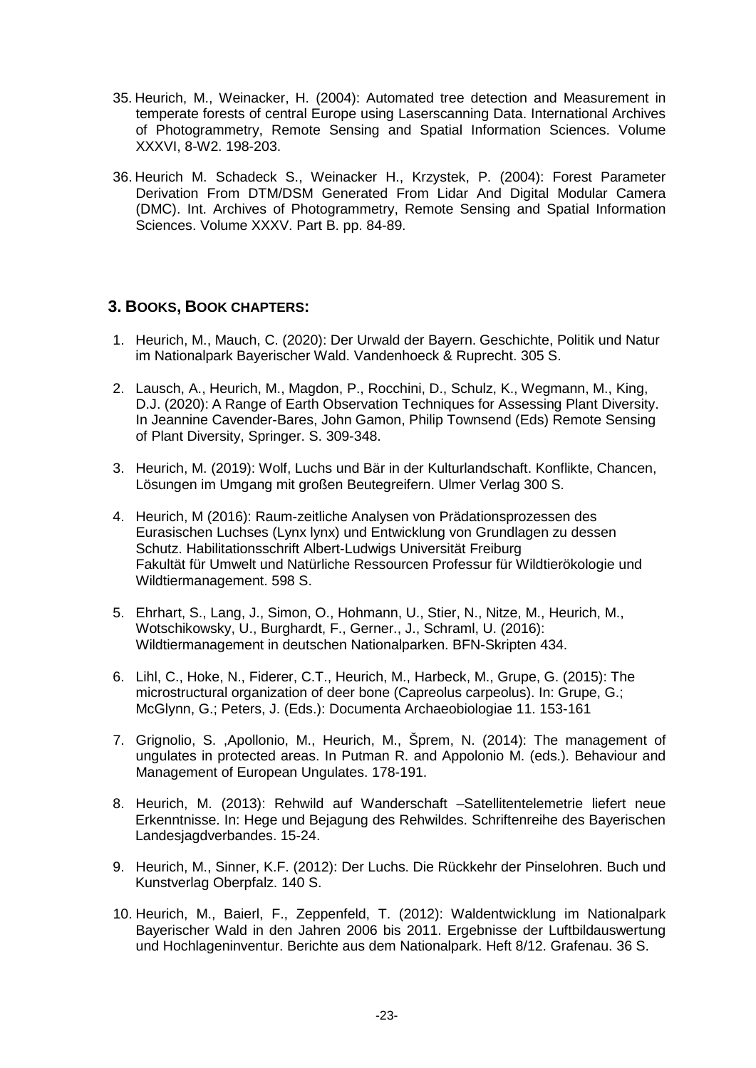35. Heurich, M., Weinacker, H. (2004): Automated tree detection and Measurement in temperate forests of central Europe using Laserscanning Data. International Archives of Photogrammetry, Remote Sensing and Spatial Information Sciences. Volume XXXVI, 8-W2. 198-203.

36. Heurich M. Schadeck S., Weinacker H., Krzystek, P. (2004): Forest Parameter Derivation From DTM/DSM Generated From Lidar And Digital Modular Camera (DMC). Int. Archives of Photogrammetry, Remote Sensing and Spatial Information Sciences. Volume XXXV. Part B. pp. 84-89.

## 3. Books, Book chapters:

1. Heurich, M., Mauch, C. (2020): Der Urwald der Bayern. Geschichte, Politik und Natur im Nationalpark Bayerischer Wald. Vandenhoeck & Ruprecht. 305 S.

2. Lausch, A., Heurich, M., Magdon, P., Rocchini, D., Schulz, K., Wegmann, M., King, D.J. (2020): A Range of Earth Observation Techniques for Assessing Plant Diversity. In Jeannine Cavender-Bares, John Gamon, Philip Townsend (Eds) Remote Sensing of Plant Diversity, Springer. S. 309-348.

3. Heurich, M. (2019): Wolf, Luchs und Bär in der Kulturlandschaft. Konflikte, Chancen, Lösungen im Umgang mit großen Beutegreifern. Ulmer Verlag 300 S.

4. Heurich, M (2016): Raum-zeitliche Analysen von Prädationsprozessen des Eurasischen Luchses (Lynx lynx) und Entwicklung von Grundlagen zu dessen Schutz. Habilitationsschrift Albert-Ludwigs Universität Freiburg Fakultät für Umwelt und Natürliche Ressourcen Professur für Wildtierökologie und Wildtiermanagement. 598 S.

5. Ehrhart, S., Lang, J., Simon, O., Hohmann, U., Stier, N., Nitze, M., Heurich, M., Wotschikowsky, U., Burghardt, F., Gerner., J., Schraml, U. (2016): Wildtiermanagement in deutschen Nationalparken. BFN-Skripten 434.

6. Lihl, C., Hoke, N., Fiderer, C.T., Heurich, M., Harbeck, M., Grupe, G. (2015): The microstructural organization of deer bone (Capreolus carpeolus). In: Grupe, G.; McGlynn, G.; Peters, J. (Eds.): Documenta Archaeobiologiae 11. 153-161

7. Grignolio, S. ,Apollonio, M., Heurich, M., Šprem, N. (2014): The management of ungulates in protected areas. In Putman R. and Appolonio M. (eds.). Behaviour and Management of European Ungulates. 178-191.

8. Heurich, M. (2013): Rehwild auf Wanderschaft –Satellitentelemetrie liefert neue Erkenntnisse. In: Hege und Bejagung des Rehwildes. Schriftenreihe des Bayerischen Landesjagdverbandes. 15-24.

9. Heurich, M., Sinner, K.F. (2012): Der Luchs. Die Rückkehr der Pinselohren. Buch und Kunstverlag Oberpfalz. 140 S.

10. Heurich, M., Baierl, F., Zeppenfeld, T. (2012): Waldentwicklung im Nationalpark Bayerischer Wald in den Jahren 2006 bis 2011. Ergebnisse der Luftbildauswertung und Hochlageninventur. Berichte aus dem Nationalpark. Heft 8/12. Grafenau. 36 S.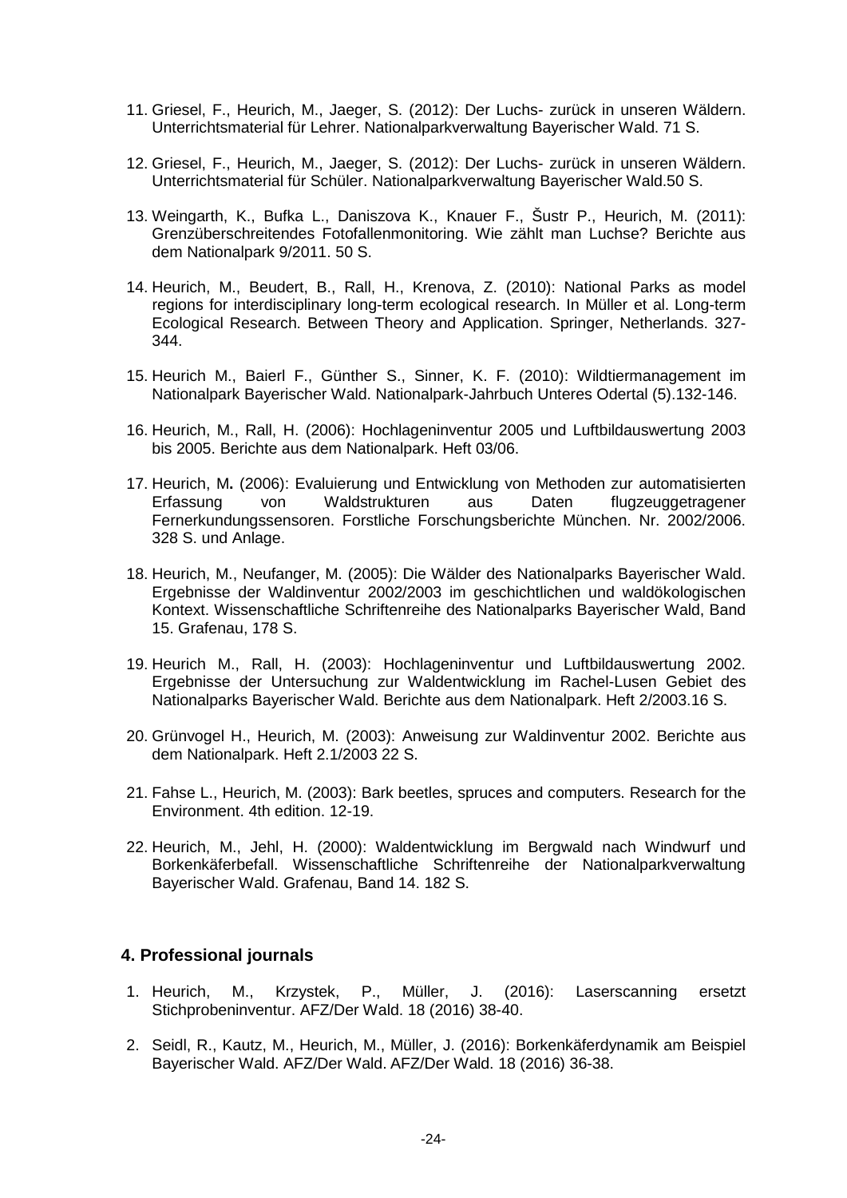11. Griesel, F., Heurich, M., Jaeger, S. (2012): Der Luchs- zurück in unseren Wäldern. Unterrichtsmaterial für Lehrer. Nationalparkverwaltung Bayerischer Wald. 71 S.

12. Griesel, F., Heurich, M., Jaeger, S. (2012): Der Luchs- zurück in unseren Wäldern. Unterrichtsmaterial für Schüler. Nationalparkverwaltung Bayerischer Wald.50 S.

13. Weingarth, K., Bufka L., Daniszova K., Knauer F., Šustr P., Heurich, M. (2011): Grenzüberschreitendes Fotofallenmonitoring. Wie zählt man Luchse? Berichte aus dem Nationalpark 9/2011. 50 S.

14. Heurich, M., Beudert, B., Rall, H., Krenova, Z. (2010): National Parks as model regions for interdisciplinary long-term ecological research. In Müller et al. Long-term Ecological Research. Between Theory and Application. Springer, Netherlands. 327-344.

15. Heurich M., Baierl F., Günther S., Sinner, K. F. (2010): Wildtiermanagement im Nationalpark Bayerischer Wald. Nationalpark-Jahrbuch Unteres Odertal (5).132-146.

16. Heurich, M., Rall, H. (2006): Hochlageninventur 2005 und Luftbildauswertung 2003 bis 2005. Berichte aus dem Nationalpark. Heft 03/06.

17. Heurich, M**.** (2006): Evaluierung und Entwicklung von Methoden zur automatisierten Erfassung von Waldstrukturen aus Daten flugzeuggetragener Fernerkundungssensoren. Forstliche Forschungsberichte München. Nr. 2002/2006. 328 S. und Anlage.

18. Heurich, M., Neufanger, M. (2005): Die Wälder des Nationalparks Bayerischer Wald. Ergebnisse der Waldinventur 2002/2003 im geschichtlichen und waldökologischen Kontext. Wissenschaftliche Schriftenreihe des Nationalparks Bayerischer Wald, Band 15. Grafenau, 178 S.

19. Heurich M., Rall, H. (2003): Hochlageninventur und Luftbildauswertung 2002. Ergebnisse der Untersuchung zur Waldentwicklung im Rachel-Lusen Gebiet des Nationalparks Bayerischer Wald. Berichte aus dem Nationalpark. Heft 2/2003.16 S.

20. Grünvogel H., Heurich, M. (2003): Anweisung zur Waldinventur 2002. Berichte aus dem Nationalpark. Heft 2.1/2003 22 S.

21. Fahse L., Heurich, M. (2003): Bark beetles, spruces and computers. Research for the Environment. 4th edition. 12-19.

22. Heurich, M., Jehl, H. (2000): Waldentwicklung im Bergwald nach Windwurf und Borkenkäferbefall. Wissenschaftliche Schriftenreihe der Nationalparkverwaltung Bayerischer Wald. Grafenau, Band 14. 182 S.

### 4. Professional journals

1. Heurich, M., Krzystek, P., Müller, J. (2016): Laserscanning ersetzt Stichprobeninventur. AFZ/Der Wald. 18 (2016) 38-40.

2. Seidl, R., Kautz, M., Heurich, M., Müller, J. (2016): Borkenkäferdynamik am Beispiel Bayerischer Wald. AFZ/Der Wald. AFZ/Der Wald. 18 (2016) 36-38.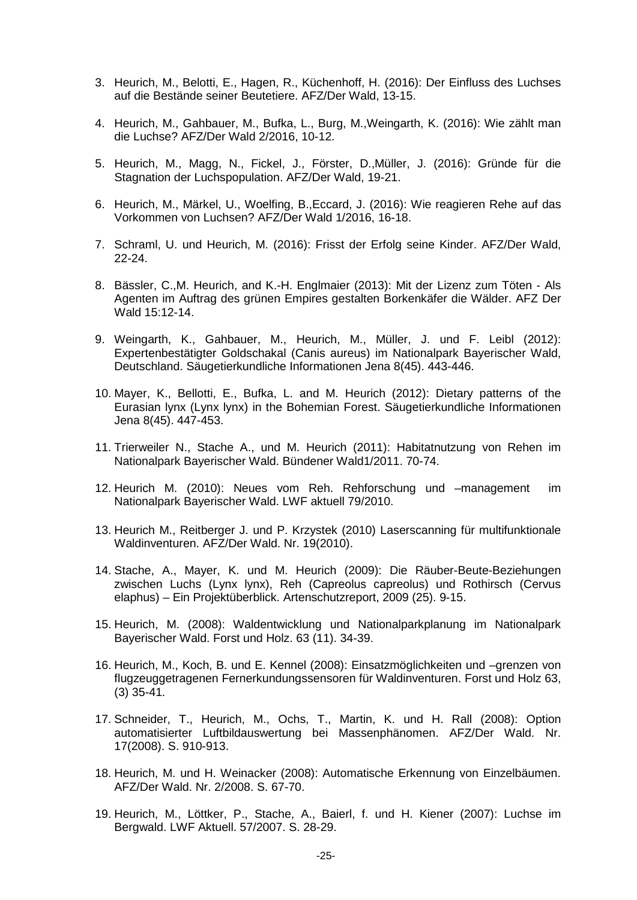3. Heurich, M., Belotti, E., Hagen, R., Küchenhoff, H. (2016): Der Einfluss des Luchses auf die Bestände seiner Beutetiere. AFZ/Der Wald, 13-15.

4. Heurich, M., Gahbauer, M., Bufka, L., Burg, M.,Weingarth, K. (2016): Wie zählt man die Luchse? AFZ/Der Wald 2/2016, 10-12.

5. Heurich, M., Magg, N., Fickel, J., Förster, D.,Müller, J. (2016): Gründe für die Stagnation der Luchspopulation. AFZ/Der Wald, 19-21.

6. Heurich, M., Märkel, U., Woelfing, B.,Eccard, J. (2016): Wie reagieren Rehe auf das Vorkommen von Luchsen? AFZ/Der Wald 1/2016, 16-18.

7. Schraml, U. und Heurich, M. (2016): Frisst der Erfolg seine Kinder. AFZ/Der Wald, 22-24.

8. Bässler, C.,M. Heurich, and K.-H. Englmaier (2013): Mit der Lizenz zum Töten - Als Agenten im Auftrag des grünen Empires gestalten Borkenkäfer die Wälder. AFZ Der Wald 15:12-14.

9. Weingarth, K., Gahbauer, M., Heurich, M., Müller, J. und F. Leibl (2012): Expertenbestätigter Goldschakal (Canis aureus) im Nationalpark Bayerischer Wald, Deutschland. Säugetierkundliche Informationen Jena 8(45). 443-446.

10. Mayer, K., Bellotti, E., Bufka, L. and M. Heurich (2012): Dietary patterns of the Eurasian lynx (Lynx lynx) in the Bohemian Forest. Säugetierkundliche Informationen Jena 8(45). 447-453.

11. Trierweiler N., Stache A., und M. Heurich (2011): Habitatnutzung von Rehen im Nationalpark Bayerischer Wald. Bündener Wald1/2011. 70-74.

12. Heurich M. (2010): Neues vom Reh. Rehforschung und –management im Nationalpark Bayerischer Wald. LWF aktuell 79/2010.

13. Heurich M., Reitberger J. und P. Krzystek (2010) Laserscanning für multifunktionale Waldinventuren. AFZ/Der Wald. Nr. 19(2010).

14. Stache, A., Mayer, K. und M. Heurich (2009): Die Räuber-Beute-Beziehungen zwischen Luchs (Lynx lynx), Reh (Capreolus capreolus) und Rothirsch (Cervus elaphus) – Ein Projektüberblick. Artenschutzreport, 2009 (25). 9-15.

15. Heurich, M. (2008): Waldentwicklung und Nationalparkplanung im Nationalpark Bayerischer Wald. Forst und Holz. 63 (11). 34-39.

16. Heurich, M., Koch, B. und E. Kennel (2008): Einsatzmöglichkeiten und –grenzen von flugzeuggetragenen Fernerkundungssensoren für Waldinventuren. Forst und Holz 63, (3) 35-41.

17. Schneider, T., Heurich, M., Ochs, T., Martin, K. und H. Rall (2008): Option automatisierter Luftbildauswertung bei Massenphänomen. AFZ/Der Wald. Nr. 17(2008). S. 910-913.

18. Heurich, M. und H. Weinacker (2008): Automatische Erkennung von Einzelbäumen. AFZ/Der Wald. Nr. 2/2008. S. 67-70.

19. Heurich, M., Löttker, P., Stache, A., Baierl, f. und H. Kiener (2007): Luchse im Bergwald. LWF Aktuell. 57/2007. S. 28-29.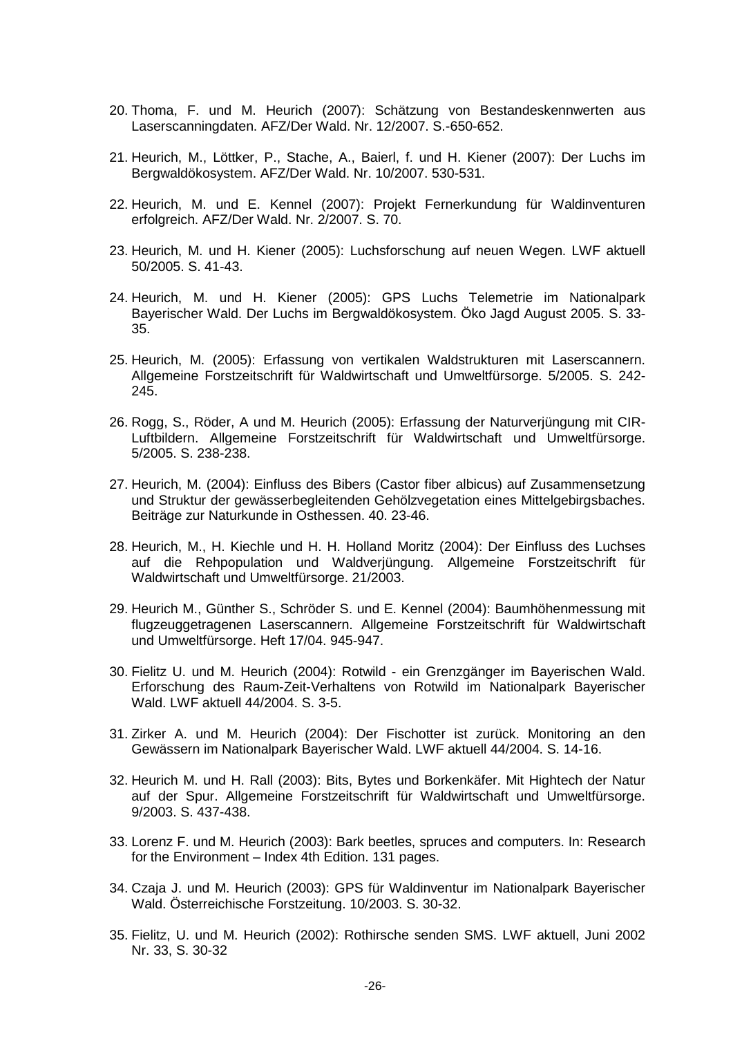20. Thoma, F. und M. Heurich (2007): Schätzung von Bestandeskennwerten aus Laserscanningdaten. AFZ/Der Wald. Nr. 12/2007. S.-650-652.

21. Heurich, M., Löttker, P., Stache, A., Baierl, f. und H. Kiener (2007): Der Luchs im Bergwaldökosystem. AFZ/Der Wald. Nr. 10/2007. 530-531.

22. Heurich, M. und E. Kennel (2007): Projekt Fernerkundung für Waldinventuren erfolgreich. AFZ/Der Wald. Nr. 2/2007. S. 70.

23. Heurich, M. und H. Kiener (2005): Luchsforschung auf neuen Wegen. LWF aktuell 50/2005. S. 41-43.

24. Heurich, M. und H. Kiener (2005): GPS Luchs Telemetrie im Nationalpark Bayerischer Wald. Der Luchs im Bergwaldökosystem. Öko Jagd August 2005. S. 33-35.

25. Heurich, M. (2005): Erfassung von vertikalen Waldstrukturen mit Laserscannern. Allgemeine Forstzeitschrift für Waldwirtschaft und Umweltfürsorge. 5/2005. S. 242-245.

26. Rogg, S., Röder, A und M. Heurich (2005): Erfassung der Naturverjüngung mit CIR-Luftbildern. Allgemeine Forstzeitschrift für Waldwirtschaft und Umweltfürsorge. 5/2005. S. 238-238.

27. Heurich, M. (2004): Einfluss des Bibers (Castor fiber albicus) auf Zusammensetzung und Struktur der gewässerbegleitenden Gehölzvegetation eines Mittelgebirgsbaches. Beiträge zur Naturkunde in Osthessen. 40. 23-46.

28. Heurich, M., H. Kiechle und H. H. Holland Moritz (2004): Der Einfluss des Luchses auf die Rehpopulation und Waldverjüngung. Allgemeine Forstzeitschrift für Waldwirtschaft und Umweltfürsorge. 21/2003.

29. Heurich M., Günther S., Schröder S. und E. Kennel (2004): Baumhöhenmessung mit flugzeuggetragenen Laserscannern. Allgemeine Forstzeitschrift für Waldwirtschaft und Umweltfürsorge. Heft 17/04. 945-947.

30. Fielitz U. und M. Heurich (2004): Rotwild - ein Grenzgänger im Bayerischen Wald. Erforschung des Raum-Zeit-Verhaltens von Rotwild im Nationalpark Bayerischer Wald. LWF aktuell 44/2004. S. 3-5.

31. Zirker A. und M. Heurich (2004): Der Fischotter ist zurück. Monitoring an den Gewässern im Nationalpark Bayerischer Wald. LWF aktuell 44/2004. S. 14-16.

32. Heurich M. und H. Rall (2003): Bits, Bytes und Borkenkäfer. Mit Hightech der Natur auf der Spur. Allgemeine Forstzeitschrift für Waldwirtschaft und Umweltfürsorge. 9/2003. S. 437-438.

33. Lorenz F. und M. Heurich (2003): Bark beetles, spruces and computers. In: Research for the Environment – Index 4th Edition. 131 pages.

34. Czaja J. und M. Heurich (2003): GPS für Waldinventur im Nationalpark Bayerischer Wald. Österreichische Forstzeitung. 10/2003. S. 30-32.

35. Fielitz, U. und M. Heurich (2002): Rothirsche senden SMS. LWF aktuell, Juni 2002 Nr. 33, S. 30-32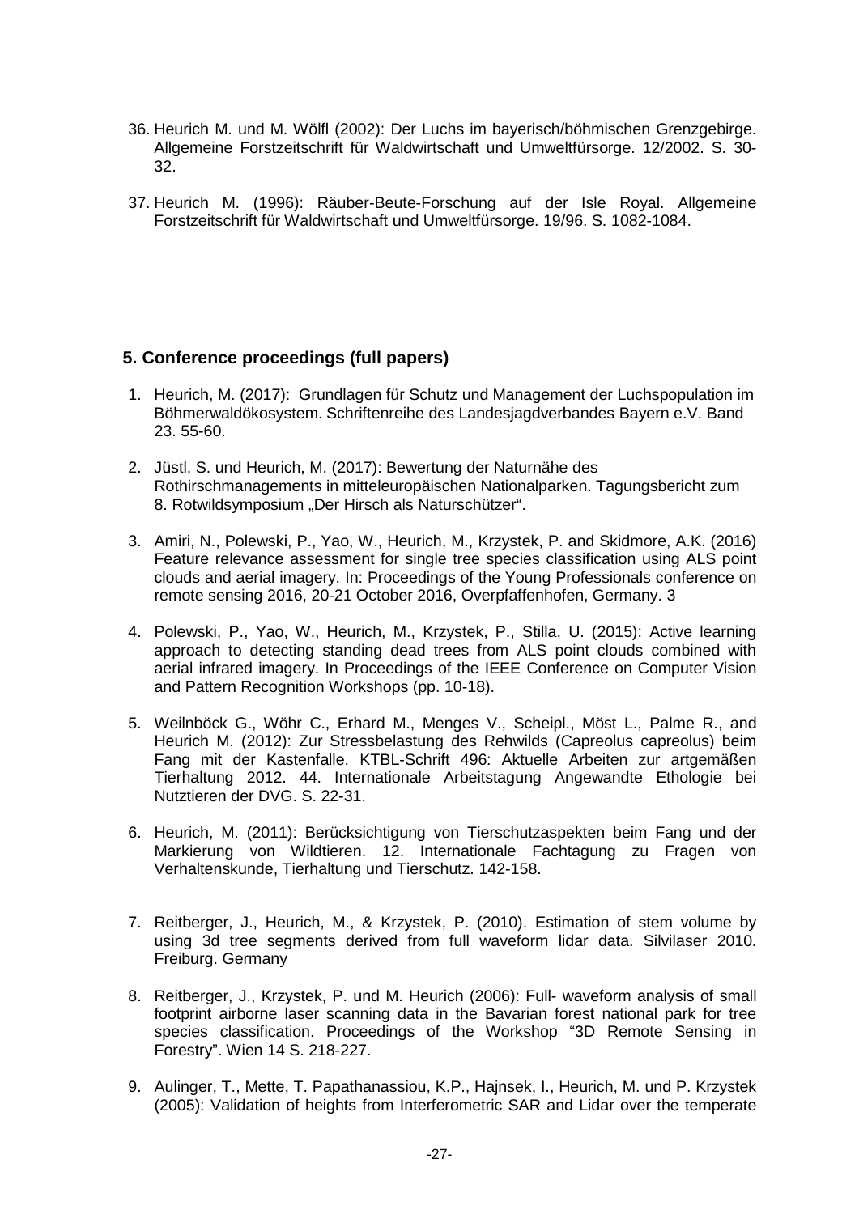36. Heurich M. und M. Wölfl (2002): Der Luchs im bayerisch/böhmischen Grenzgebirge. Allgemeine Forstzeitschrift für Waldwirtschaft und Umweltfürsorge. 12/2002. S. 30-32.

37. Heurich M. (1996): Räuber-Beute-Forschung auf der Isle Royal. Allgemeine Forstzeitschrift für Waldwirtschaft und Umweltfürsorge. 19/96. S. 1082-1084.

## 5. Conference proceedings (full papers)

1. Heurich, M. (2017): Grundlagen für Schutz und Management der Luchspopulation im Böhmerwaldökosystem. Schriftenreihe des Landesjagdverbandes Bayern e.V. Band 23. 55-60.

2. Jüstl, S. und Heurich, M. (2017): Bewertung der Naturnähe des Rothirschmanagements in mitteleuropäischen Nationalparken. Tagungsbericht zum 8. Rotwildsymposium „Der Hirsch als Naturschützer".

3. Amiri, N., Polewski, P., Yao, W., Heurich, M., Krzystek, P. and Skidmore, A.K. (2016) Feature relevance assessment for single tree species classification using ALS point clouds and aerial imagery. In: Proceedings of the Young Professionals conference on remote sensing 2016, 20-21 October 2016, Overpfaffenhofen, Germany. 3

4. Polewski, P., Yao, W., Heurich, M., Krzystek, P., Stilla, U. (2015): Active learning approach to detecting standing dead trees from ALS point clouds combined with aerial infrared imagery. In Proceedings of the IEEE Conference on Computer Vision and Pattern Recognition Workshops (pp. 10-18).

5. Weilnböck G., Wöhr C., Erhard M., Menges V., Scheipl., Möst L., Palme R., and Heurich M. (2012): Zur Stressbelastung des Rehwilds (Capreolus capreolus) beim Fang mit der Kastenfalle. KTBL-Schrift 496: Aktuelle Arbeiten zur artgemäßen Tierhaltung 2012. 44. Internationale Arbeitstagung Angewandte Ethologie bei Nutztieren der DVG. S. 22-31.

6. Heurich, M. (2011): Berücksichtigung von Tierschutzaspekten beim Fang und der Markierung von Wildtieren. 12. Internationale Fachtagung zu Fragen von Verhaltenskunde, Tierhaltung und Tierschutz. 142-158.

7. Reitberger, J., Heurich, M., & Krzystek, P. (2010). Estimation of stem volume by using 3d tree segments derived from full waveform lidar data. Silvilaser 2010. Freiburg. Germany

8. Reitberger, J., Krzystek, P. und M. Heurich (2006): Full- waveform analysis of small footprint airborne laser scanning data in the Bavarian forest national park for tree species classification. Proceedings of the Workshop "3D Remote Sensing in Forestry". Wien 14 S. 218-227.

9. Aulinger, T., Mette, T. Papathanassiou, K.P., Hajnsek, I., Heurich, M. und P. Krzystek (2005): Validation of heights from Interferometric SAR and Lidar over the temperate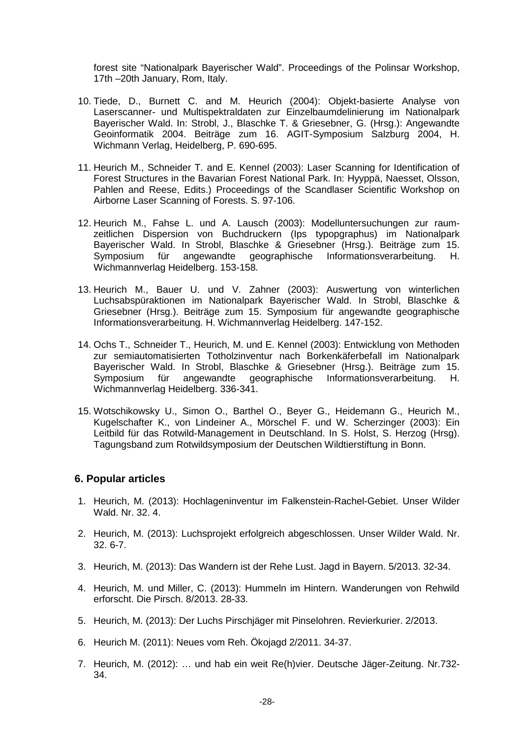forest site "Nationalpark Bayerischer Wald". Proceedings of the Polinsar Workshop, 17th –20th January, Rom, Italy.

10. Tiede, D., Burnett C. and M. Heurich (2004): Objekt-basierte Analyse von Laserscanner- und Multispektraldaten zur Einzelbaumdelinierung im Nationalpark Bayerischer Wald. In: Strobl, J., Blaschke T. & Griesebner, G. (Hrsg.): Angewandte Geoinformatik 2004. Beiträge zum 16. AGIT-Symposium Salzburg 2004, H. Wichmann Verlag, Heidelberg, P. 690-695.

11. Heurich M., Schneider T. and E. Kennel (2003): Laser Scanning for Identification of Forest Structures in the Bavarian Forest National Park. In: Hyyppä, Naesset, Olsson, Pahlen and Reese, Edits.) Proceedings of the Scandlaser Scientific Workshop on Airborne Laser Scanning of Forests. S. 97-106.

12. Heurich M., Fahse L. und A. Lausch (2003): Modelluntersuchungen zur raum-zeitlichen Dispersion von Buchdruckern (Ips typopgraphus) im Nationalpark Bayerischer Wald. In Strobl, Blaschke & Griesebner (Hrsg.). Beiträge zum 15. Symposium für angewandte geographische Informationsverarbeitung. H. Wichmannverlag Heidelberg. 153-158.

13. Heurich M., Bauer U. und V. Zahner (2003): Auswertung von winterlichen Luchsabspüraktionen im Nationalpark Bayerischer Wald. In Strobl, Blaschke & Griesebner (Hrsg.). Beiträge zum 15. Symposium für angewandte geographische Informationsverarbeitung. H. Wichmannverlag Heidelberg. 147-152.

14. Ochs T., Schneider T., Heurich, M. und E. Kennel (2003): Entwicklung von Methoden zur semiautomatisierten Totholzinventur nach Borkenkäferbefall im Nationalpark Bayerischer Wald. In Strobl, Blaschke & Griesebner (Hrsg.). Beiträge zum 15. Symposium für angewandte geographische Informationsverarbeitung. H. Wichmannverlag Heidelberg. 336-341.

15. Wotschikowsky U., Simon O., Barthel O., Beyer G., Heidemann G., Heurich M., Kugelschafter K., von Lindeiner A., Mörschel F. und W. Scherzinger (2003): Ein Leitbild für das Rotwild-Management in Deutschland. In S. Holst, S. Herzog (Hrsg). Tagungsband zum Rotwildsymposium der Deutschen Wildtierstiftung in Bonn.

### 6. Popular articles

1. Heurich, M. (2013): Hochlageninventur im Falkenstein-Rachel-Gebiet. Unser Wilder Wald. Nr. 32. 4.

2. Heurich, M. (2013): Luchsprojekt erfolgreich abgeschlossen. Unser Wilder Wald. Nr. 32. 6-7.

3. Heurich, M. (2013): Das Wandern ist der Rehe Lust. Jagd in Bayern. 5/2013. 32-34.

4. Heurich, M. und Miller, C. (2013): Hummeln im Hintern. Wanderungen von Rehwild erforscht. Die Pirsch. 8/2013. 28-33.

5. Heurich, M. (2013): Der Luchs Pirschjäger mit Pinselohren. Revierkurier. 2/2013.

6. Heurich M. (2011): Neues vom Reh. Ökojagd 2/2011. 34-37.

7. Heurich, M. (2012): … und hab ein weit Re(h)vier. Deutsche Jäger-Zeitung. Nr.732-34.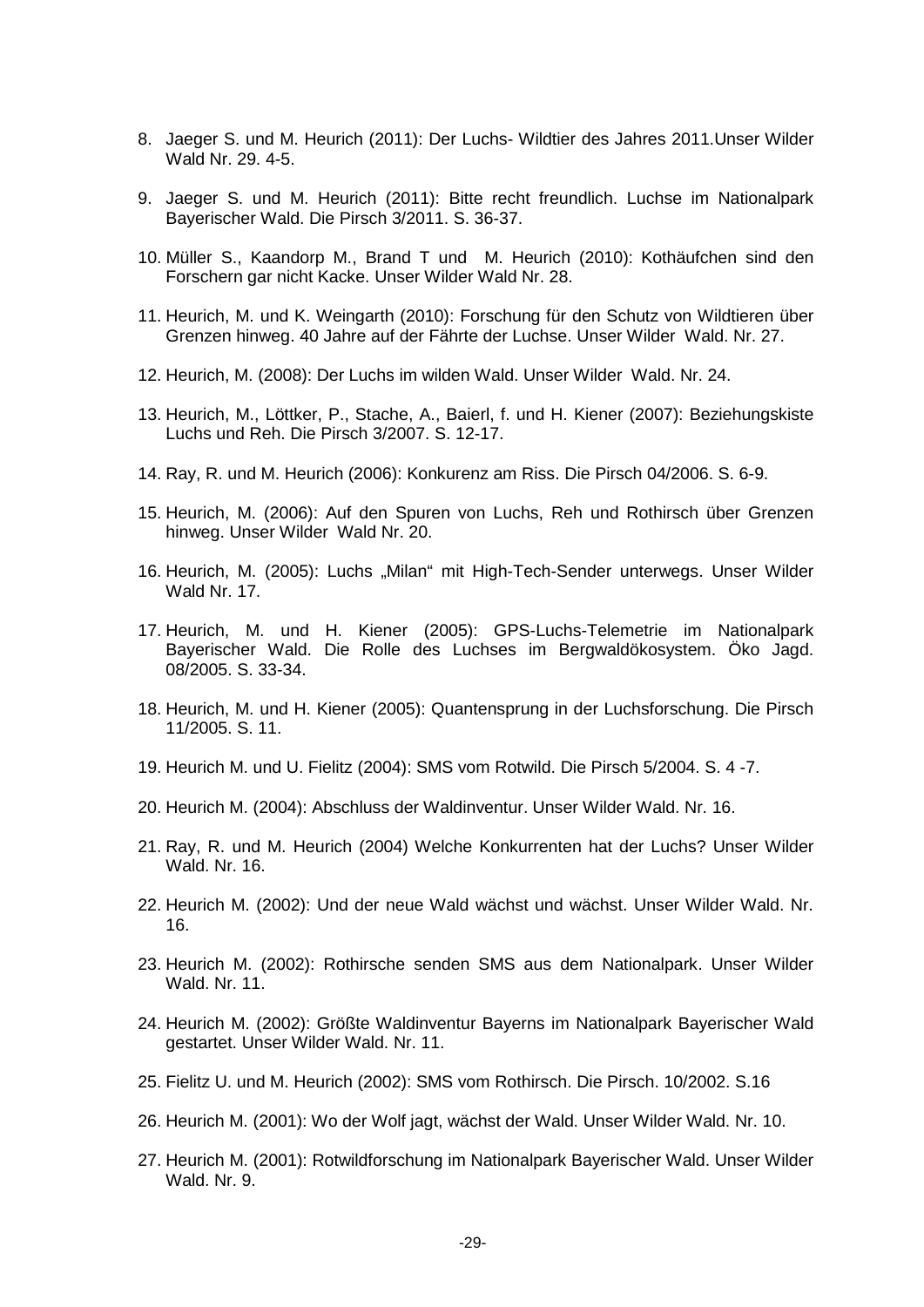8. Jaeger S. und M. Heurich (2011): Der Luchs- Wildtier des Jahres 2011.Unser Wilder Wald Nr. 29. 4-5.

9. Jaeger S. und M. Heurich (2011): Bitte recht freundlich. Luchse im Nationalpark Bayerischer Wald. Die Pirsch 3/2011. S. 36-37.

10. Müller S., Kaandorp M., Brand T und M. Heurich (2010): Kothäufchen sind den Forschern gar nicht Kacke. Unser Wilder Wald Nr. 28.

11. Heurich, M. und K. Weingarth (2010): Forschung für den Schutz von Wildtieren über Grenzen hinweg. 40 Jahre auf der Fährte der Luchse. Unser Wilder Wald. Nr. 27.

12. Heurich, M. (2008): Der Luchs im wilden Wald. Unser Wilder Wald. Nr. 24.

13. Heurich, M., Löttker, P., Stache, A., Baierl, f. und H. Kiener (2007): Beziehungskiste Luchs und Reh. Die Pirsch 3/2007. S. 12-17.

14. Ray, R. und M. Heurich (2006): Konkurenz am Riss. Die Pirsch 04/2006. S. 6-9.

15. Heurich, M. (2006): Auf den Spuren von Luchs, Reh und Rothirsch über Grenzen hinweg. Unser Wilder Wald Nr. 20.

16. Heurich, M. (2005): Luchs „Milan“ mit High-Tech-Sender unterwegs. Unser Wilder Wald Nr. 17.

17. Heurich, M. und H. Kiener (2005): GPS-Luchs-Telemetrie im Nationalpark Bayerischer Wald. Die Rolle des Luchses im Bergwaldökosystem. Öko Jagd. 08/2005. S. 33-34.

18. Heurich, M. und H. Kiener (2005): Quantensprung in der Luchsforschung. Die Pirsch 11/2005. S. 11.

19. Heurich M. und U. Fielitz (2004): SMS vom Rotwild. Die Pirsch 5/2004. S. 4 -7.

20. Heurich M. (2004): Abschluss der Waldinventur. Unser Wilder Wald. Nr. 16.

21. Ray, R. und M. Heurich (2004) Welche Konkurrenten hat der Luchs? Unser Wilder Wald. Nr. 16.

22. Heurich M. (2002): Und der neue Wald wächst und wächst. Unser Wilder Wald. Nr. 16.

23. Heurich M. (2002): Rothirsche senden SMS aus dem Nationalpark. Unser Wilder Wald. Nr. 11.

24. Heurich M. (2002): Größte Waldinventur Bayerns im Nationalpark Bayerischer Wald gestartet. Unser Wilder Wald. Nr. 11.

25. Fielitz U. und M. Heurich (2002): SMS vom Rothirsch. Die Pirsch. 10/2002. S.16

26. Heurich M. (2001): Wo der Wolf jagt, wächst der Wald. Unser Wilder Wald. Nr. 10.

27. Heurich M. (2001): Rotwildforschung im Nationalpark Bayerischer Wald. Unser Wilder Wald. Nr. 9.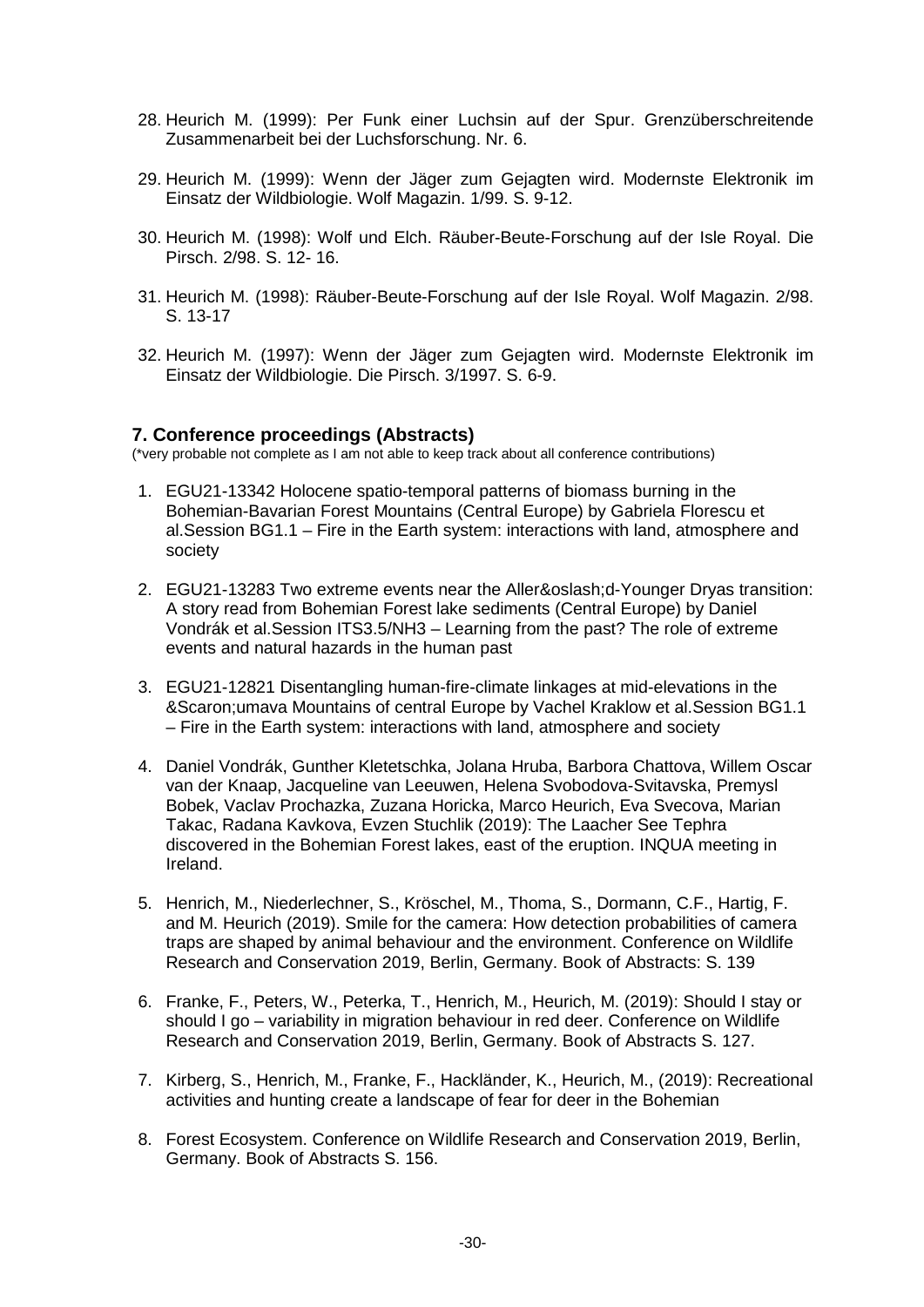28. Heurich M. (1999): Per Funk einer Luchsin auf der Spur. Grenzüberschreitende Zusammenarbeit bei der Luchsforschung. Nr. 6.

29. Heurich M. (1999): Wenn der Jäger zum Gejagten wird. Modernste Elektronik im Einsatz der Wildbiologie. Wolf Magazin. 1/99. S. 9-12.

30. Heurich M. (1998): Wolf und Elch. Räuber-Beute-Forschung auf der Isle Royal. Die Pirsch. 2/98. S. 12- 16.

31. Heurich M. (1998): Räuber-Beute-Forschung auf der Isle Royal. Wolf Magazin. 2/98. S. 13-17

32. Heurich M. (1997): Wenn der Jäger zum Gejagten wird. Modernste Elektronik im Einsatz der Wildbiologie. Die Pirsch. 3/1997. S. 6-9.

### 7. Conference proceedings (Abstracts)

(*very probable not complete as I am not able to keep track about all conference contributions)

1. EGU21-13342 Holocene spatio-temporal patterns of biomass burning in the Bohemian-Bavarian Forest Mountains (Central Europe) by Gabriela Florescu et al.Session BG1.1 – Fire in the Earth system: interactions with land, atmosphere and society

2. EGU21-13283 Two extreme events near the Aller&oslash;d-Younger Dryas transition: A story read from Bohemian Forest lake sediments (Central Europe) by Daniel Vondrák et al.Session ITS3.5/NH3 – Learning from the past? The role of extreme events and natural hazards in the human past

3. EGU21-12821 Disentangling human-fire-climate linkages at mid-elevations in the &Scaron;umava Mountains of central Europe by Vachel Kraklow et al.Session BG1.1 – Fire in the Earth system: interactions with land, atmosphere and society

4. Daniel Vondrák, Gunther Kletetschka, Jolana Hruba, Barbora Chattova, Willem Oscar van der Knaap, Jacqueline van Leeuwen, Helena Svobodova-Svitavska, Premysl Bobek, Vaclav Prochazka, Zuzana Horicka, Marco Heurich, Eva Svecova, Marian Takac, Radana Kavkova, Evzen Stuchlik (2019): The Laacher See Tephra discovered in the Bohemian Forest lakes, east of the eruption. INQUA meeting in Ireland.

5. Henrich, M., Niederlechner, S., Kröschel, M., Thoma, S., Dormann, C.F., Hartig, F. and M. Heurich (2019). Smile for the camera: How detection probabilities of camera traps are shaped by animal behaviour and the environment. Conference on Wildlife Research and Conservation 2019, Berlin, Germany. Book of Abstracts: S. 139

6. Franke, F., Peters, W., Peterka, T., Henrich, M., Heurich, M. (2019): Should I stay or should I go – variability in migration behaviour in red deer. Conference on Wildlife Research and Conservation 2019, Berlin, Germany. Book of Abstracts S. 127.

7. Kirberg, S., Henrich, M., Franke, F., Hackländer, K., Heurich, M., (2019): Recreational activities and hunting create a landscape of fear for deer in the Bohemian

8. Forest Ecosystem. Conference on Wildlife Research and Conservation 2019, Berlin, Germany. Book of Abstracts S. 156.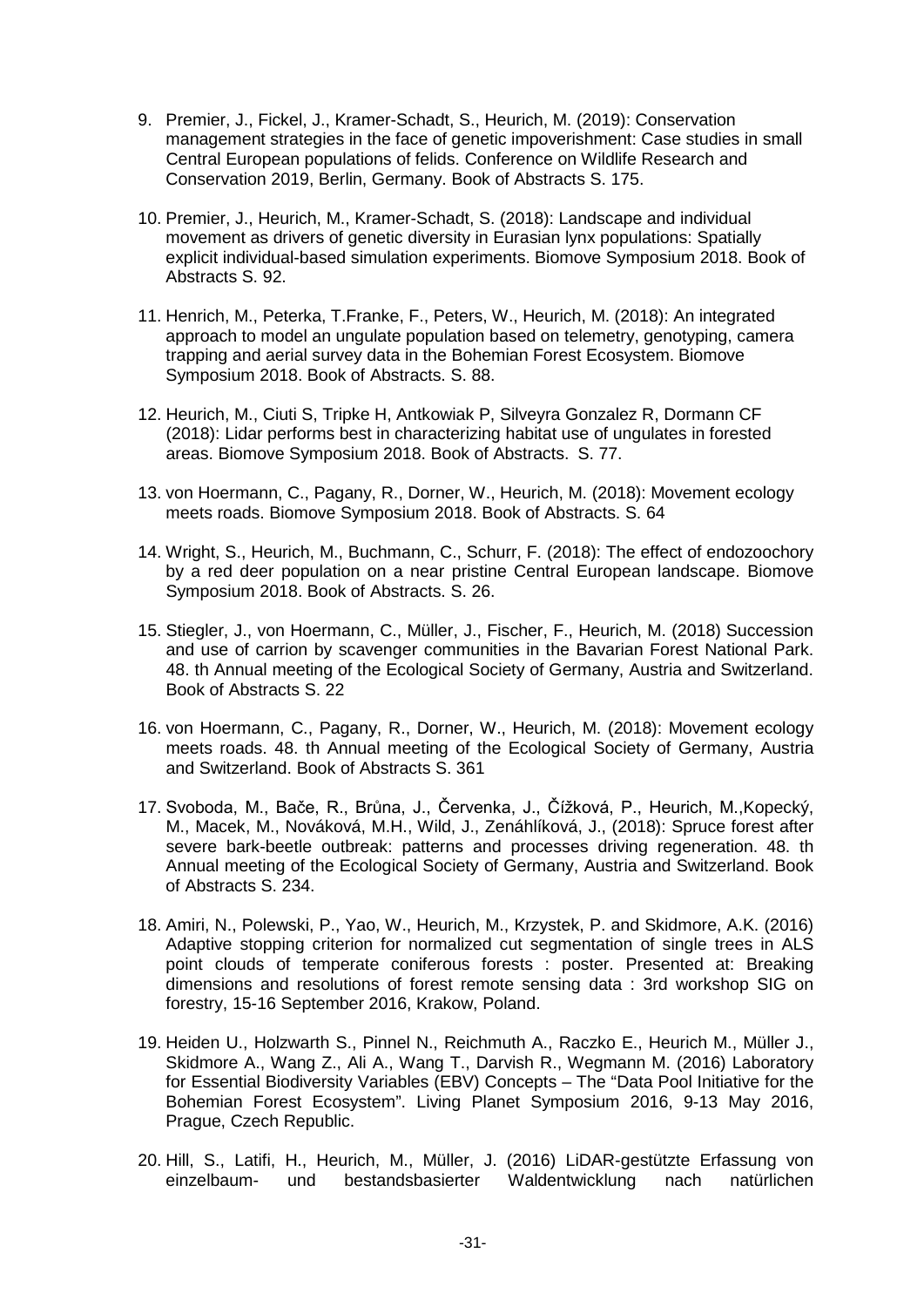9. Premier, J., Fickel, J., Kramer-Schadt, S., Heurich, M. (2019): Conservation management strategies in the face of genetic impoverishment: Case studies in small Central European populations of felids. Conference on Wildlife Research and Conservation 2019, Berlin, Germany. Book of Abstracts S. 175.

10. Premier, J., Heurich, M., Kramer-Schadt, S. (2018): Landscape and individual movement as drivers of genetic diversity in Eurasian lynx populations: Spatially explicit individual-based simulation experiments. Biomove Symposium 2018. Book of Abstracts S. 92.

11. Henrich, M., Peterka, T.Franke, F., Peters, W., Heurich, M. (2018): An integrated approach to model an ungulate population based on telemetry, genotyping, camera trapping and aerial survey data in the Bohemian Forest Ecosystem. Biomove Symposium 2018. Book of Abstracts. S. 88.

12. Heurich, M., Ciuti S, Tripke H, Antkowiak P, Silveyra Gonzalez R, Dormann CF (2018): Lidar performs best in characterizing habitat use of ungulates in forested areas. Biomove Symposium 2018. Book of Abstracts. S. 77.

13. von Hoermann, C., Pagany, R., Dorner, W., Heurich, M. (2018): Movement ecology meets roads. Biomove Symposium 2018. Book of Abstracts. S. 64

14. Wright, S., Heurich, M., Buchmann, C., Schurr, F. (2018): The effect of endozoochory by a red deer population on a near pristine Central European landscape. Biomove Symposium 2018. Book of Abstracts. S. 26.

15. Stiegler, J., von Hoermann, C., Müller, J., Fischer, F., Heurich, M. (2018) Succession and use of carrion by scavenger communities in the Bavarian Forest National Park. 48. th Annual meeting of the Ecological Society of Germany, Austria and Switzerland. Book of Abstracts S. 22

16. von Hoermann, C., Pagany, R., Dorner, W., Heurich, M. (2018): Movement ecology meets roads. 48. th Annual meeting of the Ecological Society of Germany, Austria and Switzerland. Book of Abstracts S. 361

17. Svoboda, M., Bače, R., Brůna, J., Červenka, J., Čížková, P., Heurich, M.,Kopecký, M., Macek, M., Nováková, M.H., Wild, J., Zenáhlíková, J., (2018): Spruce forest after severe bark-beetle outbreak: patterns and processes driving regeneration. 48. th Annual meeting of the Ecological Society of Germany, Austria and Switzerland. Book of Abstracts S. 234.

18. Amiri, N., Polewski, P., Yao, W., Heurich, M., Krzystek, P. and Skidmore, A.K. (2016) Adaptive stopping criterion for normalized cut segmentation of single trees in ALS point clouds of temperate coniferous forests : poster. Presented at: Breaking dimensions and resolutions of forest remote sensing data : 3rd workshop SIG on forestry, 15-16 September 2016, Krakow, Poland.

19. Heiden U., Holzwarth S., Pinnel N., Reichmuth A., Raczko E., Heurich M., Müller J., Skidmore A., Wang Z., Ali A., Wang T., Darvish R., Wegmann M. (2016) Laboratory for Essential Biodiversity Variables (EBV) Concepts – The "Data Pool Initiative for the Bohemian Forest Ecosystem". Living Planet Symposium 2016, 9-13 May 2016, Prague, Czech Republic.

20. Hill, S., Latifi, H., Heurich, M., Müller, J. (2016) LiDAR-gestützte Erfassung von einzelbaum- und bestandsbasierter Waldentwicklung nach natürlichen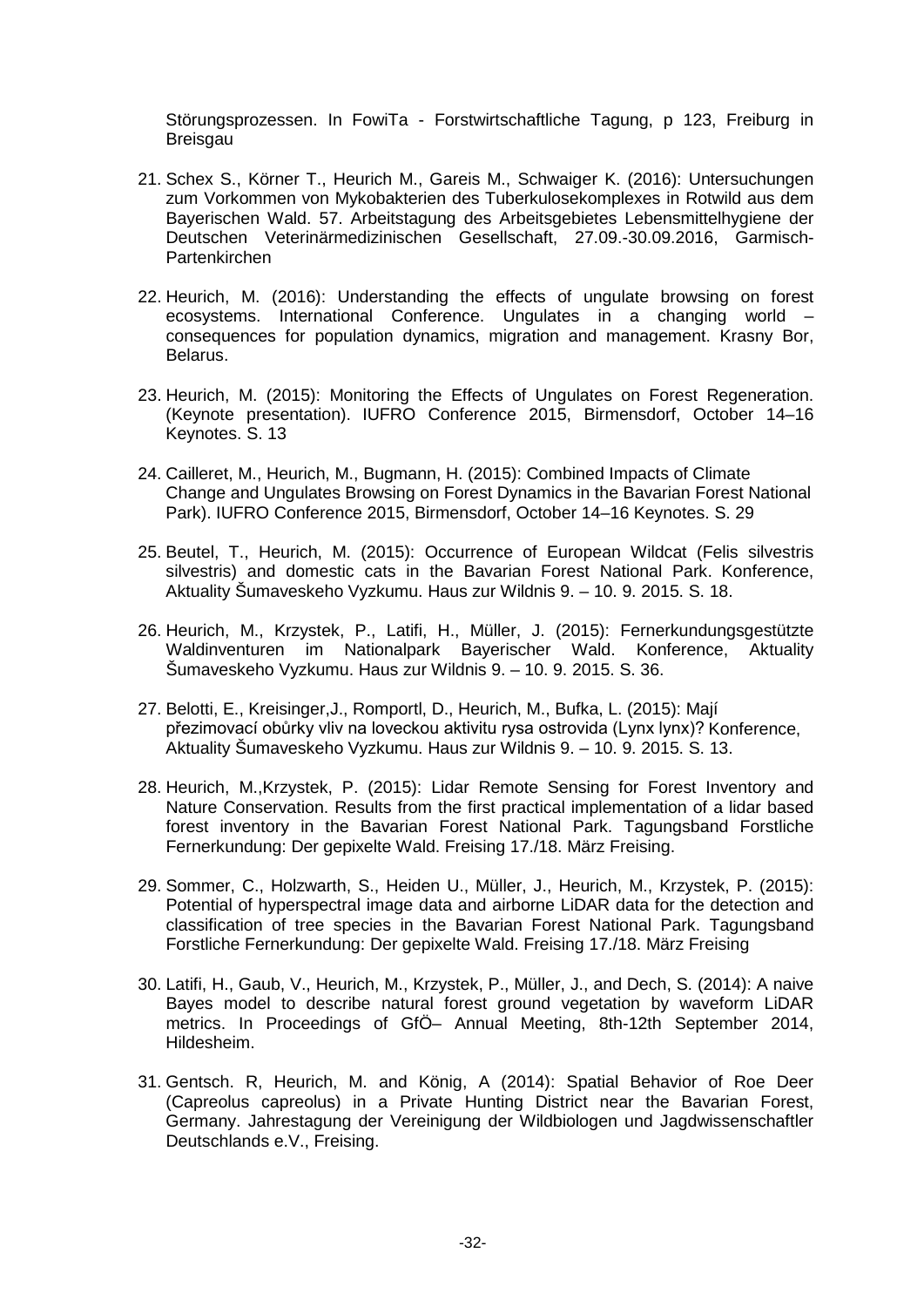Störungsprozessen. In FowiTa - Forstwirtschaftliche Tagung, p 123, Freiburg in Breisgau

21. Schex S., Körner T., Heurich M., Gareis M., Schwaiger K. (2016): Untersuchungen zum Vorkommen von Mykobakterien des Tuberkulosekomplexes in Rotwild aus dem Bayerischen Wald. 57. Arbeitstagung des Arbeitsgebietes Lebensmittelhygiene der Deutschen Veterinärmedizinischen Gesellschaft, 27.09.-30.09.2016, Garmisch-Partenkirchen

22. Heurich, M. (2016): Understanding the effects of ungulate browsing on forest ecosystems. International Conference. Ungulates in a changing world – consequences for population dynamics, migration and management. Krasny Bor, Belarus.

23. Heurich, M. (2015): Monitoring the Effects of Ungulates on Forest Regeneration. (Keynote presentation). IUFRO Conference 2015, Birmensdorf, October 14–16 Keynotes. S. 13

24. Cailleret, M., Heurich, M., Bugmann, H. (2015): Combined Impacts of Climate Change and Ungulates Browsing on Forest Dynamics in the Bavarian Forest National Park). IUFRO Conference 2015, Birmensdorf, October 14–16 Keynotes. S. 29

25. Beutel, T., Heurich, M. (2015): Occurrence of European Wildcat (Felis silvestris silvestris) and domestic cats in the Bavarian Forest National Park. Konference, Aktuality Šumaveskeho Vyzkumu. Haus zur Wildnis 9. – 10. 9. 2015. S. 18.

26. Heurich, M., Krzystek, P., Latifi, H., Müller, J. (2015): Fernerkundungsgestützte Waldinventuren im Nationalpark Bayerischer Wald. Konference, Aktuality Šumaveskeho Vyzkumu. Haus zur Wildnis 9. – 10. 9. 2015. S. 36.

27. Belotti, E., Kreisinger,J., Romportl, D., Heurich, M., Bufka, L. (2015): Mají přezimovací obůrky vliv na loveckou aktivitu rysa ostrovida (Lynx lynx)? Konference, Aktuality Šumaveskeho Vyzkumu. Haus zur Wildnis 9. – 10. 9. 2015. S. 13.

28. Heurich, M.,Krzystek, P. (2015): Lidar Remote Sensing for Forest Inventory and Nature Conservation. Results from the first practical implementation of a lidar based forest inventory in the Bavarian Forest National Park. Tagungsband Forstliche Fernerkundung: Der gepixelte Wald. Freising 17./18. März Freising.

29. Sommer, C., Holzwarth, S., Heiden U., Müller, J., Heurich, M., Krzystek, P. (2015): Potential of hyperspectral image data and airborne LiDAR data for the detection and classification of tree species in the Bavarian Forest National Park. Tagungsband Forstliche Fernerkundung: Der gepixelte Wald. Freising 17./18. März Freising

30. Latifi, H., Gaub, V., Heurich, M., Krzystek, P., Müller, J., and Dech, S. (2014): A naive Bayes model to describe natural forest ground vegetation by waveform LiDAR metrics. In Proceedings of GfÖ– Annual Meeting, 8th-12th September 2014, Hildesheim.

31. Gentsch. R, Heurich, M. and König, A (2014): Spatial Behavior of Roe Deer (Capreolus capreolus) in a Private Hunting District near the Bavarian Forest, Germany. Jahrestagung der Vereinigung der Wildbiologen und Jagdwissenschaftler Deutschlands e.V., Freising.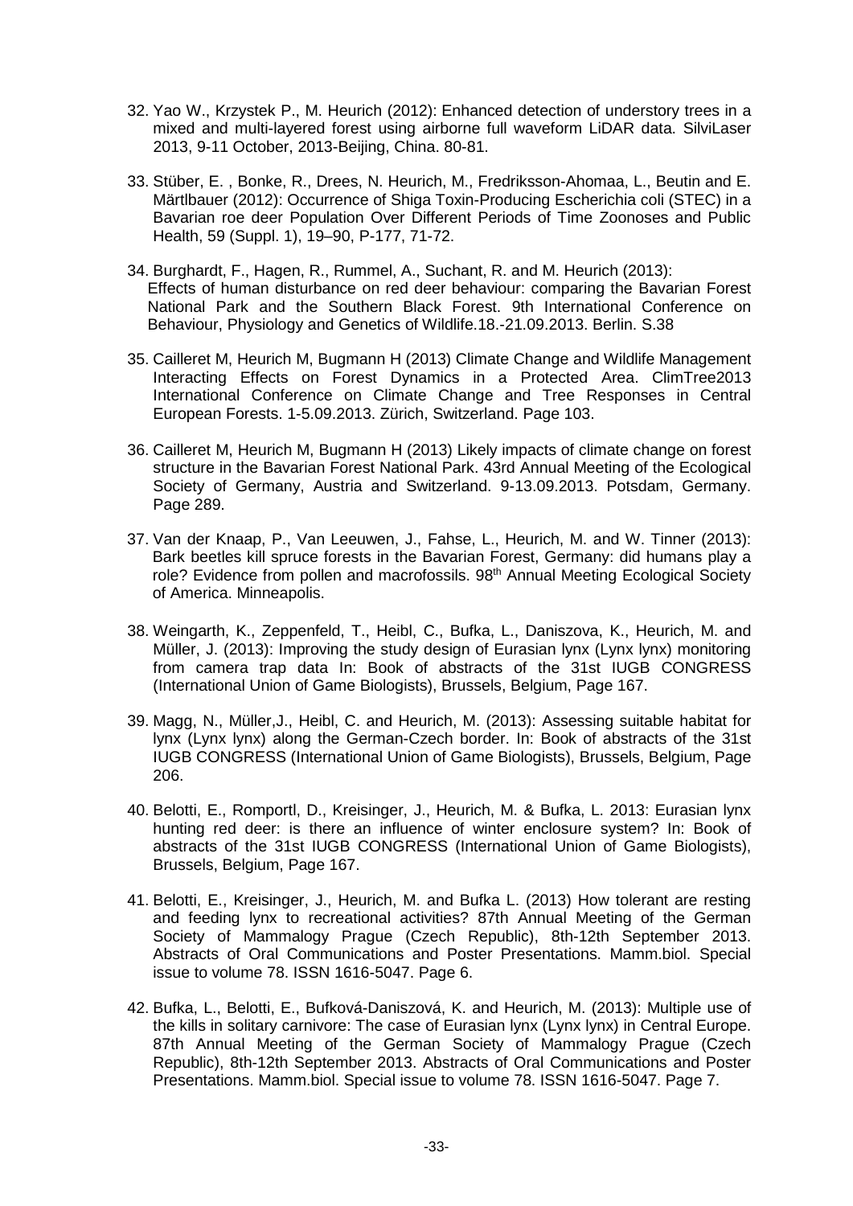32. Yao W., Krzystek P., M. Heurich (2012): Enhanced detection of understory trees in a mixed and multi-layered forest using airborne full waveform LiDAR data. SilviLaser 2013, 9-11 October, 2013-Beijing, China. 80-81.

33. Stüber, E. , Bonke, R., Drees, N. Heurich, M., Fredriksson-Ahomaa, L., Beutin and E. Märtlbauer (2012): Occurrence of Shiga Toxin-Producing Escherichia coli (STEC) in a Bavarian roe deer Population Over Different Periods of Time Zoonoses and Public Health, 59 (Suppl. 1), 19–90, P-177, 71-72.

34. Burghardt, F., Hagen, R., Rummel, A., Suchant, R. and M. Heurich (2013): Effects of human disturbance on red deer behaviour: comparing the Bavarian Forest National Park and the Southern Black Forest. 9th International Conference on Behaviour, Physiology and Genetics of Wildlife.18.-21.09.2013. Berlin. S.38

35. Cailleret M, Heurich M, Bugmann H (2013) Climate Change and Wildlife Management Interacting Effects on Forest Dynamics in a Protected Area. ClimTree2013 International Conference on Climate Change and Tree Responses in Central European Forests. 1-5.09.2013. Zürich, Switzerland. Page 103.

36. Cailleret M, Heurich M, Bugmann H (2013) Likely impacts of climate change on forest structure in the Bavarian Forest National Park. 43rd Annual Meeting of the Ecological Society of Germany, Austria and Switzerland. 9-13.09.2013. Potsdam, Germany. Page 289.

37. Van der Knaap, P., Van Leeuwen, J., Fahse, L., Heurich, M. and W. Tinner (2013): Bark beetles kill spruce forests in the Bavarian Forest, Germany: did humans play a role? Evidence from pollen and macrofossils. 98th Annual Meeting Ecological Society of America. Minneapolis.

38. Weingarth, K., Zeppenfeld, T., Heibl, C., Bufka, L., Daniszova, K., Heurich, M. and Müller, J. (2013): Improving the study design of Eurasian lynx (Lynx lynx) monitoring from camera trap data In: Book of abstracts of the 31st IUGB CONGRESS (International Union of Game Biologists), Brussels, Belgium, Page 167.

39. Magg, N., Müller,J., Heibl, C. and Heurich, M. (2013): Assessing suitable habitat for lynx (Lynx lynx) along the German-Czech border. In: Book of abstracts of the 31st IUGB CONGRESS (International Union of Game Biologists), Brussels, Belgium, Page 206.

40. Belotti, E., Romportl, D., Kreisinger, J., Heurich, M. & Bufka, L. 2013: Eurasian lynx hunting red deer: is there an influence of winter enclosure system? In: Book of abstracts of the 31st IUGB CONGRESS (International Union of Game Biologists), Brussels, Belgium, Page 167.

41. Belotti, E., Kreisinger, J., Heurich, M. and Bufka L. (2013) How tolerant are resting and feeding lynx to recreational activities? 87th Annual Meeting of the German Society of Mammalogy Prague (Czech Republic), 8th-12th September 2013. Abstracts of Oral Communications and Poster Presentations. Mamm.biol. Special issue to volume 78. ISSN 1616-5047. Page 6.

42. Bufka, L., Belotti, E., Bufková-Daniszová, K. and Heurich, M. (2013): Multiple use of the kills in solitary carnivore: The case of Eurasian lynx (Lynx lynx) in Central Europe. 87th Annual Meeting of the German Society of Mammalogy Prague (Czech Republic), 8th-12th September 2013. Abstracts of Oral Communications and Poster Presentations. Mamm.biol. Special issue to volume 78. ISSN 1616-5047. Page 7.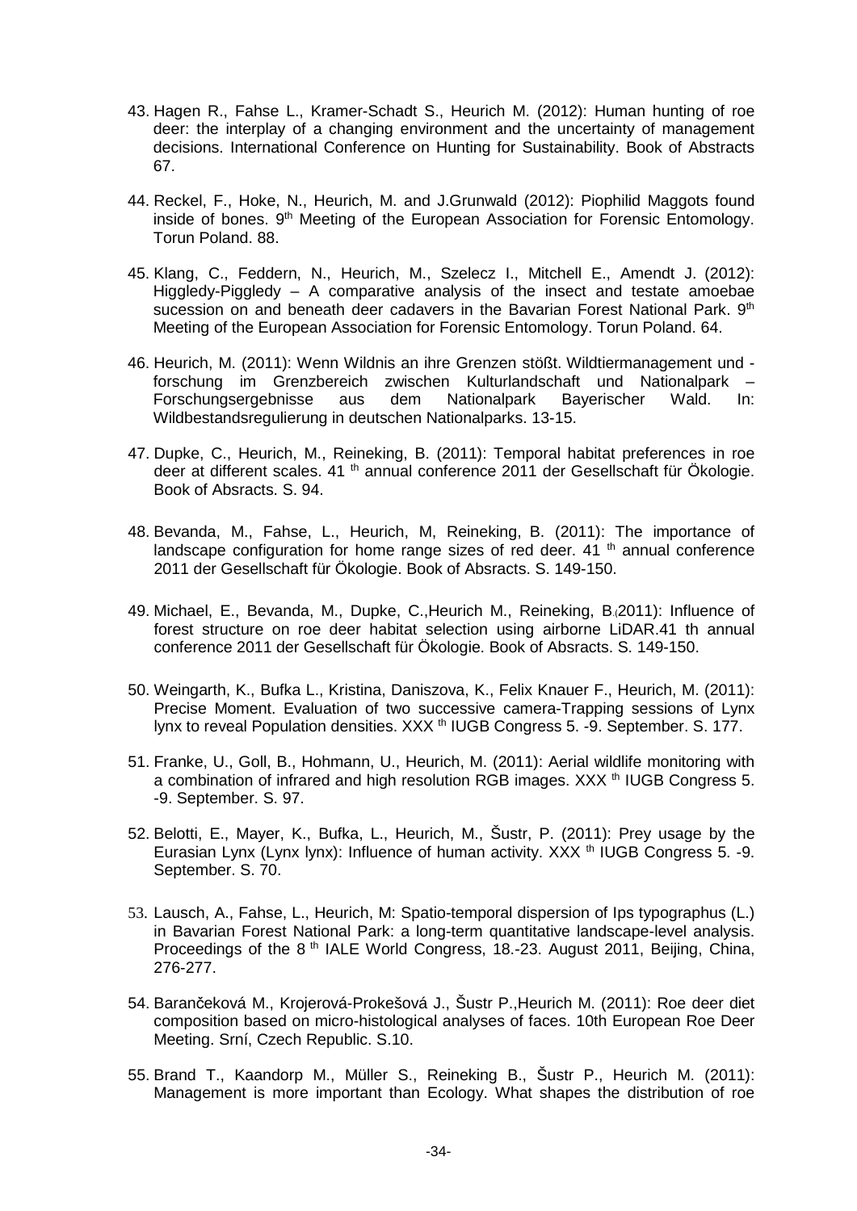43. Hagen R., Fahse L., Kramer-Schadt S., Heurich M. (2012): Human hunting of roe deer: the interplay of a changing environment and the uncertainty of management decisions. International Conference on Hunting for Sustainability. Book of Abstracts 67.

44. Reckel, F., Hoke, N., Heurich, M. and J.Grunwald (2012): Piophilid Maggots found inside of bones. 9th Meeting of the European Association for Forensic Entomology. Torun Poland. 88.

45. Klang, C., Feddern, N., Heurich, M., Szelecz I., Mitchell E., Amendt J. (2012): Higgledy-Piggledy – A comparative analysis of the insect and testate amoebae sucession on and beneath deer cadavers in the Bavarian Forest National Park. 9th Meeting of the European Association for Forensic Entomology. Torun Poland. 64.

46. Heurich, M. (2011): Wenn Wildnis an ihre Grenzen stößt. Wildtiermanagement und -forschung im Grenzbereich zwischen Kulturlandschaft und Nationalpark – Forschungsergebnisse aus dem Nationalpark Bayerischer Wald. In: Wildbestandsregulierung in deutschen Nationalparks. 13-15.

47. Dupke, C., Heurich, M., Reineking, B. (2011): Temporal habitat preferences in roe deer at different scales. 41 th annual conference 2011 der Gesellschaft für Ökologie. Book of Absracts. S. 94.

48. Bevanda, M., Fahse, L., Heurich, M, Reineking, B. (2011): The importance of landscape configuration for home range sizes of red deer. 41 th annual conference 2011 der Gesellschaft für Ökologie. Book of Absracts. S. 149-150.

49. Michael, E., Bevanda, M., Dupke, C.,Heurich M., Reineking, B.(2011): Influence of forest structure on roe deer habitat selection using airborne LiDAR.41 th annual conference 2011 der Gesellschaft für Ökologie. Book of Absracts. S. 149-150.

50. Weingarth, K., Bufka L., Kristina, Daniszova, K., Felix Knauer F., Heurich, M. (2011): Precise Moment. Evaluation of two successive camera-Trapping sessions of Lynx lynx to reveal Population densities. XXX th IUGB Congress 5. -9. September. S. 177.

51. Franke, U., Goll, B., Hohmann, U., Heurich, M. (2011): Aerial wildlife monitoring with a combination of infrared and high resolution RGB images. XXX th IUGB Congress 5. -9. September. S. 97.

52. Belotti, E., Mayer, K., Bufka, L., Heurich, M., Šustr, P. (2011): Prey usage by the Eurasian Lynx (Lynx lynx): Influence of human activity. XXX th IUGB Congress 5. -9. September. S. 70.

53. Lausch, A., Fahse, L., Heurich, M: Spatio-temporal dispersion of Ips typographus (L.) in Bavarian Forest National Park: a long-term quantitative landscape-level analysis. Proceedings of the 8 th IALE World Congress, 18.-23. August 2011, Beijing, China, 276-277.

54. Barančeková M., Krojerová-Prokešová J., Šustr P.,Heurich M. (2011): Roe deer diet composition based on micro-histological analyses of faces. 10th European Roe Deer Meeting. Srní, Czech Republic. S.10.

55. Brand T., Kaandorp M., Müller S., Reineking B., Šustr P., Heurich M. (2011): Management is more important than Ecology. What shapes the distribution of roe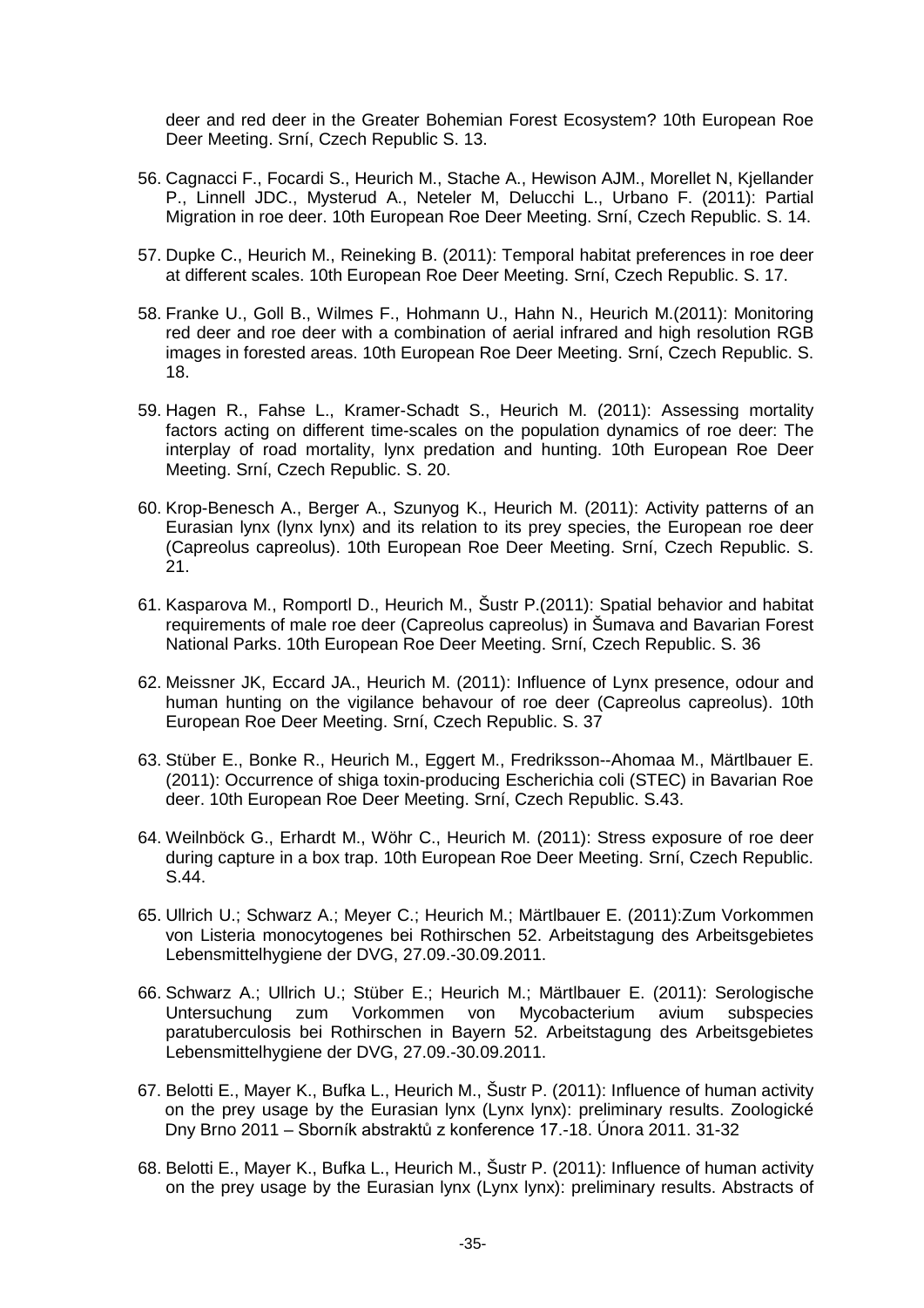deer and red deer in the Greater Bohemian Forest Ecosystem? 10th European Roe Deer Meeting. Srní, Czech Republic S. 13.

56. Cagnacci F., Focardi S., Heurich M., Stache A., Hewison AJM., Morellet N, Kjellander P., Linnell JDC., Mysterud A., Neteler M, Delucchi L., Urbano F. (2011): Partial Migration in roe deer. 10th European Roe Deer Meeting. Srní, Czech Republic. S. 14.

57. Dupke C., Heurich M., Reineking B. (2011): Temporal habitat preferences in roe deer at different scales. 10th European Roe Deer Meeting. Srní, Czech Republic. S. 17.

58. Franke U., Goll B., Wilmes F., Hohmann U., Hahn N., Heurich M.(2011): Monitoring red deer and roe deer with a combination of aerial infrared and high resolution RGB images in forested areas. 10th European Roe Deer Meeting. Srní, Czech Republic. S. 18.

59. Hagen R., Fahse L., Kramer-Schadt S., Heurich M. (2011): Assessing mortality factors acting on different time-scales on the population dynamics of roe deer: The interplay of road mortality, lynx predation and hunting. 10th European Roe Deer Meeting. Srní, Czech Republic. S. 20.

60. Krop-Benesch A., Berger A., Szunyog K., Heurich M. (2011): Activity patterns of an Eurasian lynx (lynx lynx) and its relation to its prey species, the European roe deer (Capreolus capreolus). 10th European Roe Deer Meeting. Srní, Czech Republic. S. 21.

61. Kasparova M., Romportl D., Heurich M., Šustr P.(2011): Spatial behavior and habitat requirements of male roe deer (Capreolus capreolus) in Šumava and Bavarian Forest National Parks. 10th European Roe Deer Meeting. Srní, Czech Republic. S. 36

62. Meissner JK, Eccard JA., Heurich M. (2011): Influence of Lynx presence, odour and human hunting on the vigilance behavour of roe deer (Capreolus capreolus). 10th European Roe Deer Meeting. Srní, Czech Republic. S. 37

63. Stüber E., Bonke R., Heurich M., Eggert M., Fredriksson--Ahomaa M., Märtlbauer E. (2011): Occurrence of shiga toxin-producing Escherichia coli (STEC) in Bavarian Roe deer. 10th European Roe Deer Meeting. Srní, Czech Republic. S.43.

64. Weilnböck G., Erhardt M., Wöhr C., Heurich M. (2011): Stress exposure of roe deer during capture in a box trap. 10th European Roe Deer Meeting. Srní, Czech Republic. S.44.

65. Ullrich U.; Schwarz A.; Meyer C.; Heurich M.; Märtlbauer E. (2011):Zum Vorkommen von Listeria monocytogenes bei Rothirschen 52. Arbeitstagung des Arbeitsgebietes Lebensmittelhygiene der DVG, 27.09.-30.09.2011.

66. Schwarz A.; Ullrich U.; Stüber E.; Heurich M.; Märtlbauer E. (2011): Serologische Untersuchung zum Vorkommen von Mycobacterium avium subspecies paratuberculosis bei Rothirschen in Bayern 52. Arbeitstagung des Arbeitsgebietes Lebensmittelhygiene der DVG, 27.09.-30.09.2011.

67. Belotti E., Mayer K., Bufka L., Heurich M., Šustr P. (2011): Influence of human activity on the prey usage by the Eurasian lynx (Lynx lynx): preliminary results. Zoologické Dny Brno 2011 – Sborník abstraktů z konference 17.-18. Února 2011. 31-32

68. Belotti E., Mayer K., Bufka L., Heurich M., Šustr P. (2011): Influence of human activity on the prey usage by the Eurasian lynx (Lynx lynx): preliminary results. Abstracts of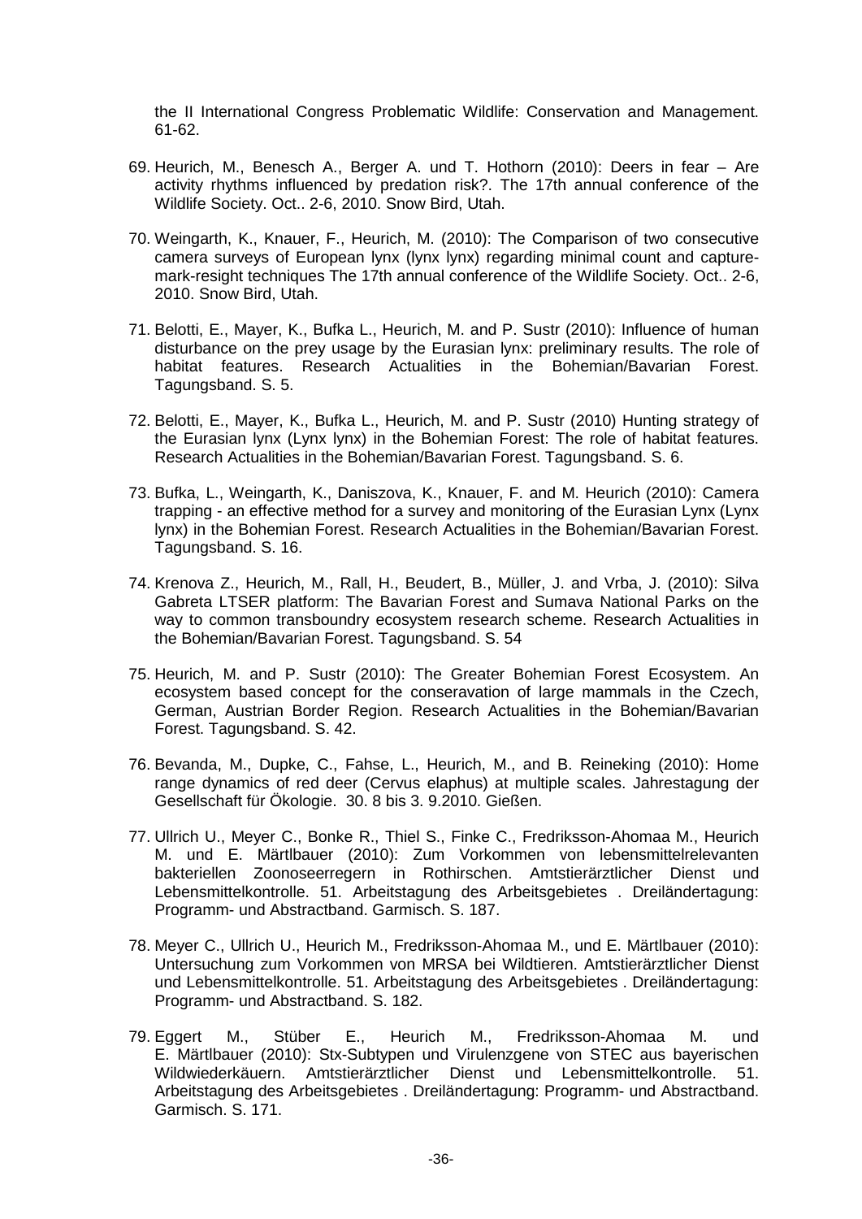the II International Congress Problematic Wildlife: Conservation and Management. 61-62.

69. Heurich, M., Benesch A., Berger A. und T. Hothorn (2010): Deers in fear – Are activity rhythms influenced by predation risk?. The 17th annual conference of the Wildlife Society. Oct.. 2-6, 2010. Snow Bird, Utah.

70. Weingarth, K., Knauer, F., Heurich, M. (2010): The Comparison of two consecutive camera surveys of European lynx (lynx lynx) regarding minimal count and capture-mark-resight techniques The 17th annual conference of the Wildlife Society. Oct.. 2-6, 2010. Snow Bird, Utah.

71. Belotti, E., Mayer, K., Bufka L., Heurich, M. and P. Sustr (2010): Influence of human disturbance on the prey usage by the Eurasian lynx: preliminary results. The role of habitat features. Research Actualities in the Bohemian/Bavarian Forest. Tagungsband. S. 5.

72. Belotti, E., Mayer, K., Bufka L., Heurich, M. and P. Sustr (2010) Hunting strategy of the Eurasian lynx (Lynx lynx) in the Bohemian Forest: The role of habitat features. Research Actualities in the Bohemian/Bavarian Forest. Tagungsband. S. 6.

73. Bufka, L., Weingarth, K., Daniszova, K., Knauer, F. and M. Heurich (2010): Camera trapping - an effective method for a survey and monitoring of the Eurasian Lynx (Lynx lynx) in the Bohemian Forest. Research Actualities in the Bohemian/Bavarian Forest. Tagungsband. S. 16.

74. Krenova Z., Heurich, M., Rall, H., Beudert, B., Müller, J. and Vrba, J. (2010): Silva Gabreta LTSER platform: The Bavarian Forest and Sumava National Parks on the way to common transboundry ecosystem research scheme. Research Actualities in the Bohemian/Bavarian Forest. Tagungsband. S. 54

75. Heurich, M. and P. Sustr (2010): The Greater Bohemian Forest Ecosystem. An ecosystem based concept for the conseravation of large mammals in the Czech, German, Austrian Border Region. Research Actualities in the Bohemian/Bavarian Forest. Tagungsband. S. 42.

76. Bevanda, M., Dupke, C., Fahse, L., Heurich, M., and B. Reineking (2010): Home range dynamics of red deer (Cervus elaphus) at multiple scales. Jahrestagung der Gesellschaft für Ökologie. 30. 8 bis 3. 9.2010. Gießen.

77. Ullrich U., Meyer C., Bonke R., Thiel S., Finke C., Fredriksson-Ahomaa M., Heurich M. und E. Märtlbauer (2010): Zum Vorkommen von lebensmittelrelevanten bakteriellen Zoonoseerregern in Rothirschen. Amtstierärztlicher Dienst und Lebensmittelkontrolle. 51. Arbeitstagung des Arbeitsgebietes . Dreiländertagung: Programm- und Abstractband. Garmisch. S. 187.

78. Meyer C., Ullrich U., Heurich M., Fredriksson-Ahomaa M., und E. Märtlbauer (2010): Untersuchung zum Vorkommen von MRSA bei Wildtieren. Amtstierärztlicher Dienst und Lebensmittelkontrolle. 51. Arbeitstagung des Arbeitsgebietes . Dreiländertagung: Programm- und Abstractband. S. 182.

79. Eggert M., Stüber E., Heurich M., Fredriksson-Ahomaa M. und E. Märtlbauer (2010): Stx-Subtypen und Virulenzgene von STEC aus bayerischen Wildwiederkäuern. Amtstierärztlicher Dienst und Lebensmittelkontrolle. 51. Arbeitstagung des Arbeitsgebietes . Dreiländertagung: Programm- und Abstractband. Garmisch. S. 171.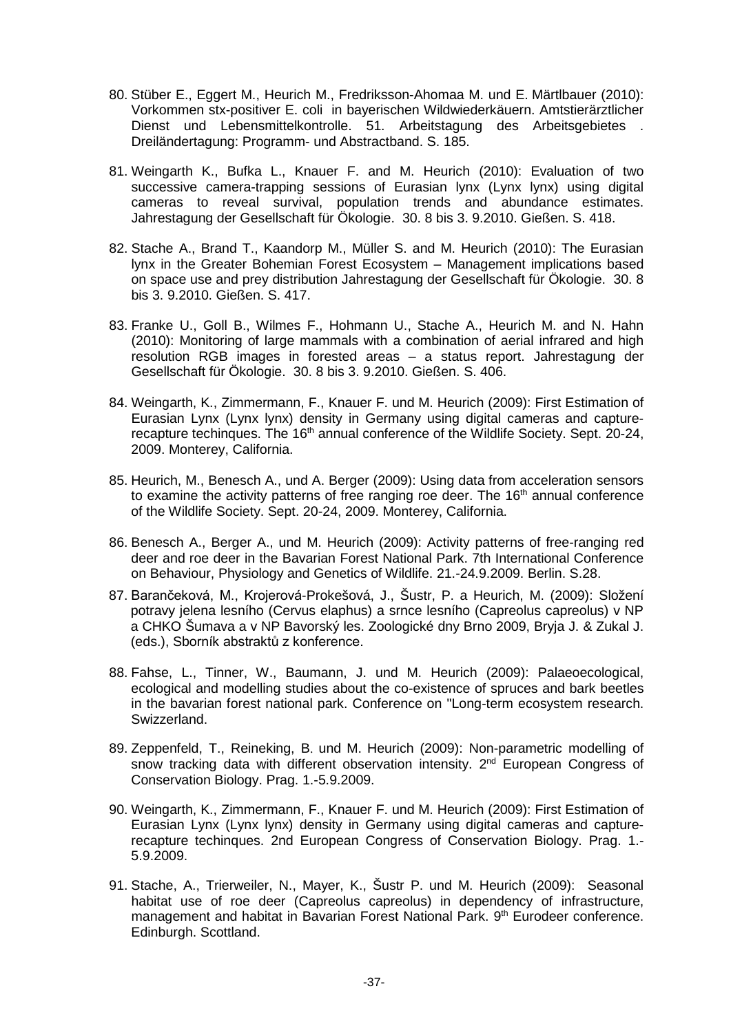80. Stüber E., Eggert M., Heurich M., Fredriksson-Ahomaa M. und E. Märtlbauer (2010): Vorkommen stx-positiver E. coli in bayerischen Wildwiederkäuern. Amtstierärztlicher Dienst und Lebensmittelkontrolle. 51. Arbeitstagung des Arbeitsgebietes . Dreiländertagung: Programm- und Abstractband. S. 185.

81. Weingarth K., Bufka L., Knauer F. and M. Heurich (2010): Evaluation of two successive camera-trapping sessions of Eurasian lynx (Lynx lynx) using digital cameras to reveal survival, population trends and abundance estimates. Jahrestagung der Gesellschaft für Ökologie. 30. 8 bis 3. 9.2010. Gießen. S. 418.

82. Stache A., Brand T., Kaandorp M., Müller S. and M. Heurich (2010): The Eurasian lynx in the Greater Bohemian Forest Ecosystem – Management implications based on space use and prey distribution Jahrestagung der Gesellschaft für Ökologie. 30. 8 bis 3. 9.2010. Gießen. S. 417.

83. Franke U., Goll B., Wilmes F., Hohmann U., Stache A., Heurich M. and N. Hahn (2010): Monitoring of large mammals with a combination of aerial infrared and high resolution RGB images in forested areas – a status report. Jahrestagung der Gesellschaft für Ökologie. 30. 8 bis 3. 9.2010. Gießen. S. 406.

84. Weingarth, K., Zimmermann, F., Knauer F. und M. Heurich (2009): First Estimation of Eurasian Lynx (Lynx lynx) density in Germany using digital cameras and capture-recapture techinques. The 16th annual conference of the Wildlife Society. Sept. 20-24, 2009. Monterey, California.

85. Heurich, M., Benesch A., und A. Berger (2009): Using data from acceleration sensors to examine the activity patterns of free ranging roe deer. The 16th annual conference of the Wildlife Society. Sept. 20-24, 2009. Monterey, California.

86. Benesch A., Berger A., und M. Heurich (2009): Activity patterns of free-ranging red deer and roe deer in the Bavarian Forest National Park. 7th International Conference on Behaviour, Physiology and Genetics of Wildlife. 21.-24.9.2009. Berlin. S.28.

87. Barančeková, M., Krojerová-Prokešová, J., Šustr, P. a Heurich, M. (2009): Složení potravy jelena lesního (Cervus elaphus) a srnce lesního (Capreolus capreolus) v NP a CHKO Šumava a v NP Bavorský les. Zoologické dny Brno 2009, Bryja J. & Zukal J. (eds.), Sborník abstraktů z konference.

88. Fahse, L., Tinner, W., Baumann, J. und M. Heurich (2009): Palaeoecological, ecological and modelling studies about the co-existence of spruces and bark beetles in the bavarian forest national park. Conference on "Long-term ecosystem research. Swizzerland.

89. Zeppenfeld, T., Reineking, B. und M. Heurich (2009): Non-parametric modelling of snow tracking data with different observation intensity. 2nd European Congress of Conservation Biology. Prag. 1.-5.9.2009.

90. Weingarth, K., Zimmermann, F., Knauer F. und M. Heurich (2009): First Estimation of Eurasian Lynx (Lynx lynx) density in Germany using digital cameras and capture-recapture techinques. 2nd European Congress of Conservation Biology. Prag. 1.-5.9.2009.

91. Stache, A., Trierweiler, N., Mayer, K., Šustr P. und M. Heurich (2009): Seasonal habitat use of roe deer (Capreolus capreolus) in dependency of infrastructure, management and habitat in Bavarian Forest National Park. 9th Eurodeer conference. Edinburgh. Scottland.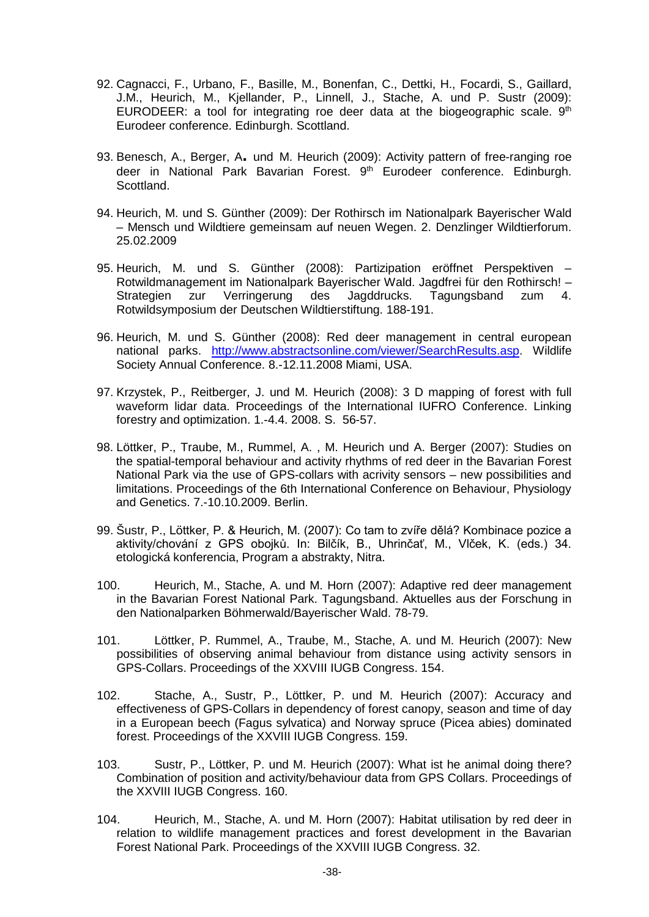92. Cagnacci, F., Urbano, F., Basille, M., Bonenfan, C., Dettki, H., Focardi, S., Gaillard, J.M., Heurich, M., Kjellander, P., Linnell, J., Stache, A. und P. Sustr (2009): EURODEER: a tool for integrating roe deer data at the biogeographic scale. 9th Eurodeer conference. Edinburgh. Scottland.

93. Benesch, A., Berger, A. und M. Heurich (2009): Activity pattern of free-ranging roe deer in National Park Bavarian Forest. 9th Eurodeer conference. Edinburgh. Scottland.

94. Heurich, M. und S. Günther (2009): Der Rothirsch im Nationalpark Bayerischer Wald – Mensch und Wildtiere gemeinsam auf neuen Wegen. 2. Denzlinger Wildtierforum. 25.02.2009

95. Heurich, M. und S. Günther (2008): Partizipation eröffnet Perspektiven – Rotwildmanagement im Nationalpark Bayerischer Wald. Jagdfrei für den Rothirsch! – Strategien zur Verringerung des Jagddrucks. Tagungsband zum 4. Rotwildsymposium der Deutschen Wildtierstiftung. 188-191.

96. Heurich, M. und S. Günther (2008): Red deer management in central european national parks. http://www.abstractsonline.com/viewer/SearchResults.asp. Wildlife Society Annual Conference. 8.-12.11.2008 Miami, USA.

97. Krzystek, P., Reitberger, J. und M. Heurich (2008): 3 D mapping of forest with full waveform lidar data. Proceedings of the International IUFRO Conference. Linking forestry and optimization. 1.-4.4. 2008. S. 56-57.

98. Löttker, P., Traube, M., Rummel, A. , M. Heurich und A. Berger (2007): Studies on the spatial-temporal behaviour and activity rhythms of red deer in the Bavarian Forest National Park via the use of GPS-collars with acrivity sensors – new possibilities and limitations. Proceedings of the 6th International Conference on Behaviour, Physiology and Genetics. 7.-10.10.2009. Berlin.

99. Šustr, P., Löttker, P. & Heurich, M. (2007): Co tam to zvíře dělá? Kombinace pozice a aktivity/chování z GPS obojků. In: Bilčík, B., Uhrinčať, M., Vlček, K. (eds.) 34. etologická konferencia, Program a abstrakty, Nitra.

100. Heurich, M., Stache, A. und M. Horn (2007): Adaptive red deer management in the Bavarian Forest National Park. Tagungsband. Aktuelles aus der Forschung in den Nationalparken Böhmerwald/Bayerischer Wald. 78-79.

101. Löttker, P. Rummel, A., Traube, M., Stache, A. und M. Heurich (2007): New possibilities of observing animal behaviour from distance using activity sensors in GPS-Collars. Proceedings of the XXVIII IUGB Congress. 154.

102. Stache, A., Sustr, P., Löttker, P. und M. Heurich (2007): Accuracy and effectiveness of GPS-Collars in dependency of forest canopy, season and time of day in a European beech (Fagus sylvatica) and Norway spruce (Picea abies) dominated forest. Proceedings of the XXVIII IUGB Congress. 159.

103. Sustr, P., Löttker, P. und M. Heurich (2007): What ist he animal doing there? Combination of position and activity/behaviour data from GPS Collars. Proceedings of the XXVIII IUGB Congress. 160.

104. Heurich, M., Stache, A. und M. Horn (2007): Habitat utilisation by red deer in relation to wildlife management practices and forest development in the Bavarian Forest National Park. Proceedings of the XXVIII IUGB Congress. 32.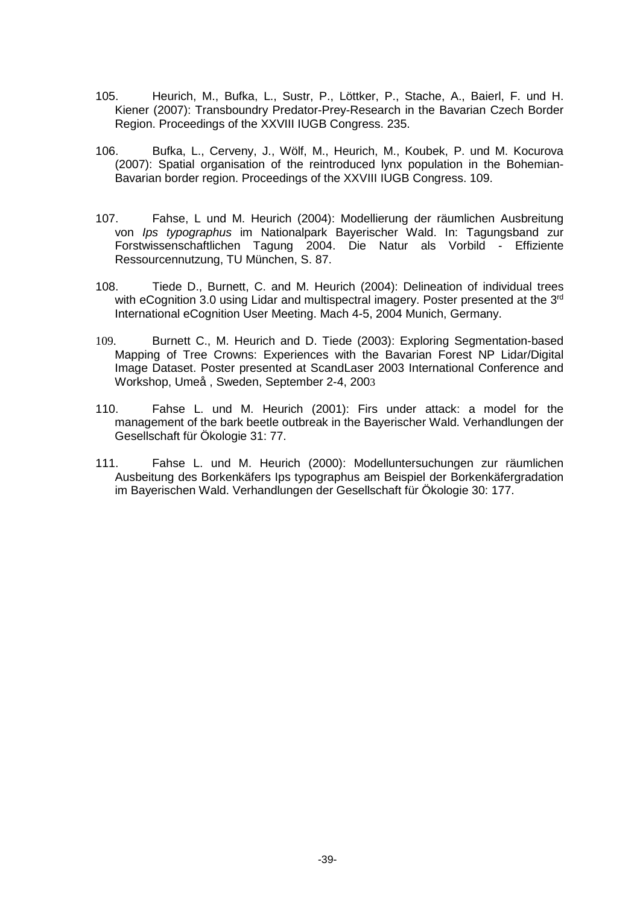105. Heurich, M., Bufka, L., Sustr, P., Löttker, P., Stache, A., Baierl, F. und H. Kiener (2007): Transboundry Predator-Prey-Research in the Bavarian Czech Border Region. Proceedings of the XXVIII IUGB Congress. 235.

106. Bufka, L., Cerveny, J., Wölf, M., Heurich, M., Koubek, P. und M. Kocurova (2007): Spatial organisation of the reintroduced lynx population in the Bohemian-Bavarian border region. Proceedings of the XXVIII IUGB Congress. 109.

107. Fahse, L und M. Heurich (2004): Modellierung der räumlichen Ausbreitung von *Ips typographus* im Nationalpark Bayerischer Wald. In: Tagungsband zur Forstwissenschaftlichen Tagung 2004. Die Natur als Vorbild - Effiziente Ressourcennutzung, TU München, S. 87.

108. Tiede D., Burnett, C. and M. Heurich (2004): Delineation of individual trees with eCognition 3.0 using Lidar and multispectral imagery. Poster presented at the 3rd International eCognition User Meeting. Mach 4-5, 2004 Munich, Germany.

109. Burnett C., M. Heurich and D. Tiede (2003): Exploring Segmentation-based Mapping of Tree Crowns: Experiences with the Bavarian Forest NP Lidar/Digital Image Dataset. Poster presented at ScandLaser 2003 International Conference and Workshop, Umeå , Sweden, September 2-4, 2003

110. Fahse L. und M. Heurich (2001): Firs under attack: a model for the management of the bark beetle outbreak in the Bayerischer Wald. Verhandlungen der Gesellschaft für Ökologie 31: 77.

111. Fahse L. und M. Heurich (2000): Modelluntersuchungen zur räumlichen Ausbeitung des Borkenkäfers Ips typographus am Beispiel der Borkenkäfergradation im Bayerischen Wald. Verhandlungen der Gesellschaft für Ökologie 30: 177.